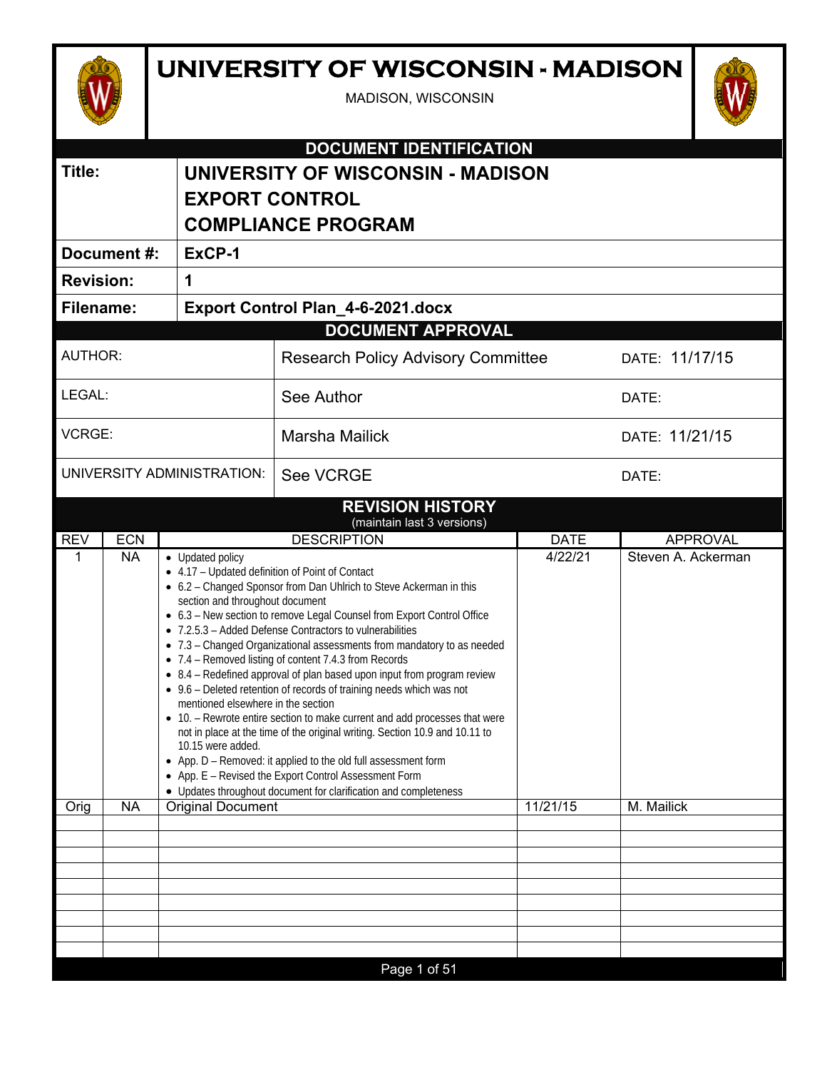# UNIVERSITY OF WISCONSIN - MADISON

MADISON, WISCONSIN

## DOCUMENT IDENTIFICATION

| | |
|---|---|
| **Title:** | **UNIVERSITY OF WISCONSIN - MADISON EXPORT CONTROL COMPLIANCE PROGRAM** |
| **Document #:** | **ExCP-1** |
| **Revision:** | **1** |
| **Filename:** | **Export Control Plan_4-6-2021.docx** |

## DOCUMENT APPROVAL

| | | |
|---|---|---|
| AUTHOR: | Research Policy Advisory Committee | DATE: 11/17/15 |
| LEGAL: | See Author | DATE: |
| VCRGE: | Marsha Mailick | DATE: 11/21/15 |
| UNIVERSITY ADMINISTRATION: | See VCRGE | DATE: |

## REVISION HISTORY

(maintain last 3 versions)

| REV | ECN | DESCRIPTION | DATE | APPROVAL |
|---|---|---|---|---|
| 1 | NA | • Updated policy<br>• 4.17 – Updated definition of Point of Contact<br>• 6.2 – Changed Sponsor from Dan Uhlrich to Steve Ackerman in this section and throughout document<br>• 6.3 – New section to remove Legal Counsel from Export Control Office<br>• 7.2.5.3 – Added Defense Contractors to vulnerabilities<br>• 7.3 – Changed Organizational assessments from mandatory to as needed<br>• 7.4 – Removed listing of content 7.4.3 from Records<br>• 8.4 – Redefined approval of plan based upon input from program review<br>• 9.6 – Deleted retention of records of training needs which was not mentioned elsewhere in the section<br>• 10. – Rewrote entire section to make current and add processes that were not in place at the time of the original writing. Section 10.9 and 10.11 to 10.15 were added.<br>• App. D – Removed: it applied to the old full assessment form<br>• App. E – Revised the Export Control Assessment Form<br>• Updates throughout document for clarification and completeness | 4/22/21 | Steven A. Ackerman |
| Orig | NA | Original Document | 11/21/15 | M. Mailick |
| | | | | |
| | | | | |
| | | | | |
| | | | | |
| | | | | |
| | | | | |
| | | | | |
| | | | | |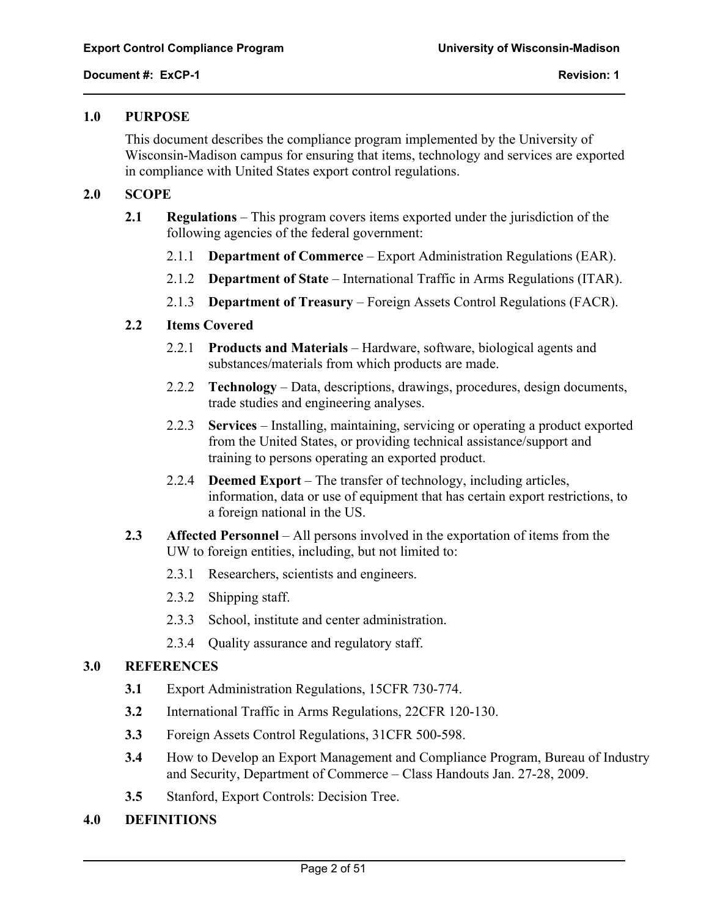## 1.0 PURPOSE

This document describes the compliance program implemented by the University of Wisconsin-Madison campus for ensuring that items, technology and services are exported in compliance with United States export control regulations.

## 2.0 SCOPE

**2.1 Regulations** – This program covers items exported under the jurisdiction of the following agencies of the federal government:

- 2.1.1 **Department of Commerce** – Export Administration Regulations (EAR).
- 2.1.2 **Department of State** – International Traffic in Arms Regulations (ITAR).
- 2.1.3 **Department of Treasury** – Foreign Assets Control Regulations (FACR).

**2.2 Items Covered**

- 2.2.1 **Products and Materials** – Hardware, software, biological agents and substances/materials from which products are made.
- 2.2.2 **Technology** – Data, descriptions, drawings, procedures, design documents, trade studies and engineering analyses.
- 2.2.3 **Services** – Installing, maintaining, servicing or operating a product exported from the United States, or providing technical assistance/support and training to persons operating an exported product.
- 2.2.4 **Deemed Export** – The transfer of technology, including articles, information, data or use of equipment that has certain export restrictions, to a foreign national in the US.

**2.3 Affected Personnel** – All persons involved in the exportation of items from the UW to foreign entities, including, but not limited to:

- 2.3.1 Researchers, scientists and engineers.
- 2.3.2 Shipping staff.
- 2.3.3 School, institute and center administration.
- 2.3.4 Quality assurance and regulatory staff.

## 3.0 REFERENCES

- **3.1** Export Administration Regulations, 15CFR 730-774.
- **3.2** International Traffic in Arms Regulations, 22CFR 120-130.
- **3.3** Foreign Assets Control Regulations, 31CFR 500-598.
- **3.4** How to Develop an Export Management and Compliance Program, Bureau of Industry and Security, Department of Commerce – Class Handouts Jan. 27-28, 2009.
- **3.5** Stanford, Export Controls: Decision Tree.

## 4.0 DEFINITIONS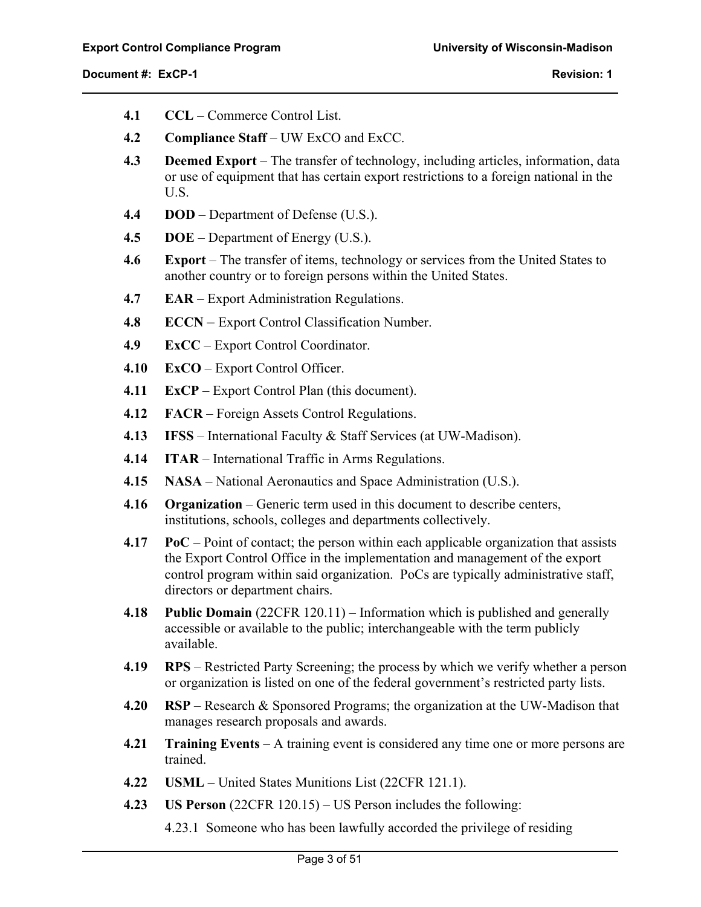**4.1** **CCL** – Commerce Control List.

**4.2** **Compliance Staff** – UW ExCO and ExCC.

**4.3** **Deemed Export** – The transfer of technology, including articles, information, data or use of equipment that has certain export restrictions to a foreign national in the U.S.

**4.4** **DOD** – Department of Defense (U.S.).

**4.5** **DOE** – Department of Energy (U.S.).

**4.6** **Export** – The transfer of items, technology or services from the United States to another country or to foreign persons within the United States.

**4.7** **EAR** – Export Administration Regulations.

**4.8** **ECCN** – Export Control Classification Number.

**4.9** **ExCC** – Export Control Coordinator.

**4.10** **ExCO** – Export Control Officer.

**4.11** **ExCP** – Export Control Plan (this document).

**4.12** **FACR** – Foreign Assets Control Regulations.

**4.13** **IFSS** – International Faculty & Staff Services (at UW-Madison).

**4.14** **ITAR** – International Traffic in Arms Regulations.

**4.15** **NASA** – National Aeronautics and Space Administration (U.S.).

**4.16** **Organization** – Generic term used in this document to describe centers, institutions, schools, colleges and departments collectively.

**4.17** **PoC** – Point of contact; the person within each applicable organization that assists the Export Control Office in the implementation and management of the export control program within said organization. PoCs are typically administrative staff, directors or department chairs.

**4.18** **Public Domain** (22CFR 120.11) – Information which is published and generally accessible or available to the public; interchangeable with the term publicly available.

**4.19** **RPS** – Restricted Party Screening; the process by which we verify whether a person or organization is listed on one of the federal government's restricted party lists.

**4.20** **RSP** – Research & Sponsored Programs; the organization at the UW-Madison that manages research proposals and awards.

**4.21** **Training Events** – A training event is considered any time one or more persons are trained.

**4.22** **USML** – United States Munitions List (22CFR 121.1).

**4.23** **US Person** (22CFR 120.15) – US Person includes the following:

4.23.1 Someone who has been lawfully accorded the privilege of residing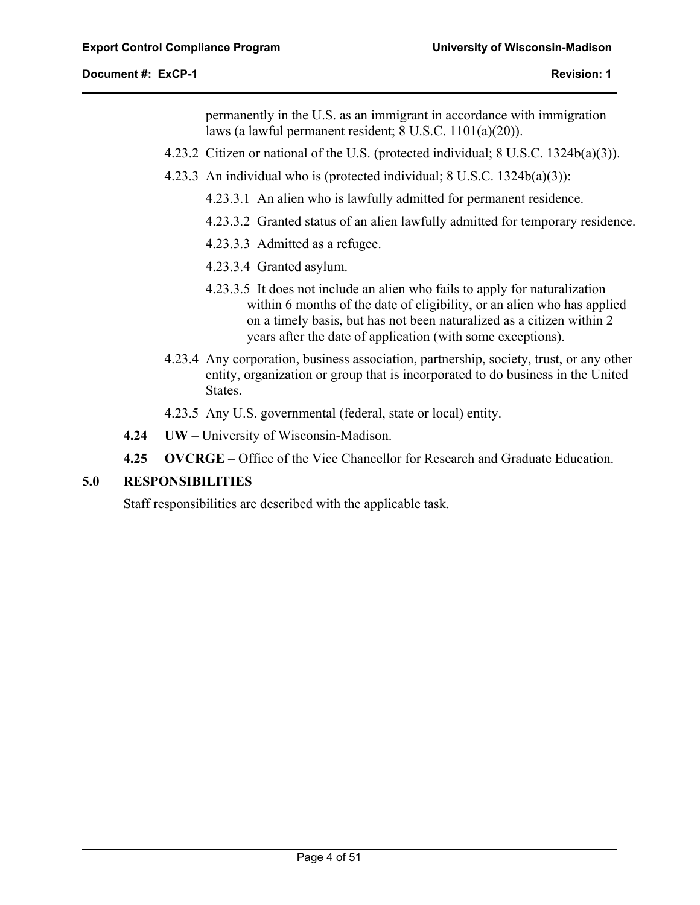permanently in the U.S. as an immigrant in accordance with immigration laws (a lawful permanent resident; 8 U.S.C. 1101(a)(20)).

4.23.2 Citizen or national of the U.S. (protected individual; 8 U.S.C. 1324b(a)(3)).

4.23.3 An individual who is (protected individual; 8 U.S.C. 1324b(a)(3)):

4.23.3.1 An alien who is lawfully admitted for permanent residence.

4.23.3.2 Granted status of an alien lawfully admitted for temporary residence.

4.23.3.3 Admitted as a refugee.

4.23.3.4 Granted asylum.

4.23.3.5 It does not include an alien who fails to apply for naturalization within 6 months of the date of eligibility, or an alien who has applied on a timely basis, but has not been naturalized as a citizen within 2 years after the date of application (with some exceptions).

4.23.4 Any corporation, business association, partnership, society, trust, or any other entity, organization or group that is incorporated to do business in the United States.

4.23.5 Any U.S. governmental (federal, state or local) entity.

**4.24 UW** – University of Wisconsin-Madison.

**4.25 OVCRGE** – Office of the Vice Chancellor for Research and Graduate Education.

## 5.0 RESPONSIBILITIES

Staff responsibilities are described with the applicable task.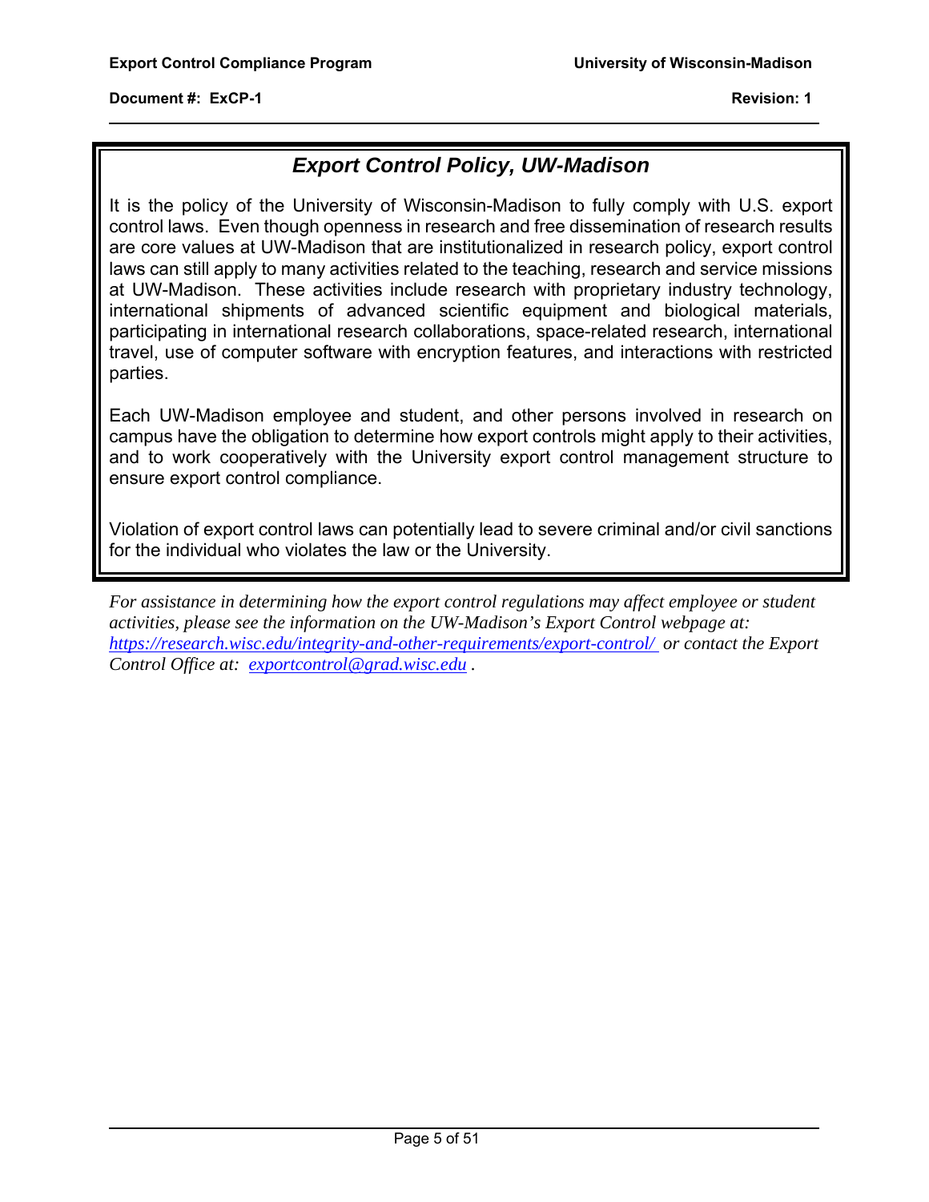## *Export Control Policy, UW-Madison*

It is the policy of the University of Wisconsin-Madison to fully comply with U.S. export control laws. Even though openness in research and free dissemination of research results are core values at UW-Madison that are institutionalized in research policy, export control laws can still apply to many activities related to the teaching, research and service missions at UW-Madison. These activities include research with proprietary industry technology, international shipments of advanced scientific equipment and biological materials, participating in international research collaborations, space-related research, international travel, use of computer software with encryption features, and interactions with restricted parties.

Each UW-Madison employee and student, and other persons involved in research on campus have the obligation to determine how export controls might apply to their activities, and to work cooperatively with the University export control management structure to ensure export control compliance.

Violation of export control laws can potentially lead to severe criminal and/or civil sanctions for the individual who violates the law or the University.

*For assistance in determining how the export control regulations may affect employee or student activities, please see the information on the UW-Madison's Export Control webpage at: https://research.wisc.edu/integrity-and-other-requirements/export-control/ or contact the Export Control Office at: exportcontrol@grad.wisc.edu .*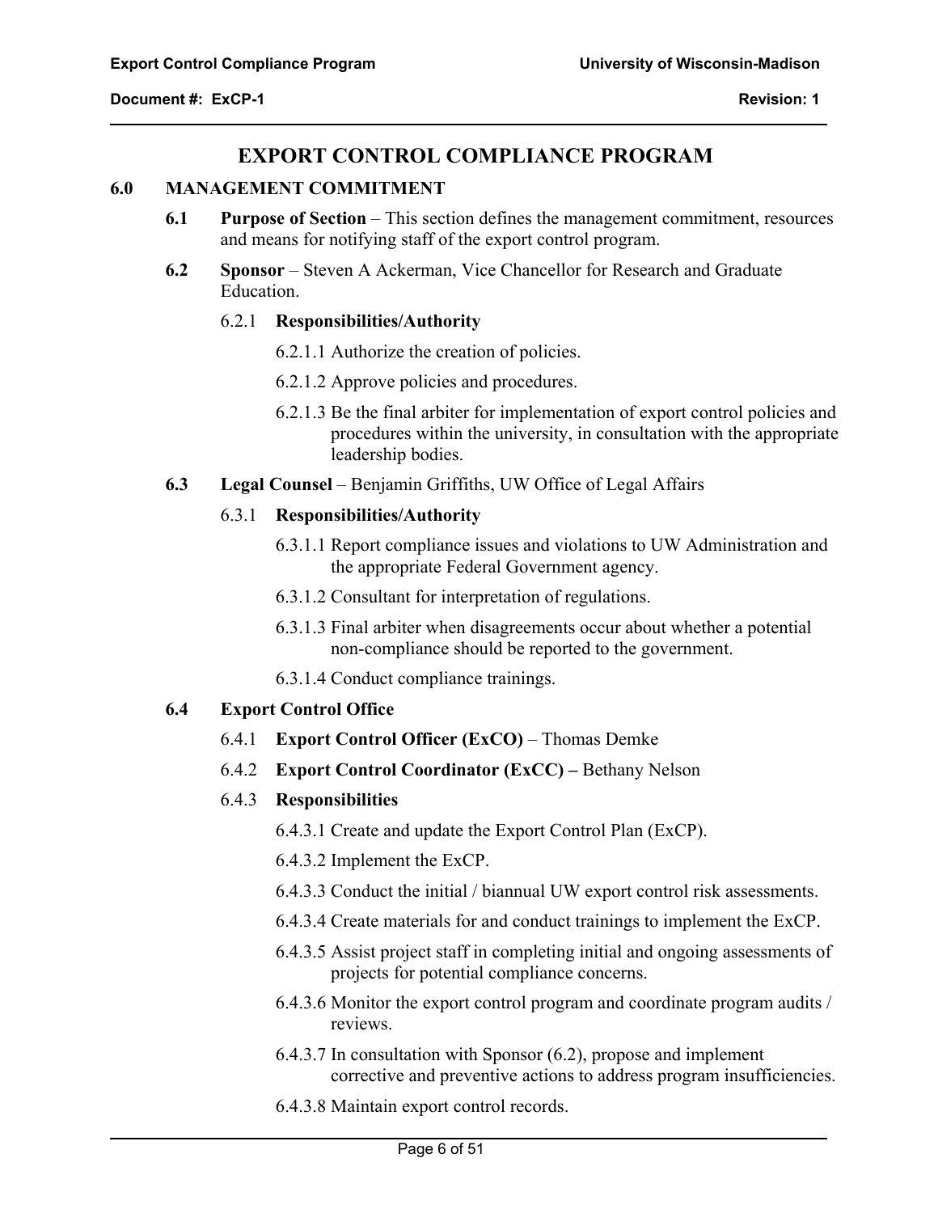# EXPORT CONTROL COMPLIANCE PROGRAM

## 6.0 MANAGEMENT COMMITMENT

**6.1 Purpose of Section** – This section defines the management commitment, resources and means for notifying staff of the export control program.

**6.2 Sponsor** – Steven A Ackerman, Vice Chancellor for Research and Graduate Education.

6.2.1 **Responsibilities/Authority**

6.2.1.1 Authorize the creation of policies.

6.2.1.2 Approve policies and procedures.

6.2.1.3 Be the final arbiter for implementation of export control policies and procedures within the university, in consultation with the appropriate leadership bodies.

**6.3 Legal Counsel** – Benjamin Griffiths, UW Office of Legal Affairs

6.3.1 **Responsibilities/Authority**

6.3.1.1 Report compliance issues and violations to UW Administration and the appropriate Federal Government agency.

6.3.1.2 Consultant for interpretation of regulations.

6.3.1.3 Final arbiter when disagreements occur about whether a potential non-compliance should be reported to the government.

6.3.1.4 Conduct compliance trainings.

**6.4 Export Control Office**

6.4.1 **Export Control Officer (ExCO)** – Thomas Demke

6.4.2 **Export Control Coordinator (ExCC) –** Bethany Nelson

6.4.3 **Responsibilities**

6.4.3.1 Create and update the Export Control Plan (ExCP).

6.4.3.2 Implement the ExCP.

6.4.3.3 Conduct the initial / biannual UW export control risk assessments.

6.4.3.4 Create materials for and conduct trainings to implement the ExCP.

6.4.3.5 Assist project staff in completing initial and ongoing assessments of projects for potential compliance concerns.

6.4.3.6 Monitor the export control program and coordinate program audits / reviews.

6.4.3.7 In consultation with Sponsor (6.2), propose and implement corrective and preventive actions to address program insufficiencies.

6.4.3.8 Maintain export control records.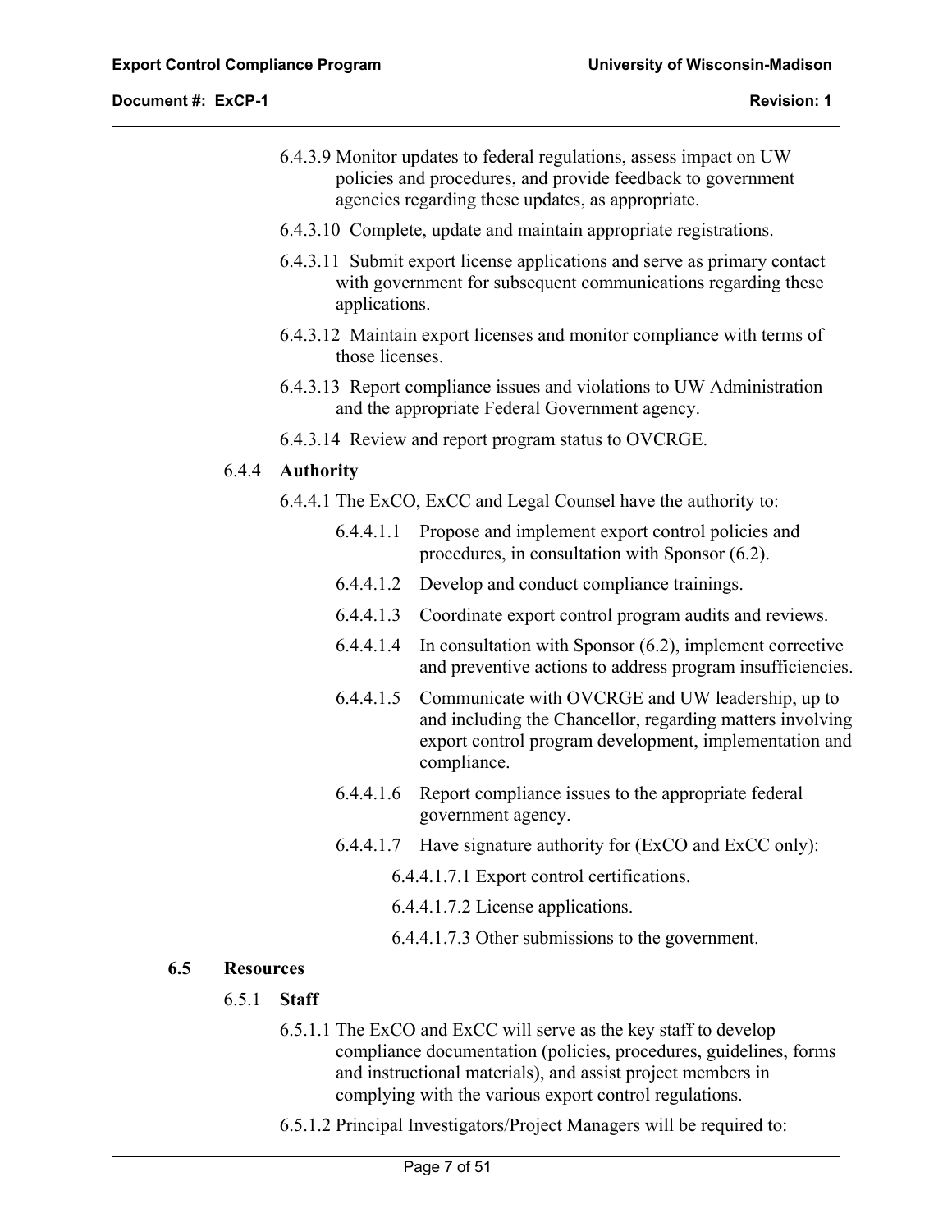6.4.3.9 Monitor updates to federal regulations, assess impact on UW policies and procedures, and provide feedback to government agencies regarding these updates, as appropriate.

6.4.3.10 Complete, update and maintain appropriate registrations.

6.4.3.11 Submit export license applications and serve as primary contact with government for subsequent communications regarding these applications.

6.4.3.12 Maintain export licenses and monitor compliance with terms of those licenses.

6.4.3.13 Report compliance issues and violations to UW Administration and the appropriate Federal Government agency.

6.4.3.14 Review and report program status to OVCRGE.

#### 6.4.4 Authority

6.4.4.1 The ExCO, ExCC and Legal Counsel have the authority to:

6.4.4.1.1 Propose and implement export control policies and procedures, in consultation with Sponsor (6.2).

6.4.4.1.2 Develop and conduct compliance trainings.

6.4.4.1.3 Coordinate export control program audits and reviews.

6.4.4.1.4 In consultation with Sponsor (6.2), implement corrective and preventive actions to address program insufficiencies.

6.4.4.1.5 Communicate with OVCRGE and UW leadership, up to and including the Chancellor, regarding matters involving export control program development, implementation and compliance.

6.4.4.1.6 Report compliance issues to the appropriate federal government agency.

6.4.4.1.7 Have signature authority for (ExCO and ExCC only):

6.4.4.1.7.1 Export control certifications.

6.4.4.1.7.2 License applications.

6.4.4.1.7.3 Other submissions to the government.

### 6.5 Resources

#### 6.5.1 Staff

6.5.1.1 The ExCO and ExCC will serve as the key staff to develop compliance documentation (policies, procedures, guidelines, forms and instructional materials), and assist project members in complying with the various export control regulations.

6.5.1.2 Principal Investigators/Project Managers will be required to: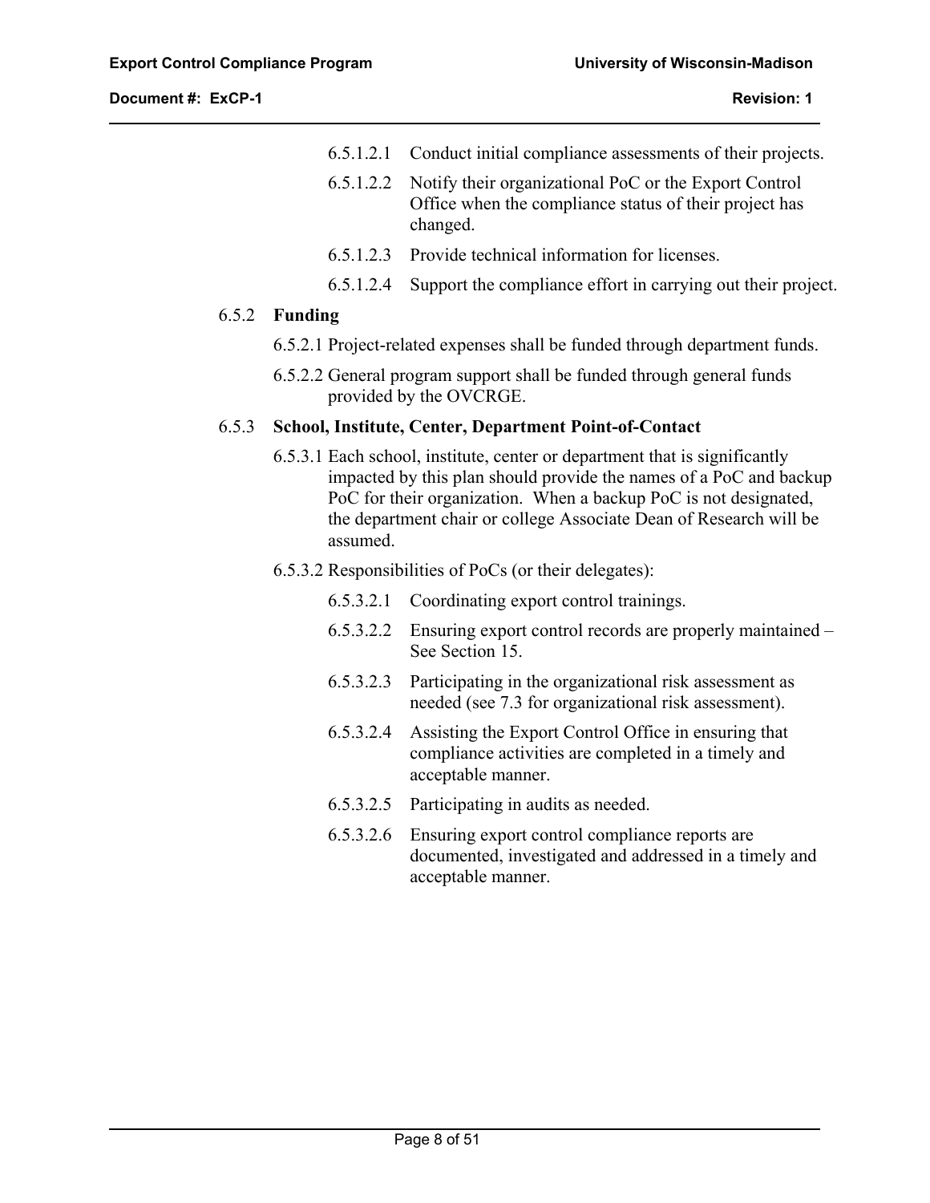6.5.1.2.1 Conduct initial compliance assessments of their projects.

6.5.1.2.2 Notify their organizational PoC or the Export Control Office when the compliance status of their project has changed.

6.5.1.2.3 Provide technical information for licenses.

6.5.1.2.4 Support the compliance effort in carrying out their project.

### 6.5.2 **Funding**

6.5.2.1 Project-related expenses shall be funded through department funds.

6.5.2.2 General program support shall be funded through general funds provided by the OVCRGE.

### 6.5.3 **School, Institute, Center, Department Point-of-Contact**

6.5.3.1 Each school, institute, center or department that is significantly impacted by this plan should provide the names of a PoC and backup PoC for their organization. When a backup PoC is not designated, the department chair or college Associate Dean of Research will be assumed.

6.5.3.2 Responsibilities of PoCs (or their delegates):

6.5.3.2.1 Coordinating export control trainings.

6.5.3.2.2 Ensuring export control records are properly maintained – See Section 15.

6.5.3.2.3 Participating in the organizational risk assessment as needed (see 7.3 for organizational risk assessment).

6.5.3.2.4 Assisting the Export Control Office in ensuring that compliance activities are completed in a timely and acceptable manner.

6.5.3.2.5 Participating in audits as needed.

6.5.3.2.6 Ensuring export control compliance reports are documented, investigated and addressed in a timely and acceptable manner.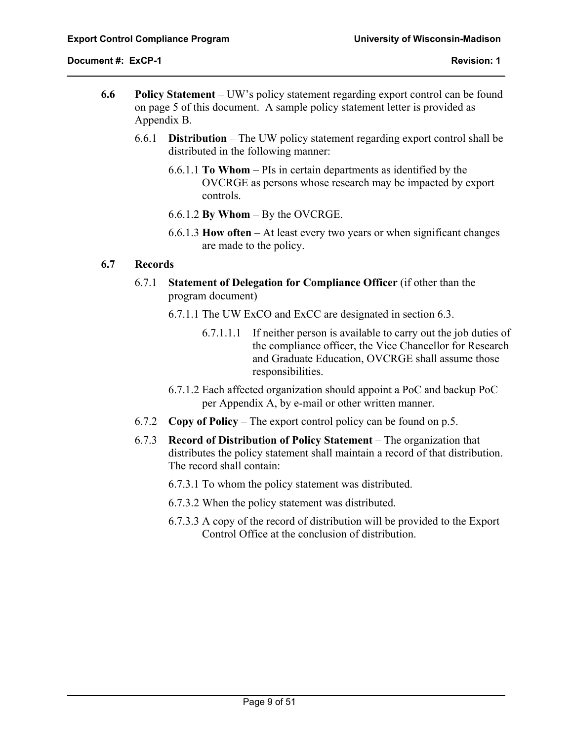**6.6 Policy Statement** – UW's policy statement regarding export control can be found on page 5 of this document. A sample policy statement letter is provided as Appendix B.

6.6.1 **Distribution** – The UW policy statement regarding export control shall be distributed in the following manner:

6.6.1.1 **To Whom** – PIs in certain departments as identified by the OVCRGE as persons whose research may be impacted by export controls.

6.6.1.2 **By Whom** – By the OVCRGE.

6.6.1.3 **How often** – At least every two years or when significant changes are made to the policy.

**6.7 Records**

6.7.1 **Statement of Delegation for Compliance Officer** (if other than the program document)

6.7.1.1 The UW ExCO and ExCC are designated in section 6.3.

6.7.1.1.1 If neither person is available to carry out the job duties of the compliance officer, the Vice Chancellor for Research and Graduate Education, OVCRGE shall assume those responsibilities.

6.7.1.2 Each affected organization should appoint a PoC and backup PoC per Appendix A, by e-mail or other written manner.

6.7.2 **Copy of Policy** – The export control policy can be found on p.5.

6.7.3 **Record of Distribution of Policy Statement** – The organization that distributes the policy statement shall maintain a record of that distribution. The record shall contain:

6.7.3.1 To whom the policy statement was distributed.

6.7.3.2 When the policy statement was distributed.

6.7.3.3 A copy of the record of distribution will be provided to the Export Control Office at the conclusion of distribution.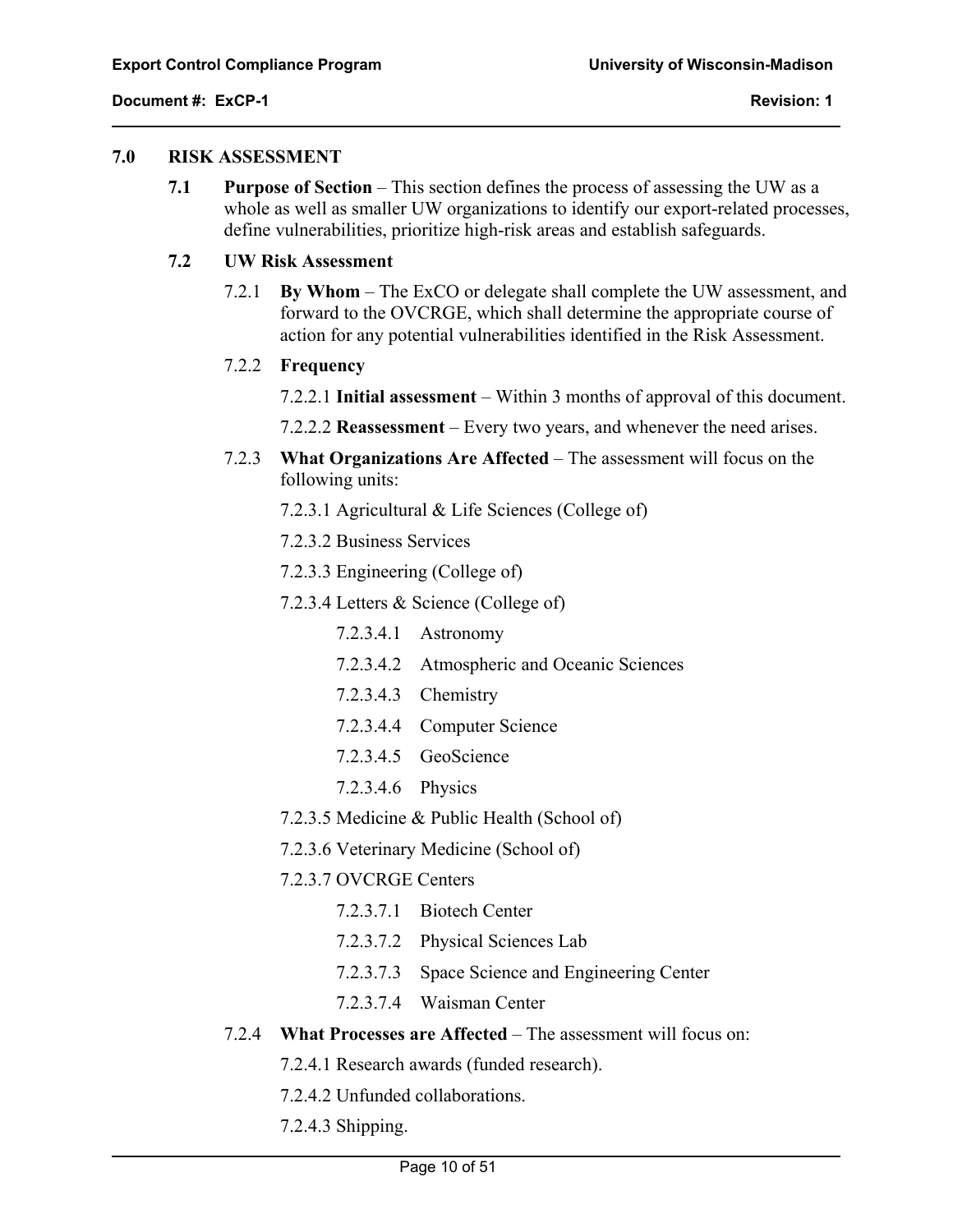## 7.0 RISK ASSESSMENT

**7.1 Purpose of Section** – This section defines the process of assessing the UW as a whole as well as smaller UW organizations to identify our export-related processes, define vulnerabilities, prioritize high-risk areas and establish safeguards.

### 7.2 UW Risk Assessment

7.2.1 **By Whom** – The ExCO or delegate shall complete the UW assessment, and forward to the OVCRGE, which shall determine the appropriate course of action for any potential vulnerabilities identified in the Risk Assessment.

7.2.2 **Frequency**

7.2.2.1 **Initial assessment** – Within 3 months of approval of this document.

7.2.2.2 **Reassessment** – Every two years, and whenever the need arises.

7.2.3 **What Organizations Are Affected** – The assessment will focus on the following units:

7.2.3.1 Agricultural & Life Sciences (College of)

7.2.3.2 Business Services

7.2.3.3 Engineering (College of)

7.2.3.4 Letters & Science (College of)

- 7.2.3.4.1 Astronomy
- 7.2.3.4.2 Atmospheric and Oceanic Sciences
- 7.2.3.4.3 Chemistry
- 7.2.3.4.4 Computer Science
- 7.2.3.4.5 GeoScience
- 7.2.3.4.6 Physics

7.2.3.5 Medicine & Public Health (School of)

7.2.3.6 Veterinary Medicine (School of)

7.2.3.7 OVCRGE Centers

- 7.2.3.7.1 Biotech Center
- 7.2.3.7.2 Physical Sciences Lab
- 7.2.3.7.3 Space Science and Engineering Center
- 7.2.3.7.4 Waisman Center

7.2.4 **What Processes are Affected** – The assessment will focus on:

7.2.4.1 Research awards (funded research).

7.2.4.2 Unfunded collaborations.

7.2.4.3 Shipping.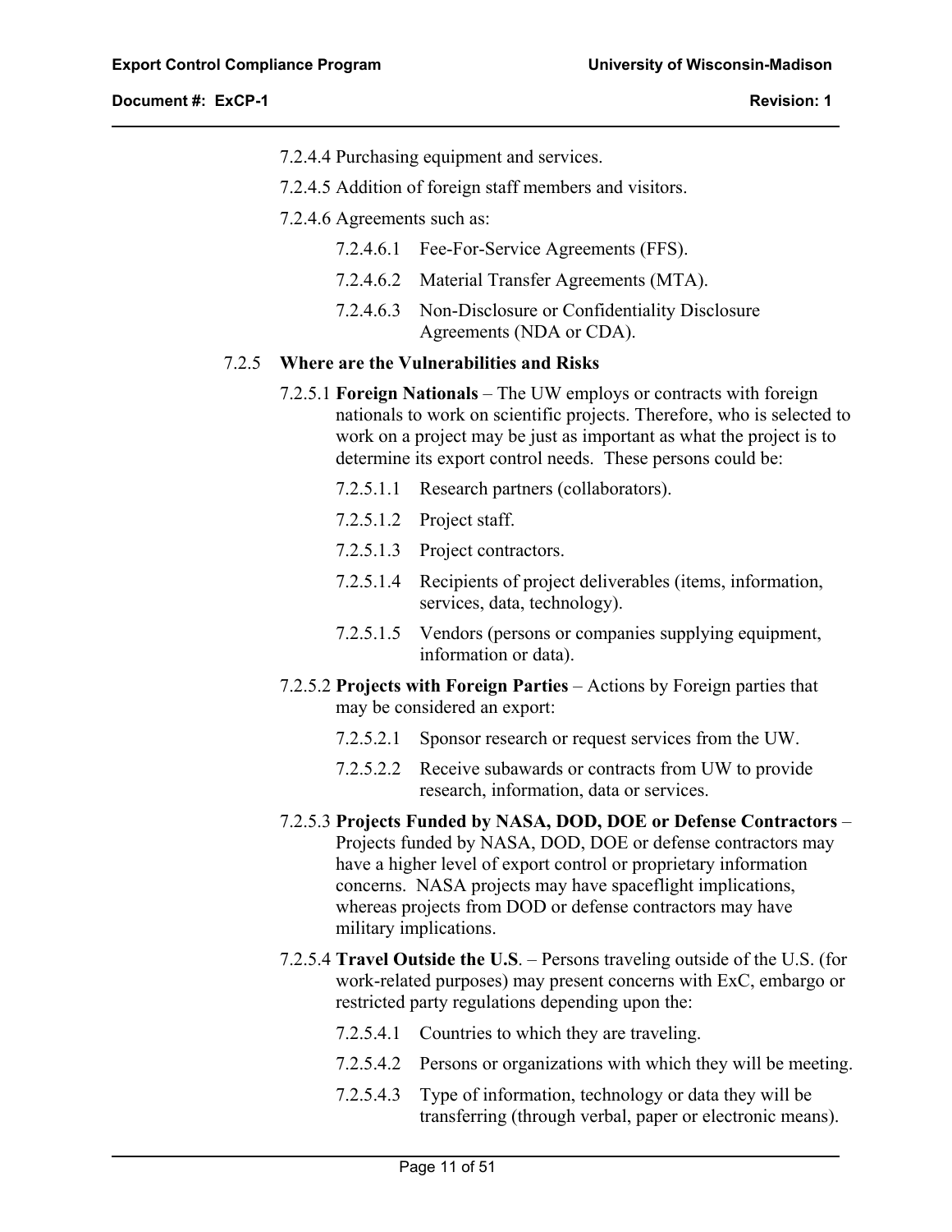7.2.4.4 Purchasing equipment and services.

7.2.4.5 Addition of foreign staff members and visitors.

7.2.4.6 Agreements such as:

- 7.2.4.6.1 Fee-For-Service Agreements (FFS).
- 7.2.4.6.2 Material Transfer Agreements (MTA).
- 7.2.4.6.3 Non-Disclosure or Confidentiality Disclosure Agreements (NDA or CDA).

### 7.2.5 Where are the Vulnerabilities and Risks

7.2.5.1 **Foreign Nationals** – The UW employs or contracts with foreign nationals to work on scientific projects. Therefore, who is selected to work on a project may be just as important as what the project is to determine its export control needs. These persons could be:

- 7.2.5.1.1 Research partners (collaborators).
- 7.2.5.1.2 Project staff.
- 7.2.5.1.3 Project contractors.
- 7.2.5.1.4 Recipients of project deliverables (items, information, services, data, technology).
- 7.2.5.1.5 Vendors (persons or companies supplying equipment, information or data).

7.2.5.2 **Projects with Foreign Parties** – Actions by Foreign parties that may be considered an export:

- 7.2.5.2.1 Sponsor research or request services from the UW.
- 7.2.5.2.2 Receive subawards or contracts from UW to provide research, information, data or services.

7.2.5.3 **Projects Funded by NASA, DOD, DOE or Defense Contractors** – Projects funded by NASA, DOD, DOE or defense contractors may have a higher level of export control or proprietary information concerns. NASA projects may have spaceflight implications, whereas projects from DOD or defense contractors may have military implications.

7.2.5.4 **Travel Outside the U.S**. – Persons traveling outside of the U.S. (for work-related purposes) may present concerns with ExC, embargo or restricted party regulations depending upon the:

- 7.2.5.4.1 Countries to which they are traveling.
- 7.2.5.4.2 Persons or organizations with which they will be meeting.
- 7.2.5.4.3 Type of information, technology or data they will be transferring (through verbal, paper or electronic means).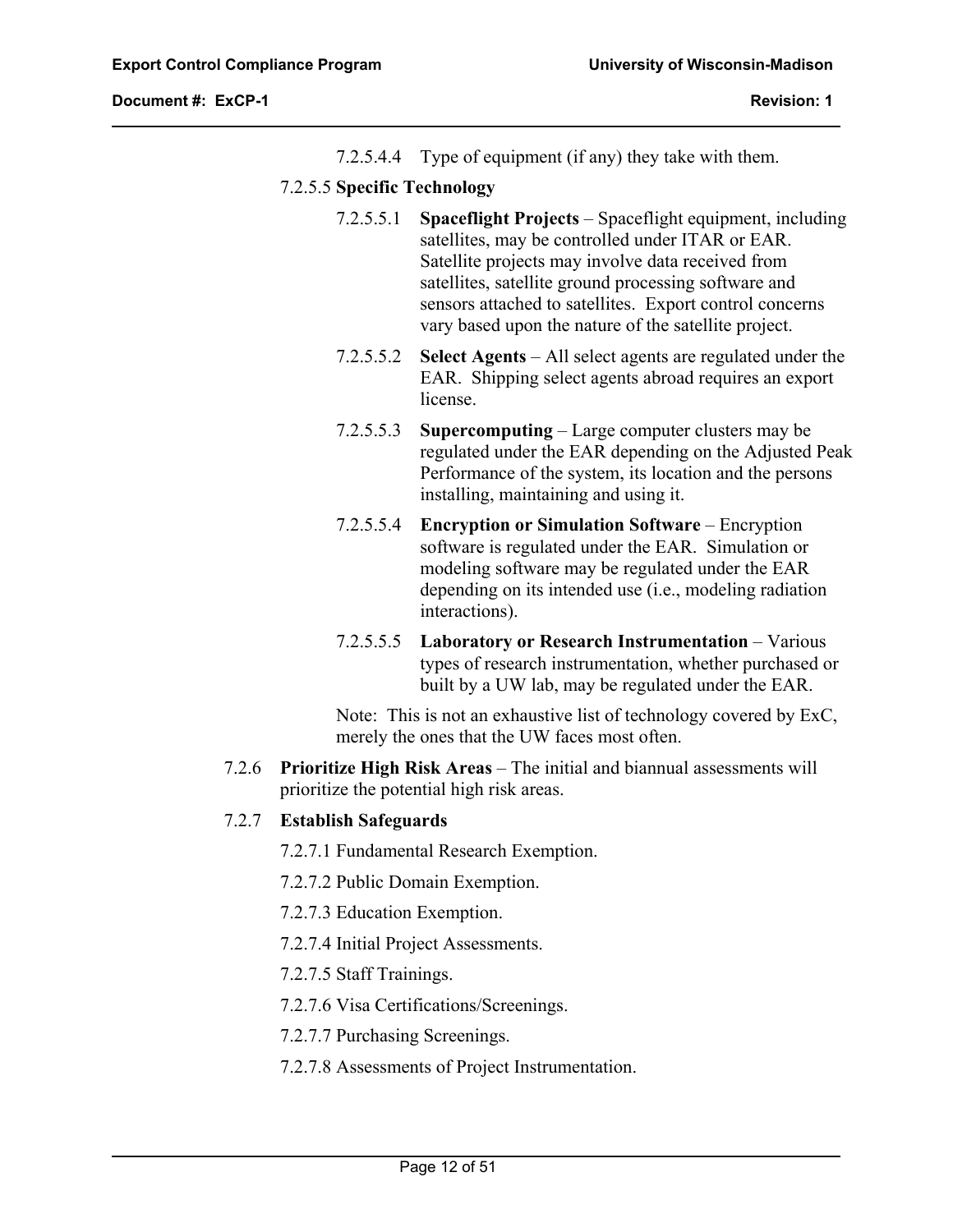7.2.5.4.4 Type of equipment (if any) they take with them.

7.2.5.5 **Specific Technology**

7.2.5.5.1 **Spaceflight Projects** – Spaceflight equipment, including satellites, may be controlled under ITAR or EAR. Satellite projects may involve data received from satellites, satellite ground processing software and sensors attached to satellites. Export control concerns vary based upon the nature of the satellite project.

7.2.5.5.2 **Select Agents** – All select agents are regulated under the EAR. Shipping select agents abroad requires an export license.

7.2.5.5.3 **Supercomputing** – Large computer clusters may be regulated under the EAR depending on the Adjusted Peak Performance of the system, its location and the persons installing, maintaining and using it.

7.2.5.5.4 **Encryption or Simulation Software** – Encryption software is regulated under the EAR. Simulation or modeling software may be regulated under the EAR depending on its intended use (i.e., modeling radiation interactions).

7.2.5.5.5 **Laboratory or Research Instrumentation** – Various types of research instrumentation, whether purchased or built by a UW lab, may be regulated under the EAR.

Note: This is not an exhaustive list of technology covered by ExC, merely the ones that the UW faces most often.

7.2.6 **Prioritize High Risk Areas** – The initial and biannual assessments will prioritize the potential high risk areas.

7.2.7 **Establish Safeguards**

7.2.7.1 Fundamental Research Exemption.

7.2.7.2 Public Domain Exemption.

7.2.7.3 Education Exemption.

7.2.7.4 Initial Project Assessments.

7.2.7.5 Staff Trainings.

7.2.7.6 Visa Certifications/Screenings.

7.2.7.7 Purchasing Screenings.

7.2.7.8 Assessments of Project Instrumentation.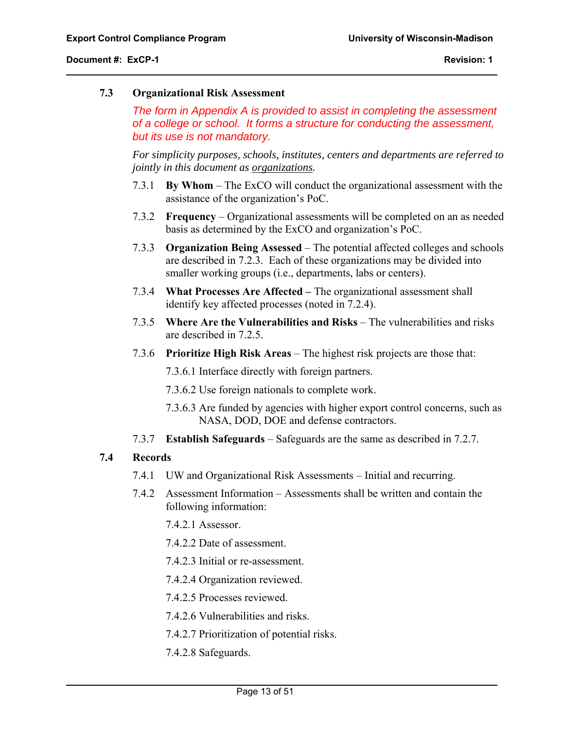### 7.3 Organizational Risk Assessment

*The form in Appendix A is provided to assist in completing the assessment of a college or school. It forms a structure for conducting the assessment, but its use is not mandatory.*

*For simplicity purposes, schools, institutes, centers and departments are referred to jointly in this document as organizations.*

7.3.1 **By Whom** – The ExCO will conduct the organizational assessment with the assistance of the organization's PoC.

7.3.2 **Frequency** – Organizational assessments will be completed on an as needed basis as determined by the ExCO and organization's PoC.

7.3.3 **Organization Being Assessed** – The potential affected colleges and schools are described in 7.2.3. Each of these organizations may be divided into smaller working groups (i.e., departments, labs or centers).

7.3.4 **What Processes Are Affected –** The organizational assessment shall identify key affected processes (noted in 7.2.4).

7.3.5 **Where Are the Vulnerabilities and Risks** – The vulnerabilities and risks are described in 7.2.5.

7.3.6 **Prioritize High Risk Areas** – The highest risk projects are those that:

7.3.6.1 Interface directly with foreign partners.

7.3.6.2 Use foreign nationals to complete work.

7.3.6.3 Are funded by agencies with higher export control concerns, such as NASA, DOD, DOE and defense contractors.

7.3.7 **Establish Safeguards** – Safeguards are the same as described in 7.2.7.

### 7.4 Records

7.4.1 UW and Organizational Risk Assessments – Initial and recurring.

7.4.2 Assessment Information – Assessments shall be written and contain the following information:

7.4.2.1 Assessor.

7.4.2.2 Date of assessment.

7.4.2.3 Initial or re-assessment.

7.4.2.4 Organization reviewed.

7.4.2.5 Processes reviewed.

7.4.2.6 Vulnerabilities and risks.

7.4.2.7 Prioritization of potential risks.

7.4.2.8 Safeguards.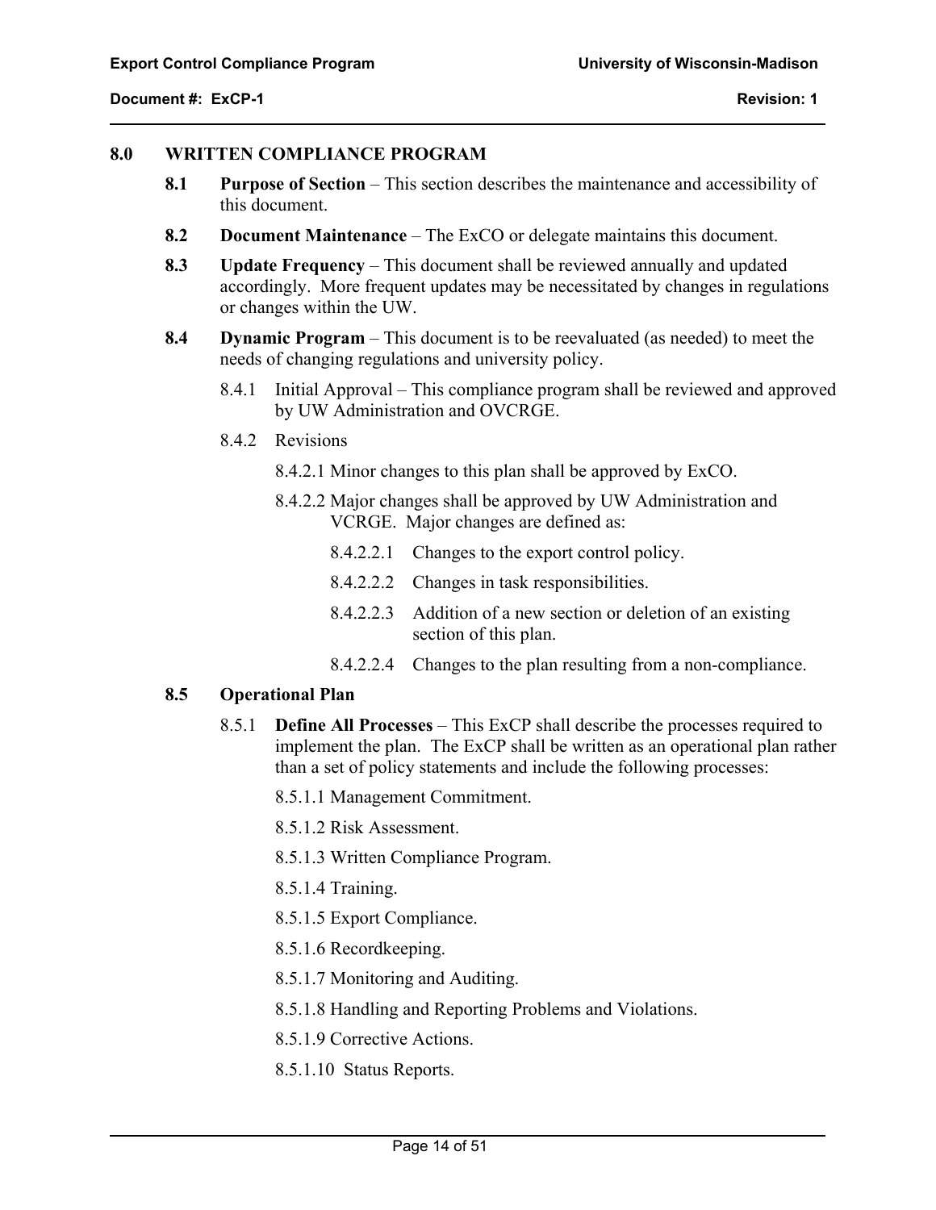## 8.0 WRITTEN COMPLIANCE PROGRAM

**8.1 Purpose of Section** – This section describes the maintenance and accessibility of this document.

**8.2 Document Maintenance** – The ExCO or delegate maintains this document.

**8.3 Update Frequency** – This document shall be reviewed annually and updated accordingly. More frequent updates may be necessitated by changes in regulations or changes within the UW.

**8.4 Dynamic Program** – This document is to be reevaluated (as needed) to meet the needs of changing regulations and university policy.

8.4.1 Initial Approval – This compliance program shall be reviewed and approved by UW Administration and OVCRGE.

8.4.2 Revisions

8.4.2.1 Minor changes to this plan shall be approved by ExCO.

8.4.2.2 Major changes shall be approved by UW Administration and VCRGE. Major changes are defined as:

8.4.2.2.1 Changes to the export control policy.

8.4.2.2.2 Changes in task responsibilities.

8.4.2.2.3 Addition of a new section or deletion of an existing section of this plan.

8.4.2.2.4 Changes to the plan resulting from a non-compliance.

**8.5 Operational Plan**

8.5.1 **Define All Processes** – This ExCP shall describe the processes required to implement the plan. The ExCP shall be written as an operational plan rather than a set of policy statements and include the following processes:

8.5.1.1 Management Commitment.

8.5.1.2 Risk Assessment.

8.5.1.3 Written Compliance Program.

8.5.1.4 Training.

8.5.1.5 Export Compliance.

8.5.1.6 Recordkeeping.

8.5.1.7 Monitoring and Auditing.

8.5.1.8 Handling and Reporting Problems and Violations.

8.5.1.9 Corrective Actions.

8.5.1.10 Status Reports.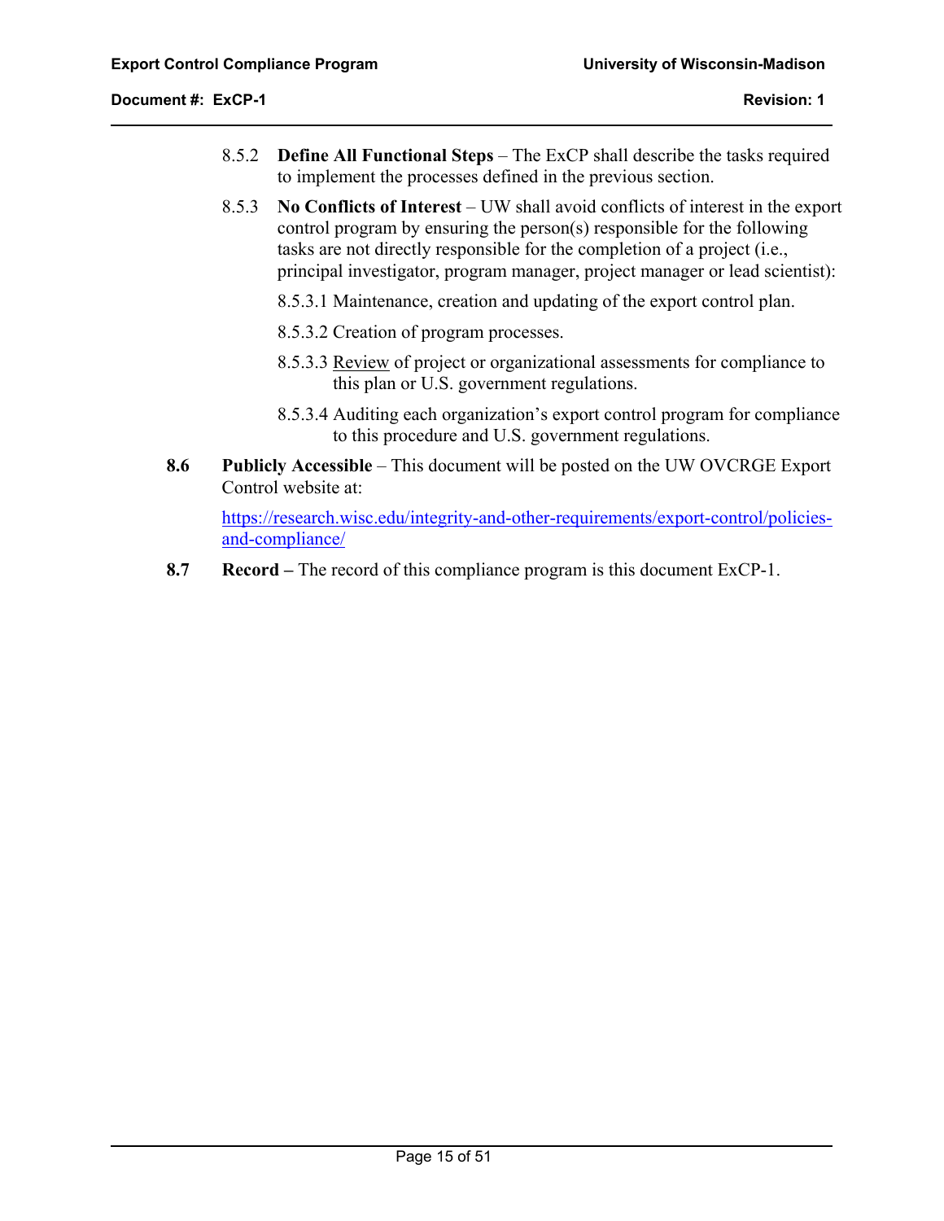8.5.2 **Define All Functional Steps** – The ExCP shall describe the tasks required to implement the processes defined in the previous section.

8.5.3 **No Conflicts of Interest** – UW shall avoid conflicts of interest in the export control program by ensuring the person(s) responsible for the following tasks are not directly responsible for the completion of a project (i.e., principal investigator, program manager, project manager or lead scientist):

8.5.3.1 Maintenance, creation and updating of the export control plan.

8.5.3.2 Creation of program processes.

8.5.3.3 Review of project or organizational assessments for compliance to this plan or U.S. government regulations.

8.5.3.4 Auditing each organization's export control program for compliance to this procedure and U.S. government regulations.

**8.6 Publicly Accessible** – This document will be posted on the UW OVCRGE Export Control website at:

https://research.wisc.edu/integrity-and-other-requirements/export-control/policies-and-compliance/

**8.7 Record –** The record of this compliance program is this document ExCP-1.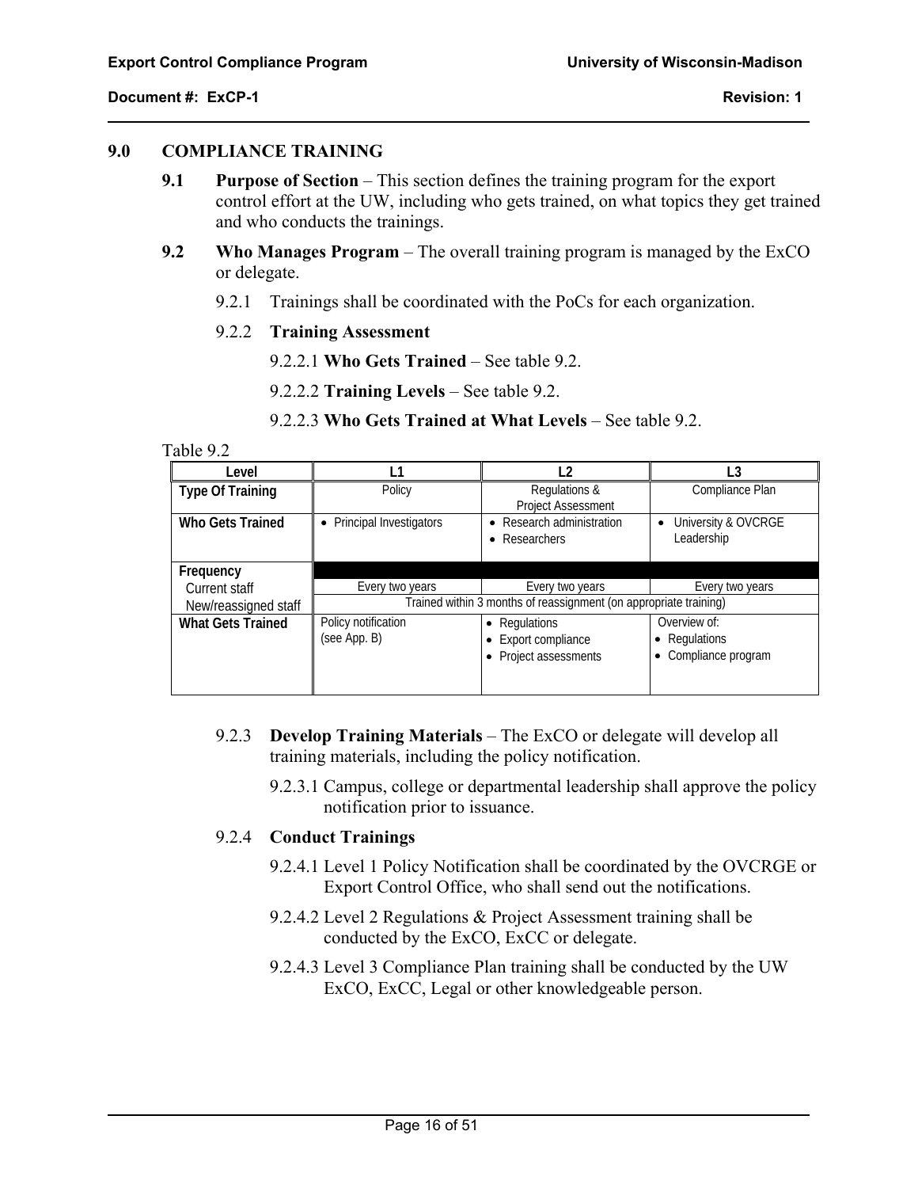## 9.0 COMPLIANCE TRAINING

**9.1 Purpose of Section** – This section defines the training program for the export control effort at the UW, including who gets trained, on what topics they get trained and who conducts the trainings.

**9.2 Who Manages Program** – The overall training program is managed by the ExCO or delegate.

9.2.1 Trainings shall be coordinated with the PoCs for each organization.

9.2.2 **Training Assessment**

9.2.2.1 **Who Gets Trained** – See table 9.2.

9.2.2.2 **Training Levels** – See table 9.2.

9.2.2.3 **Who Gets Trained at What Levels** – See table 9.2.

Table 9.2

| Level | L1 | L2 | L3 |
|---|---|---|---|
| **Type Of Training** | Policy | Regulations & Project Assessment | Compliance Plan |
| **Who Gets Trained** | • Principal Investigators | • Research administration<br>• Researchers | • University & OVCRGE Leadership |
| **Frequency** | | | |
| Current staff | Every two years | Every two years | Every two years |
| New/reassigned staff | Trained within 3 months of reassignment (on appropriate training) | | |
| **What Gets Trained** | Policy notification (see App. B) | • Regulations<br>• Export compliance<br>• Project assessments | Overview of:<br>• Regulations<br>• Compliance program |

9.2.3 **Develop Training Materials** – The ExCO or delegate will develop all training materials, including the policy notification.

9.2.3.1 Campus, college or departmental leadership shall approve the policy notification prior to issuance.

9.2.4 **Conduct Trainings**

9.2.4.1 Level 1 Policy Notification shall be coordinated by the OVCRGE or Export Control Office, who shall send out the notifications.

9.2.4.2 Level 2 Regulations & Project Assessment training shall be conducted by the ExCO, ExCC or delegate.

9.2.4.3 Level 3 Compliance Plan training shall be conducted by the UW ExCO, ExCC, Legal or other knowledgeable person.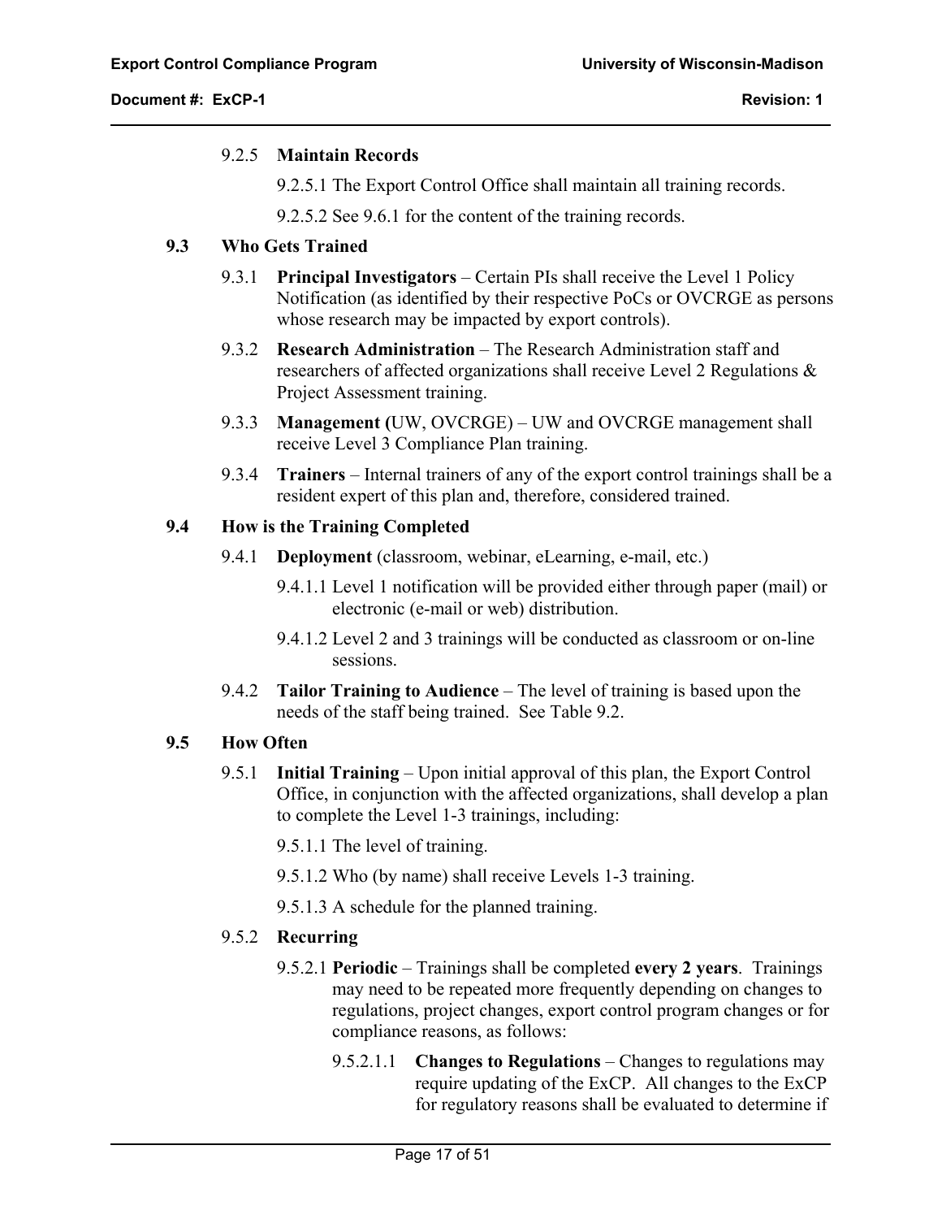9.2.5 **Maintain Records**

9.2.5.1 The Export Control Office shall maintain all training records.

9.2.5.2 See 9.6.1 for the content of the training records.

### 9.3 Who Gets Trained

9.3.1 **Principal Investigators** – Certain PIs shall receive the Level 1 Policy Notification (as identified by their respective PoCs or OVCRGE as persons whose research may be impacted by export controls).

9.3.2 **Research Administration** – The Research Administration staff and researchers of affected organizations shall receive Level 2 Regulations & Project Assessment training.

9.3.3 **Management (**UW, OVCRGE) – UW and OVCRGE management shall receive Level 3 Compliance Plan training.

9.3.4 **Trainers** – Internal trainers of any of the export control trainings shall be a resident expert of this plan and, therefore, considered trained.

### 9.4 How is the Training Completed

9.4.1 **Deployment** (classroom, webinar, eLearning, e-mail, etc.)

9.4.1.1 Level 1 notification will be provided either through paper (mail) or electronic (e-mail or web) distribution.

9.4.1.2 Level 2 and 3 trainings will be conducted as classroom or on-line sessions.

9.4.2 **Tailor Training to Audience** – The level of training is based upon the needs of the staff being trained. See Table 9.2.

### 9.5 How Often

9.5.1 **Initial Training** – Upon initial approval of this plan, the Export Control Office, in conjunction with the affected organizations, shall develop a plan to complete the Level 1-3 trainings, including:

9.5.1.1 The level of training.

9.5.1.2 Who (by name) shall receive Levels 1-3 training.

9.5.1.3 A schedule for the planned training.

9.5.2 **Recurring**

9.5.2.1 **Periodic** – Trainings shall be completed **every 2 years**. Trainings may need to be repeated more frequently depending on changes to regulations, project changes, export control program changes or for compliance reasons, as follows:

9.5.2.1.1 **Changes to Regulations** – Changes to regulations may require updating of the ExCP. All changes to the ExCP for regulatory reasons shall be evaluated to determine if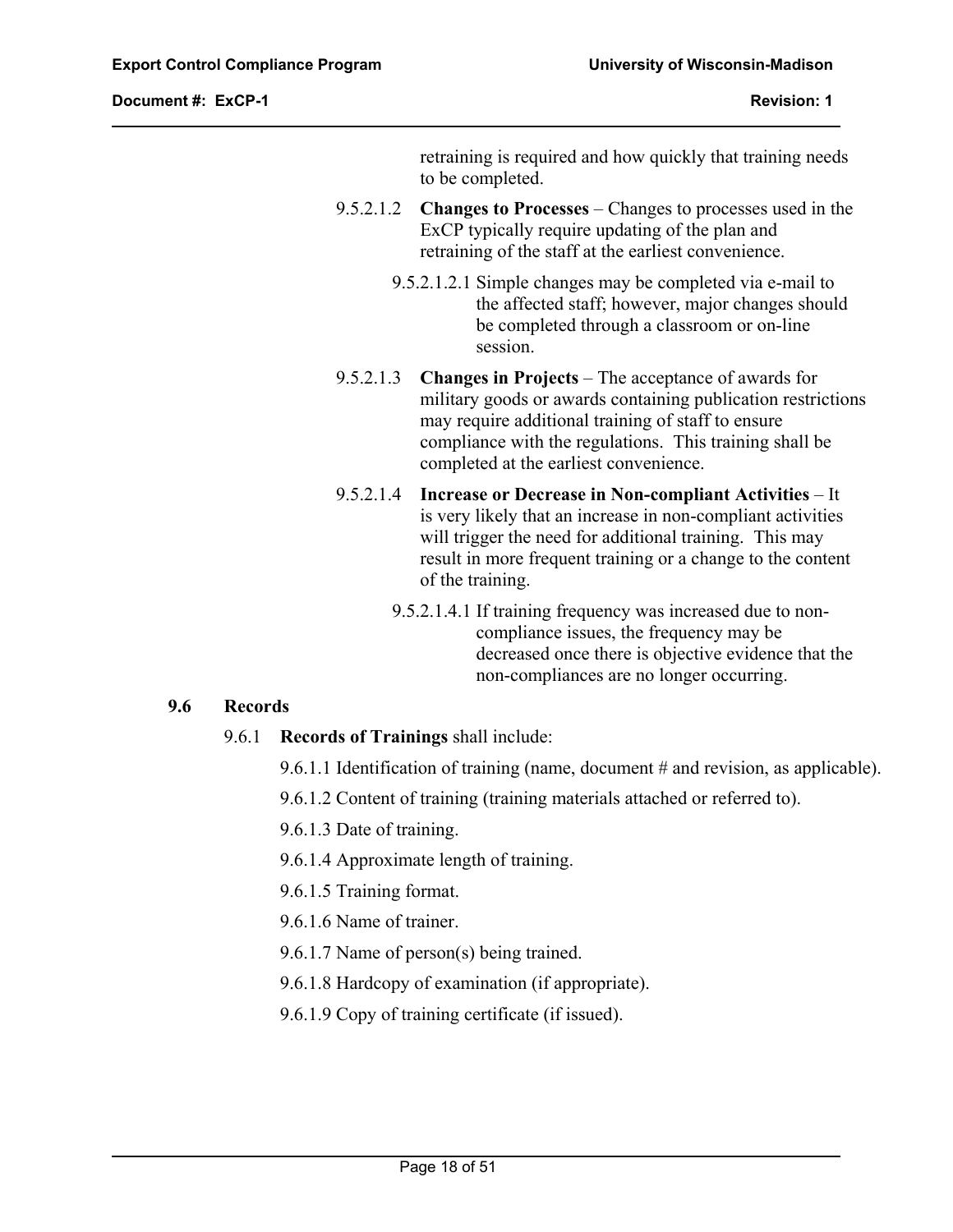retraining is required and how quickly that training needs to be completed.

9.5.2.1.2 **Changes to Processes** – Changes to processes used in the ExCP typically require updating of the plan and retraining of the staff at the earliest convenience.

9.5.2.1.2.1 Simple changes may be completed via e-mail to the affected staff; however, major changes should be completed through a classroom or on-line session.

9.5.2.1.3 **Changes in Projects** – The acceptance of awards for military goods or awards containing publication restrictions may require additional training of staff to ensure compliance with the regulations. This training shall be completed at the earliest convenience.

9.5.2.1.4 **Increase or Decrease in Non-compliant Activities** – It is very likely that an increase in non-compliant activities will trigger the need for additional training. This may result in more frequent training or a change to the content of the training.

9.5.2.1.4.1 If training frequency was increased due to non-compliance issues, the frequency may be decreased once there is objective evidence that the non-compliances are no longer occurring.

## 9.6 Records

9.6.1 **Records of Trainings** shall include:

9.6.1.1 Identification of training (name, document # and revision, as applicable).

9.6.1.2 Content of training (training materials attached or referred to).

9.6.1.3 Date of training.

9.6.1.4 Approximate length of training.

9.6.1.5 Training format.

9.6.1.6 Name of trainer.

9.6.1.7 Name of person(s) being trained.

9.6.1.8 Hardcopy of examination (if appropriate).

9.6.1.9 Copy of training certificate (if issued).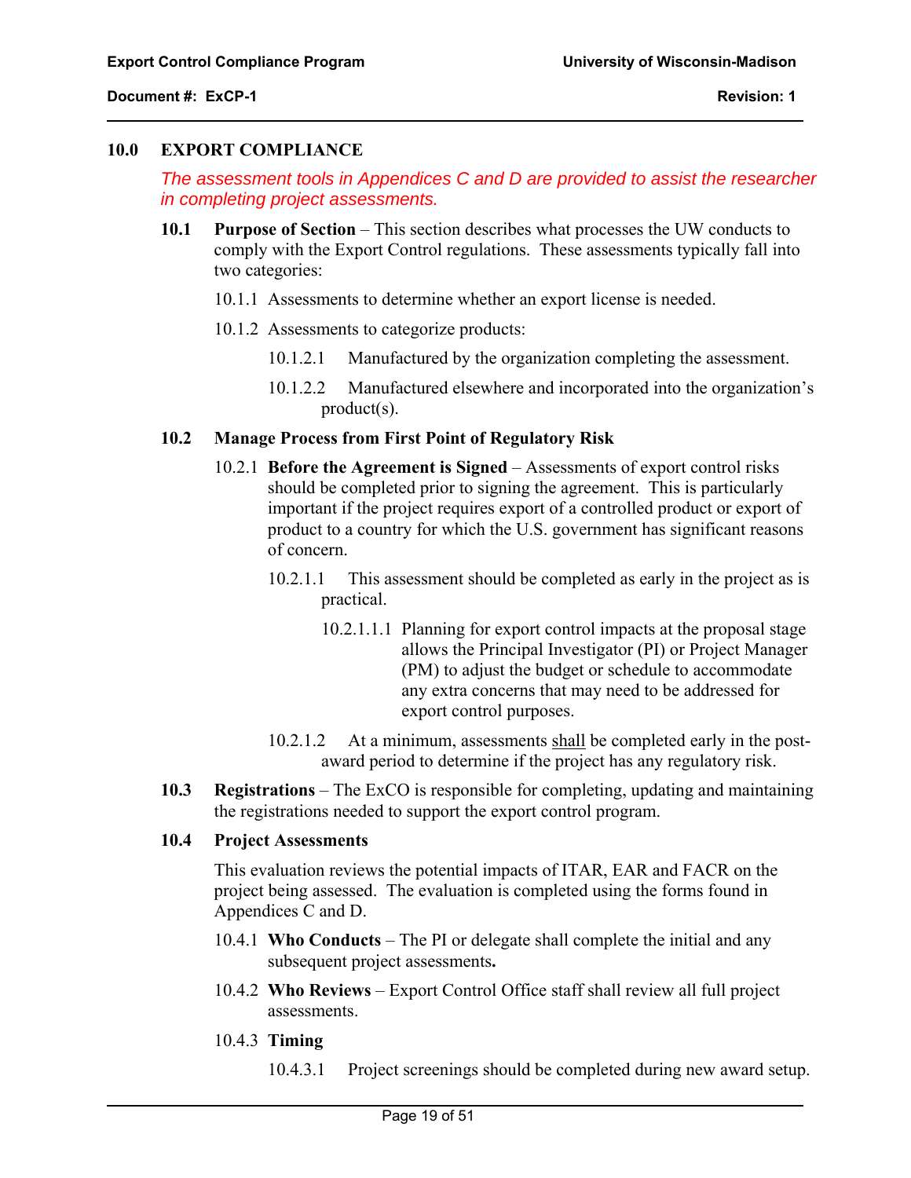## 10.0 EXPORT COMPLIANCE

*The assessment tools in Appendices C and D are provided to assist the researcher in completing project assessments.*

**10.1 Purpose of Section** – This section describes what processes the UW conducts to comply with the Export Control regulations. These assessments typically fall into two categories:

10.1.1 Assessments to determine whether an export license is needed.

10.1.2 Assessments to categorize products:

10.1.2.1 Manufactured by the organization completing the assessment.

10.1.2.2 Manufactured elsewhere and incorporated into the organization's product(s).

**10.2 Manage Process from First Point of Regulatory Risk**

10.2.1 **Before the Agreement is Signed** – Assessments of export control risks should be completed prior to signing the agreement. This is particularly important if the project requires export of a controlled product or export of product to a country for which the U.S. government has significant reasons of concern.

10.2.1.1 This assessment should be completed as early in the project as is practical.

10.2.1.1.1 Planning for export control impacts at the proposal stage allows the Principal Investigator (PI) or Project Manager (PM) to adjust the budget or schedule to accommodate any extra concerns that may need to be addressed for export control purposes.

10.2.1.2 At a minimum, assessments <u>shall</u> be completed early in the post-award period to determine if the project has any regulatory risk.

**10.3 Registrations** – The ExCO is responsible for completing, updating and maintaining the registrations needed to support the export control program.

**10.4 Project Assessments**

This evaluation reviews the potential impacts of ITAR, EAR and FACR on the project being assessed. The evaluation is completed using the forms found in Appendices C and D.

10.4.1 **Who Conducts** – The PI or delegate shall complete the initial and any subsequent project assessments**.**

10.4.2 **Who Reviews** – Export Control Office staff shall review all full project assessments.

10.4.3 **Timing**

10.4.3.1 Project screenings should be completed during new award setup.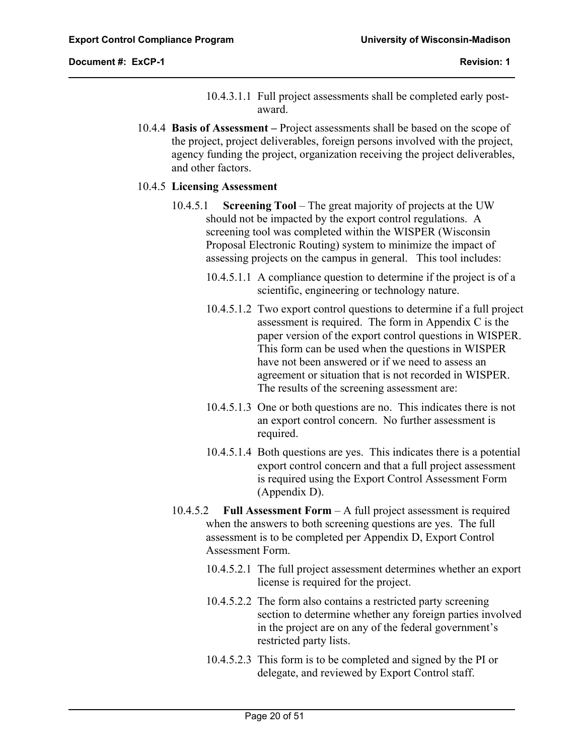10.4.3.1.1 Full project assessments shall be completed early post-award.

10.4.4 **Basis of Assessment –** Project assessments shall be based on the scope of the project, project deliverables, foreign persons involved with the project, agency funding the project, organization receiving the project deliverables, and other factors.

10.4.5 **Licensing Assessment**

10.4.5.1 **Screening Tool** – The great majority of projects at the UW should not be impacted by the export control regulations. A screening tool was completed within the WISPER (Wisconsin Proposal Electronic Routing) system to minimize the impact of assessing projects on the campus in general. This tool includes:

10.4.5.1.1 A compliance question to determine if the project is of a scientific, engineering or technology nature.

10.4.5.1.2 Two export control questions to determine if a full project assessment is required. The form in Appendix C is the paper version of the export control questions in WISPER. This form can be used when the questions in WISPER have not been answered or if we need to assess an agreement or situation that is not recorded in WISPER. The results of the screening assessment are:

10.4.5.1.3 One or both questions are no. This indicates there is not an export control concern. No further assessment is required.

10.4.5.1.4 Both questions are yes. This indicates there is a potential export control concern and that a full project assessment is required using the Export Control Assessment Form (Appendix D).

10.4.5.2 **Full Assessment Form** – A full project assessment is required when the answers to both screening questions are yes. The full assessment is to be completed per Appendix D, Export Control Assessment Form.

10.4.5.2.1 The full project assessment determines whether an export license is required for the project.

10.4.5.2.2 The form also contains a restricted party screening section to determine whether any foreign parties involved in the project are on any of the federal government's restricted party lists.

10.4.5.2.3 This form is to be completed and signed by the PI or delegate, and reviewed by Export Control staff.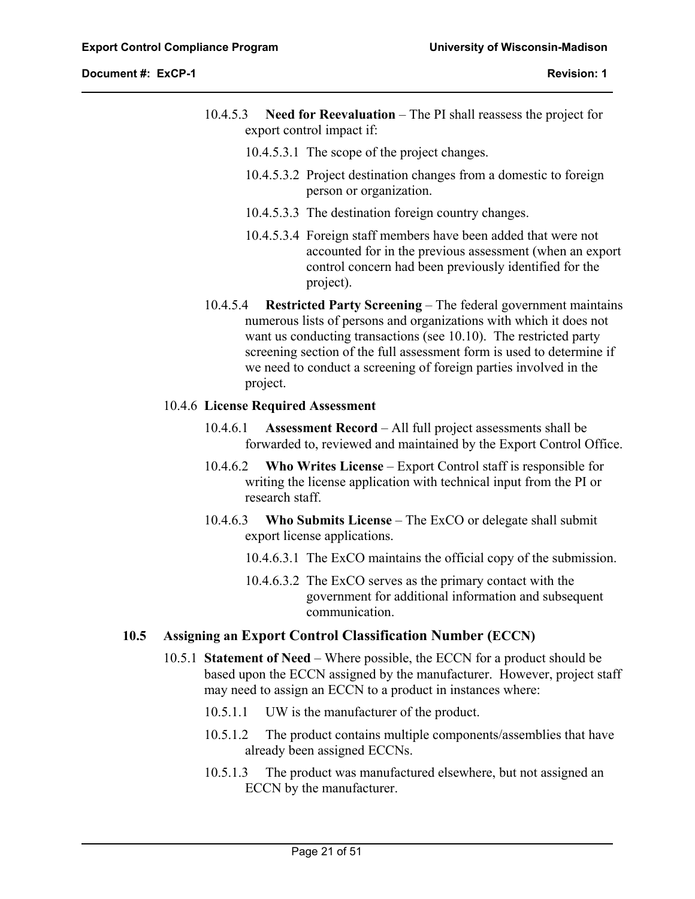10.4.5.3 **Need for Reevaluation** – The PI shall reassess the project for export control impact if:

10.4.5.3.1 The scope of the project changes.

10.4.5.3.2 Project destination changes from a domestic to foreign person or organization.

10.4.5.3.3 The destination foreign country changes.

10.4.5.3.4 Foreign staff members have been added that were not accounted for in the previous assessment (when an export control concern had been previously identified for the project).

10.4.5.4 **Restricted Party Screening** – The federal government maintains numerous lists of persons and organizations with which it does not want us conducting transactions (see 10.10). The restricted party screening section of the full assessment form is used to determine if we need to conduct a screening of foreign parties involved in the project.

10.4.6 **License Required Assessment**

10.4.6.1 **Assessment Record** – All full project assessments shall be forwarded to, reviewed and maintained by the Export Control Office.

10.4.6.2 **Who Writes License** – Export Control staff is responsible for writing the license application with technical input from the PI or research staff.

10.4.6.3 **Who Submits License** – The ExCO or delegate shall submit export license applications.

10.4.6.3.1 The ExCO maintains the official copy of the submission.

10.4.6.3.2 The ExCO serves as the primary contact with the government for additional information and subsequent communication.

## 10.5 Assigning an Export Control Classification Number (ECCN)

10.5.1 **Statement of Need** – Where possible, the ECCN for a product should be based upon the ECCN assigned by the manufacturer. However, project staff may need to assign an ECCN to a product in instances where:

10.5.1.1 UW is the manufacturer of the product.

10.5.1.2 The product contains multiple components/assemblies that have already been assigned ECCNs.

10.5.1.3 The product was manufactured elsewhere, but not assigned an ECCN by the manufacturer.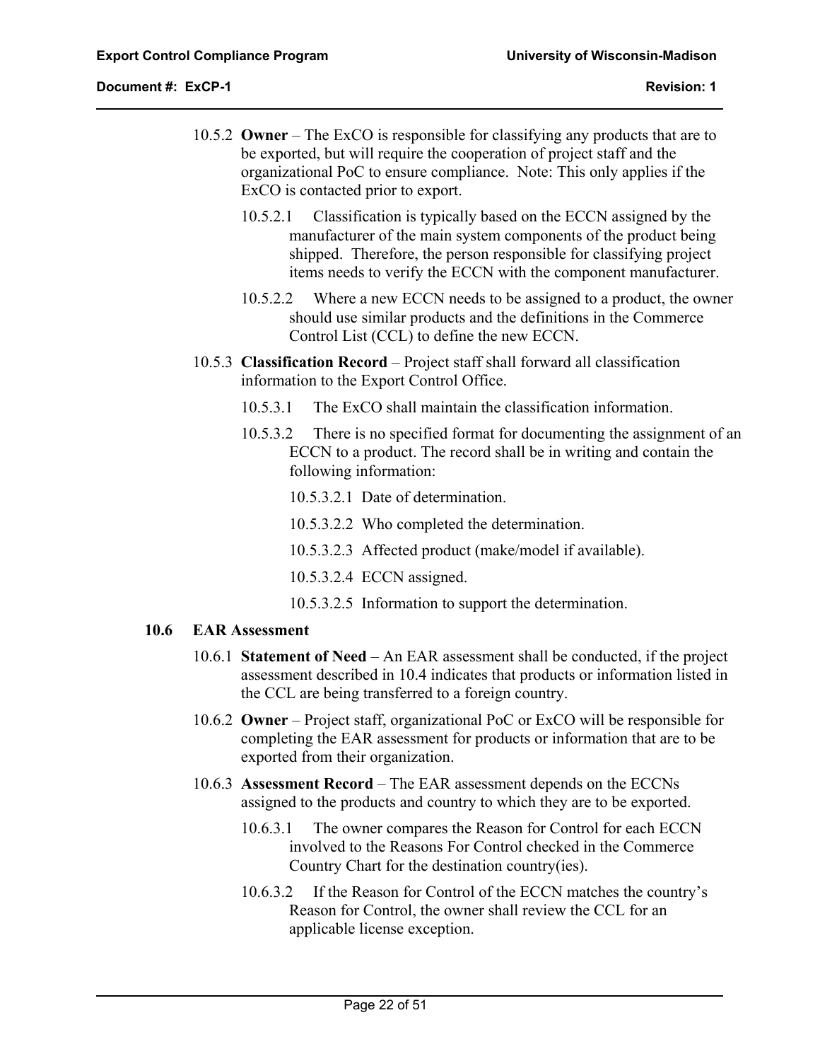10.5.2 **Owner** – The ExCO is responsible for classifying any products that are to be exported, but will require the cooperation of project staff and the organizational PoC to ensure compliance. Note: This only applies if the ExCO is contacted prior to export.

10.5.2.1 Classification is typically based on the ECCN assigned by the manufacturer of the main system components of the product being shipped. Therefore, the person responsible for classifying project items needs to verify the ECCN with the component manufacturer.

10.5.2.2 Where a new ECCN needs to be assigned to a product, the owner should use similar products and the definitions in the Commerce Control List (CCL) to define the new ECCN.

10.5.3 **Classification Record** – Project staff shall forward all classification information to the Export Control Office.

10.5.3.1 The ExCO shall maintain the classification information.

10.5.3.2 There is no specified format for documenting the assignment of an ECCN to a product. The record shall be in writing and contain the following information:

10.5.3.2.1 Date of determination.

10.5.3.2.2 Who completed the determination.

10.5.3.2.3 Affected product (make/model if available).

10.5.3.2.4 ECCN assigned.

10.5.3.2.5 Information to support the determination.

## 10.6 EAR Assessment

10.6.1 **Statement of Need** – An EAR assessment shall be conducted, if the project assessment described in 10.4 indicates that products or information listed in the CCL are being transferred to a foreign country.

10.6.2 **Owner** – Project staff, organizational PoC or ExCO will be responsible for completing the EAR assessment for products or information that are to be exported from their organization.

10.6.3 **Assessment Record** – The EAR assessment depends on the ECCNs assigned to the products and country to which they are to be exported.

10.6.3.1 The owner compares the Reason for Control for each ECCN involved to the Reasons For Control checked in the Commerce Country Chart for the destination country(ies).

10.6.3.2 If the Reason for Control of the ECCN matches the country's Reason for Control, the owner shall review the CCL for an applicable license exception.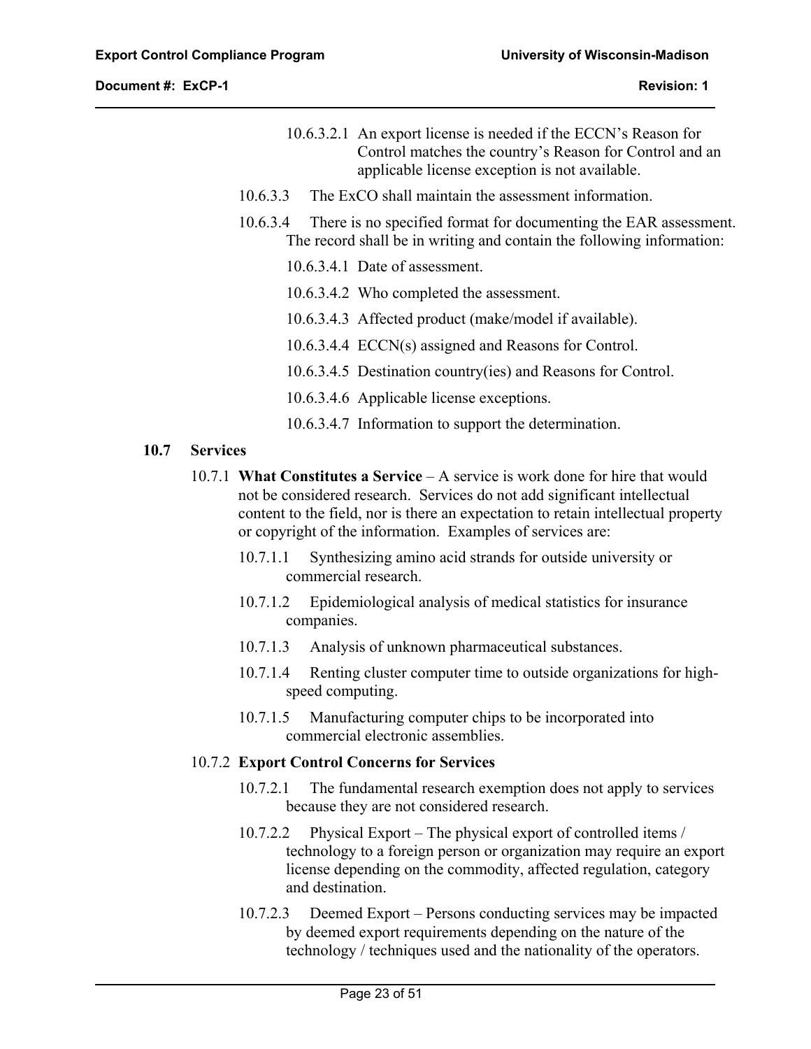10.6.3.2.1 An export license is needed if the ECCN's Reason for Control matches the country's Reason for Control and an applicable license exception is not available.

10.6.3.3 The ExCO shall maintain the assessment information.

10.6.3.4 There is no specified format for documenting the EAR assessment. The record shall be in writing and contain the following information:

10.6.3.4.1 Date of assessment.

10.6.3.4.2 Who completed the assessment.

10.6.3.4.3 Affected product (make/model if available).

10.6.3.4.4 ECCN(s) assigned and Reasons for Control.

10.6.3.4.5 Destination country(ies) and Reasons for Control.

10.6.3.4.6 Applicable license exceptions.

10.6.3.4.7 Information to support the determination.

## 10.7 Services

10.7.1 **What Constitutes a Service** – A service is work done for hire that would not be considered research. Services do not add significant intellectual content to the field, nor is there an expectation to retain intellectual property or copyright of the information. Examples of services are:

10.7.1.1 Synthesizing amino acid strands for outside university or commercial research.

10.7.1.2 Epidemiological analysis of medical statistics for insurance companies.

10.7.1.3 Analysis of unknown pharmaceutical substances.

10.7.1.4 Renting cluster computer time to outside organizations for high-speed computing.

10.7.1.5 Manufacturing computer chips to be incorporated into commercial electronic assemblies.

10.7.2 **Export Control Concerns for Services**

10.7.2.1 The fundamental research exemption does not apply to services because they are not considered research.

10.7.2.2 Physical Export – The physical export of controlled items / technology to a foreign person or organization may require an export license depending on the commodity, affected regulation, category and destination.

10.7.2.3 Deemed Export – Persons conducting services may be impacted by deemed export requirements depending on the nature of the technology / techniques used and the nationality of the operators.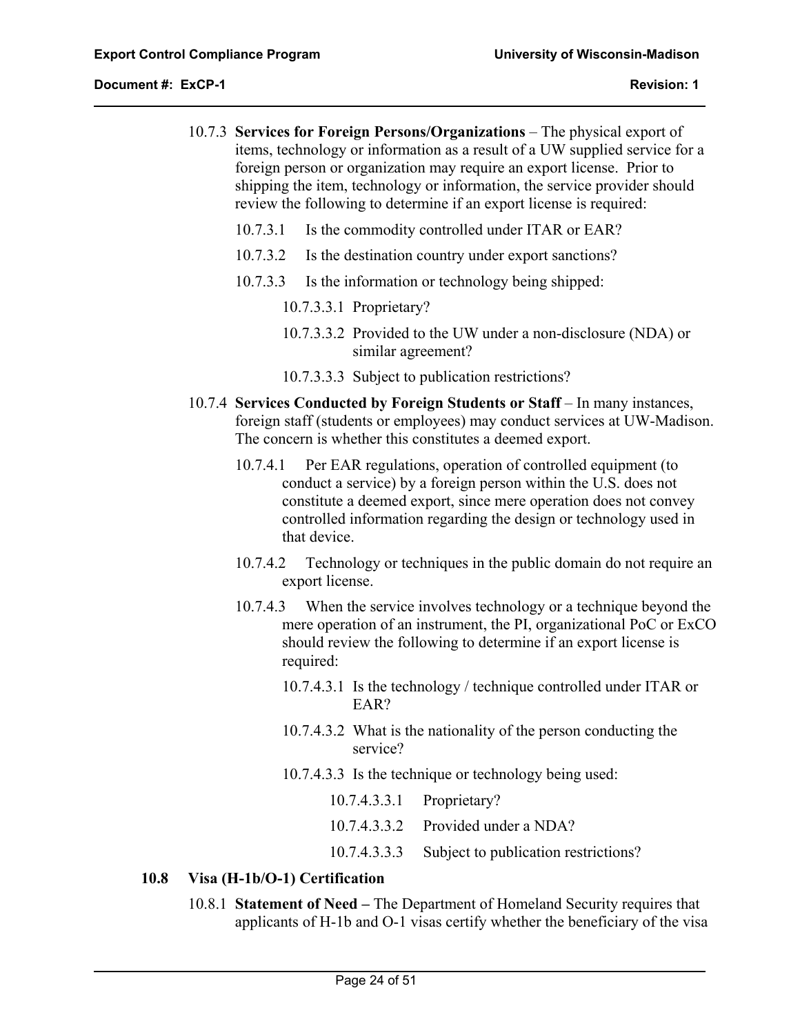10.7.3 **Services for Foreign Persons/Organizations** – The physical export of items, technology or information as a result of a UW supplied service for a foreign person or organization may require an export license. Prior to shipping the item, technology or information, the service provider should review the following to determine if an export license is required:

- 10.7.3.1 Is the commodity controlled under ITAR or EAR?
- 10.7.3.2 Is the destination country under export sanctions?
- 10.7.3.3 Is the information or technology being shipped:
  - 10.7.3.3.1 Proprietary?
  - 10.7.3.3.2 Provided to the UW under a non-disclosure (NDA) or similar agreement?
  - 10.7.3.3.3 Subject to publication restrictions?

10.7.4 **Services Conducted by Foreign Students or Staff** – In many instances, foreign staff (students or employees) may conduct services at UW-Madison. The concern is whether this constitutes a deemed export.

- 10.7.4.1 Per EAR regulations, operation of controlled equipment (to conduct a service) by a foreign person within the U.S. does not constitute a deemed export, since mere operation does not convey controlled information regarding the design or technology used in that device.
- 10.7.4.2 Technology or techniques in the public domain do not require an export license.
- 10.7.4.3 When the service involves technology or a technique beyond the mere operation of an instrument, the PI, organizational PoC or ExCO should review the following to determine if an export license is required:
  - 10.7.4.3.1 Is the technology / technique controlled under ITAR or EAR?
  - 10.7.4.3.2 What is the nationality of the person conducting the service?
  - 10.7.4.3.3 Is the technique or technology being used:
    - 10.7.4.3.3.1 Proprietary?
    - 10.7.4.3.3.2 Provided under a NDA?
    - 10.7.4.3.3.3 Subject to publication restrictions?

## 10.8 Visa (H-1b/O-1) Certification

10.8.1 **Statement of Need –** The Department of Homeland Security requires that applicants of H-1b and O-1 visas certify whether the beneficiary of the visa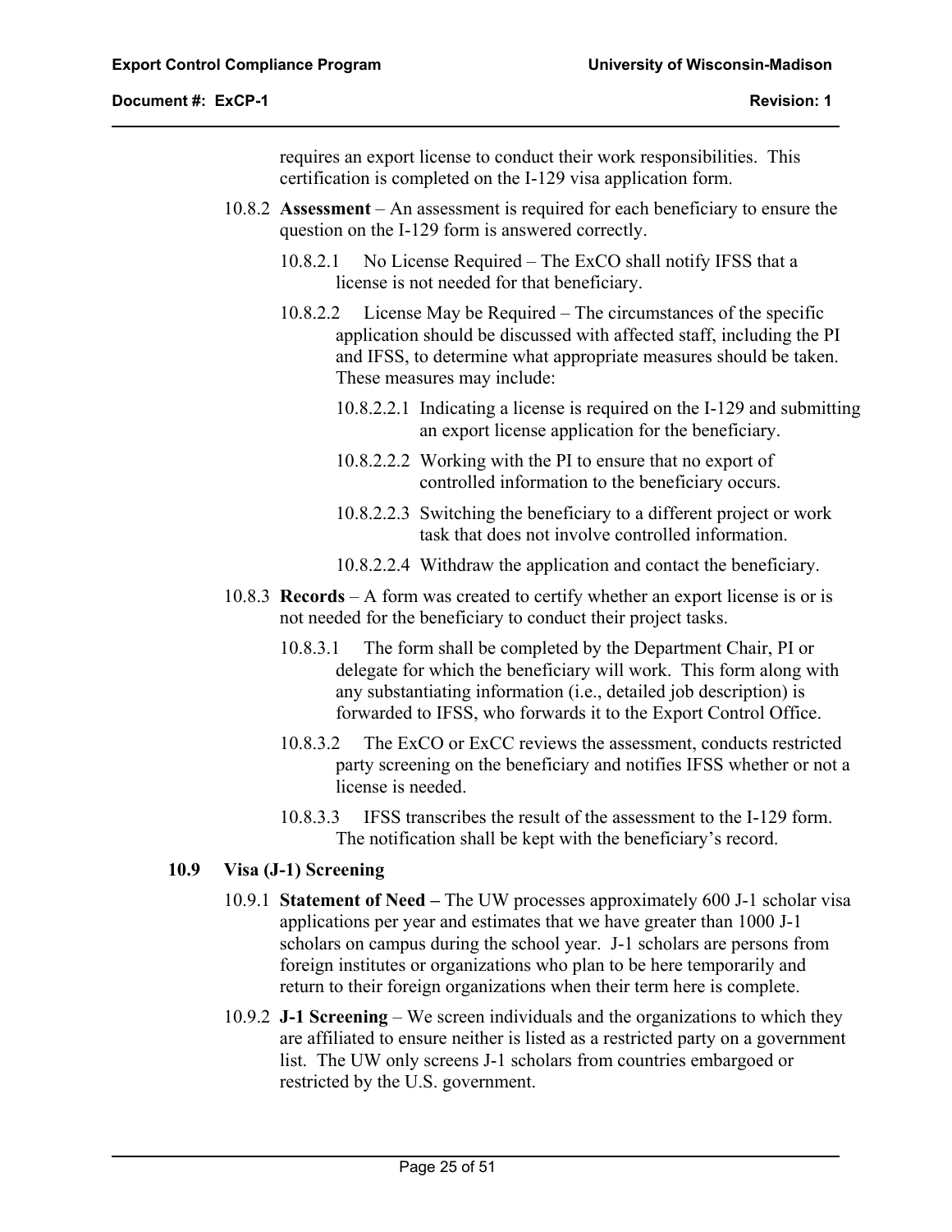requires an export license to conduct their work responsibilities. This certification is completed on the I-129 visa application form.

10.8.2 **Assessment** – An assessment is required for each beneficiary to ensure the question on the I-129 form is answered correctly.

10.8.2.1 No License Required – The ExCO shall notify IFSS that a license is not needed for that beneficiary.

10.8.2.2 License May be Required – The circumstances of the specific application should be discussed with affected staff, including the PI and IFSS, to determine what appropriate measures should be taken. These measures may include:

10.8.2.2.1 Indicating a license is required on the I-129 and submitting an export license application for the beneficiary.

10.8.2.2.2 Working with the PI to ensure that no export of controlled information to the beneficiary occurs.

10.8.2.2.3 Switching the beneficiary to a different project or work task that does not involve controlled information.

10.8.2.2.4 Withdraw the application and contact the beneficiary.

10.8.3 **Records** – A form was created to certify whether an export license is or is not needed for the beneficiary to conduct their project tasks.

10.8.3.1 The form shall be completed by the Department Chair, PI or delegate for which the beneficiary will work. This form along with any substantiating information (i.e., detailed job description) is forwarded to IFSS, who forwards it to the Export Control Office.

10.8.3.2 The ExCO or ExCC reviews the assessment, conducts restricted party screening on the beneficiary and notifies IFSS whether or not a license is needed.

10.8.3.3 IFSS transcribes the result of the assessment to the I-129 form. The notification shall be kept with the beneficiary's record.

## 10.9 Visa (J-1) Screening

10.9.1 **Statement of Need –** The UW processes approximately 600 J-1 scholar visa applications per year and estimates that we have greater than 1000 J-1 scholars on campus during the school year. J-1 scholars are persons from foreign institutes or organizations who plan to be here temporarily and return to their foreign organizations when their term here is complete.

10.9.2 **J-1 Screening** – We screen individuals and the organizations to which they are affiliated to ensure neither is listed as a restricted party on a government list. The UW only screens J-1 scholars from countries embargoed or restricted by the U.S. government.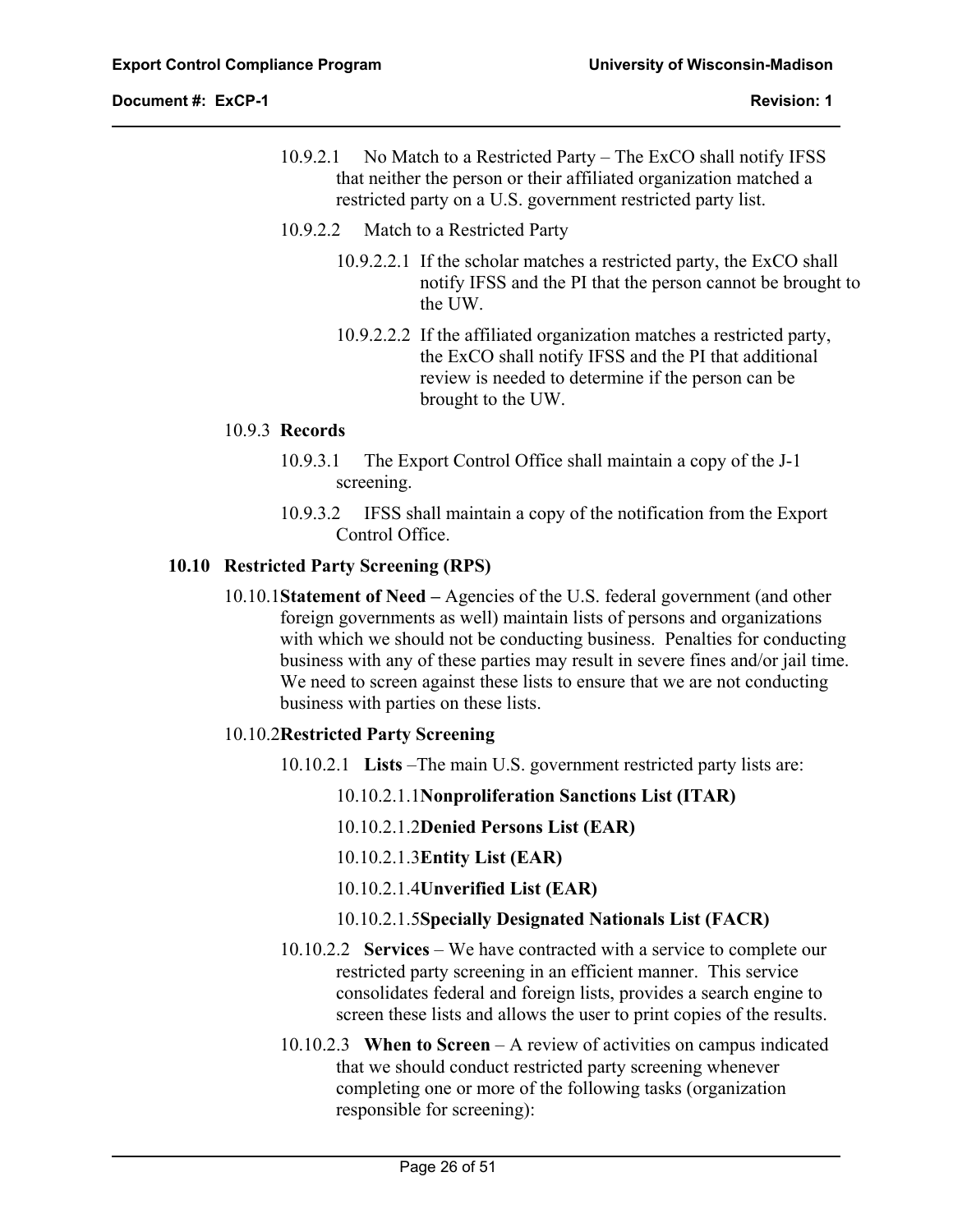10.9.2.1 No Match to a Restricted Party – The ExCO shall notify IFSS that neither the person or their affiliated organization matched a restricted party on a U.S. government restricted party list.

10.9.2.2 Match to a Restricted Party

10.9.2.2.1 If the scholar matches a restricted party, the ExCO shall notify IFSS and the PI that the person cannot be brought to the UW.

10.9.2.2.2 If the affiliated organization matches a restricted party, the ExCO shall notify IFSS and the PI that additional review is needed to determine if the person can be brought to the UW.

10.9.3 **Records**

10.9.3.1 The Export Control Office shall maintain a copy of the J-1 screening.

10.9.3.2 IFSS shall maintain a copy of the notification from the Export Control Office.

## 10.10 Restricted Party Screening (RPS)

10.10.1 **Statement of Need –** Agencies of the U.S. federal government (and other foreign governments as well) maintain lists of persons and organizations with which we should not be conducting business. Penalties for conducting business with any of these parties may result in severe fines and/or jail time. We need to screen against these lists to ensure that we are not conducting business with parties on these lists.

10.10.2 **Restricted Party Screening**

10.10.2.1 **Lists** –The main U.S. government restricted party lists are:

10.10.2.1.1 **Nonproliferation Sanctions List (ITAR)**

10.10.2.1.2 **Denied Persons List (EAR)**

10.10.2.1.3 **Entity List (EAR)**

10.10.2.1.4 **Unverified List (EAR)**

10.10.2.1.5 **Specially Designated Nationals List (FACR)**

10.10.2.2 **Services** – We have contracted with a service to complete our restricted party screening in an efficient manner. This service consolidates federal and foreign lists, provides a search engine to screen these lists and allows the user to print copies of the results.

10.10.2.3 **When to Screen** – A review of activities on campus indicated that we should conduct restricted party screening whenever completing one or more of the following tasks (organization responsible for screening):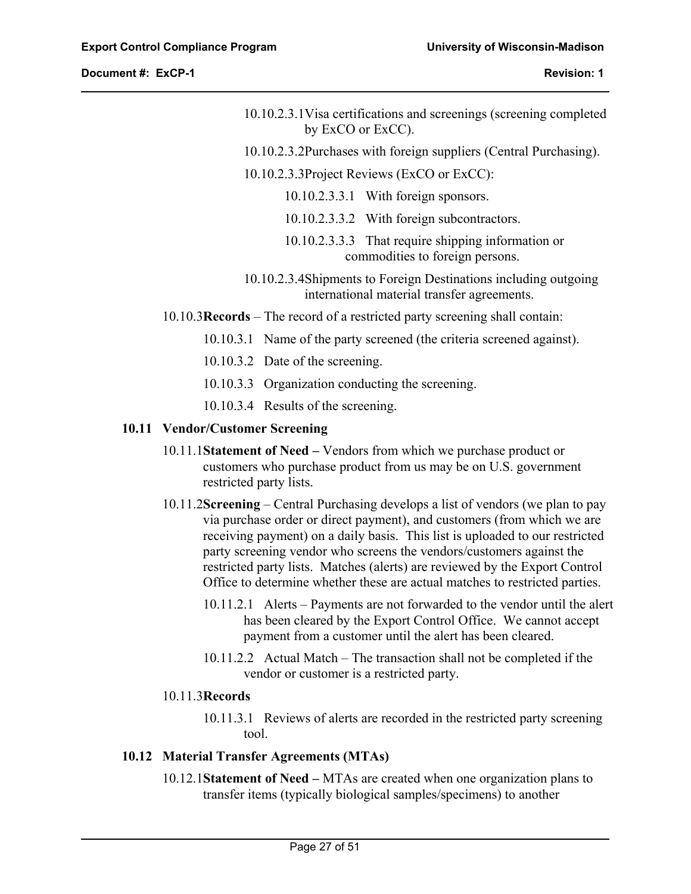10.10.2.3.1 Visa certifications and screenings (screening completed by ExCO or ExCC).

10.10.2.3.2 Purchases with foreign suppliers (Central Purchasing).

10.10.2.3.3 Project Reviews (ExCO or ExCC):

10.10.2.3.3.1 With foreign sponsors.

10.10.2.3.3.2 With foreign subcontractors.

10.10.2.3.3.3 That require shipping information or commodities to foreign persons.

10.10.2.3.4 Shipments to Foreign Destinations including outgoing international material transfer agreements.

10.10.3 **Records** – The record of a restricted party screening shall contain:

10.10.3.1 Name of the party screened (the criteria screened against).

10.10.3.2 Date of the screening.

10.10.3.3 Organization conducting the screening.

10.10.3.4 Results of the screening.

## 10.11 Vendor/Customer Screening

10.11.1 **Statement of Need –** Vendors from which we purchase product or customers who purchase product from us may be on U.S. government restricted party lists.

10.11.2 **Screening** – Central Purchasing develops a list of vendors (we plan to pay via purchase order or direct payment), and customers (from which we are receiving payment) on a daily basis. This list is uploaded to our restricted party screening vendor who screens the vendors/customers against the restricted party lists. Matches (alerts) are reviewed by the Export Control Office to determine whether these are actual matches to restricted parties.

10.11.2.1 Alerts – Payments are not forwarded to the vendor until the alert has been cleared by the Export Control Office. We cannot accept payment from a customer until the alert has been cleared.

10.11.2.2 Actual Match – The transaction shall not be completed if the vendor or customer is a restricted party.

10.11.3 **Records**

10.11.3.1 Reviews of alerts are recorded in the restricted party screening tool.

## 10.12 Material Transfer Agreements (MTAs)

10.12.1 **Statement of Need –** MTAs are created when one organization plans to transfer items (typically biological samples/specimens) to another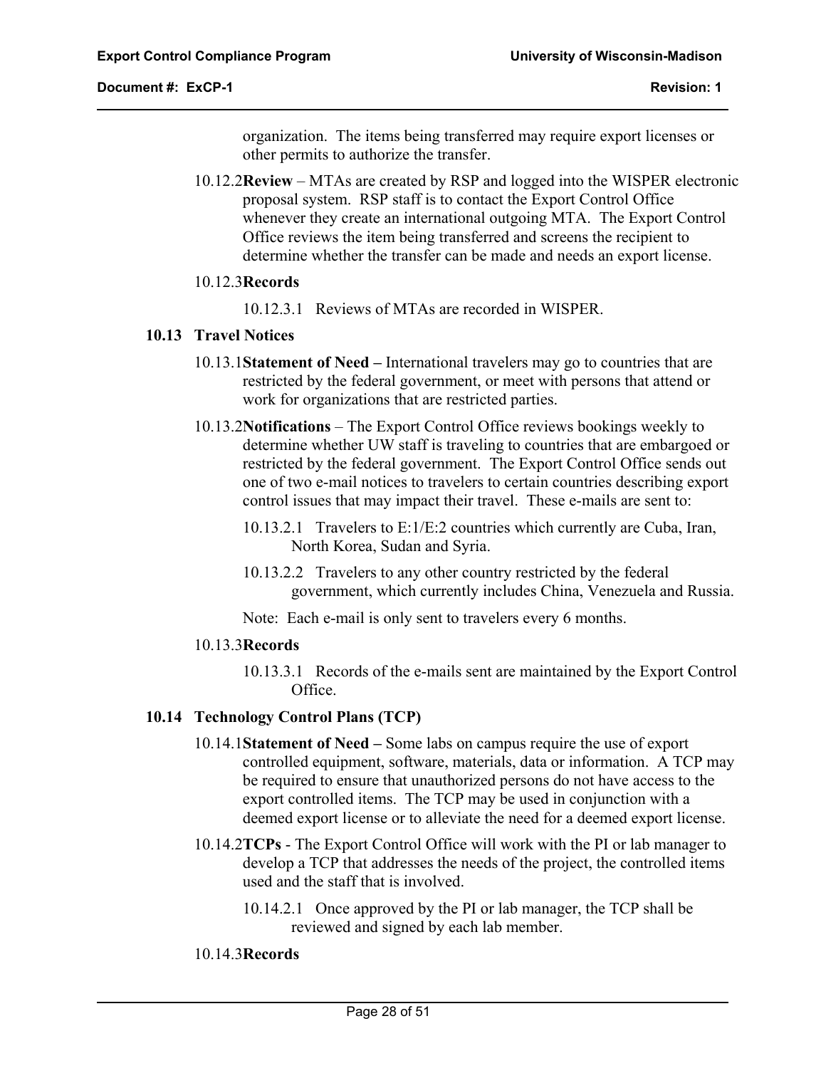organization. The items being transferred may require export licenses or other permits to authorize the transfer.

10.12.2 **Review** – MTAs are created by RSP and logged into the WISPER electronic proposal system. RSP staff is to contact the Export Control Office whenever they create an international outgoing MTA. The Export Control Office reviews the item being transferred and screens the recipient to determine whether the transfer can be made and needs an export license.

10.12.3 **Records**

10.12.3.1 Reviews of MTAs are recorded in WISPER.

### 10.13 Travel Notices

10.13.1 **Statement of Need –** International travelers may go to countries that are restricted by the federal government, or meet with persons that attend or work for organizations that are restricted parties.

10.13.2 **Notifications** – The Export Control Office reviews bookings weekly to determine whether UW staff is traveling to countries that are embargoed or restricted by the federal government. The Export Control Office sends out one of two e-mail notices to travelers to certain countries describing export control issues that may impact their travel. These e-mails are sent to:

10.13.2.1 Travelers to E:1/E:2 countries which currently are Cuba, Iran, North Korea, Sudan and Syria.

10.13.2.2 Travelers to any other country restricted by the federal government, which currently includes China, Venezuela and Russia.

Note: Each e-mail is only sent to travelers every 6 months.

10.13.3 **Records**

10.13.3.1 Records of the e-mails sent are maintained by the Export Control Office.

### 10.14 Technology Control Plans (TCP)

10.14.1 **Statement of Need –** Some labs on campus require the use of export controlled equipment, software, materials, data or information. A TCP may be required to ensure that unauthorized persons do not have access to the export controlled items. The TCP may be used in conjunction with a deemed export license or to alleviate the need for a deemed export license.

10.14.2 **TCPs** - The Export Control Office will work with the PI or lab manager to develop a TCP that addresses the needs of the project, the controlled items used and the staff that is involved.

10.14.2.1 Once approved by the PI or lab manager, the TCP shall be reviewed and signed by each lab member.

10.14.3 **Records**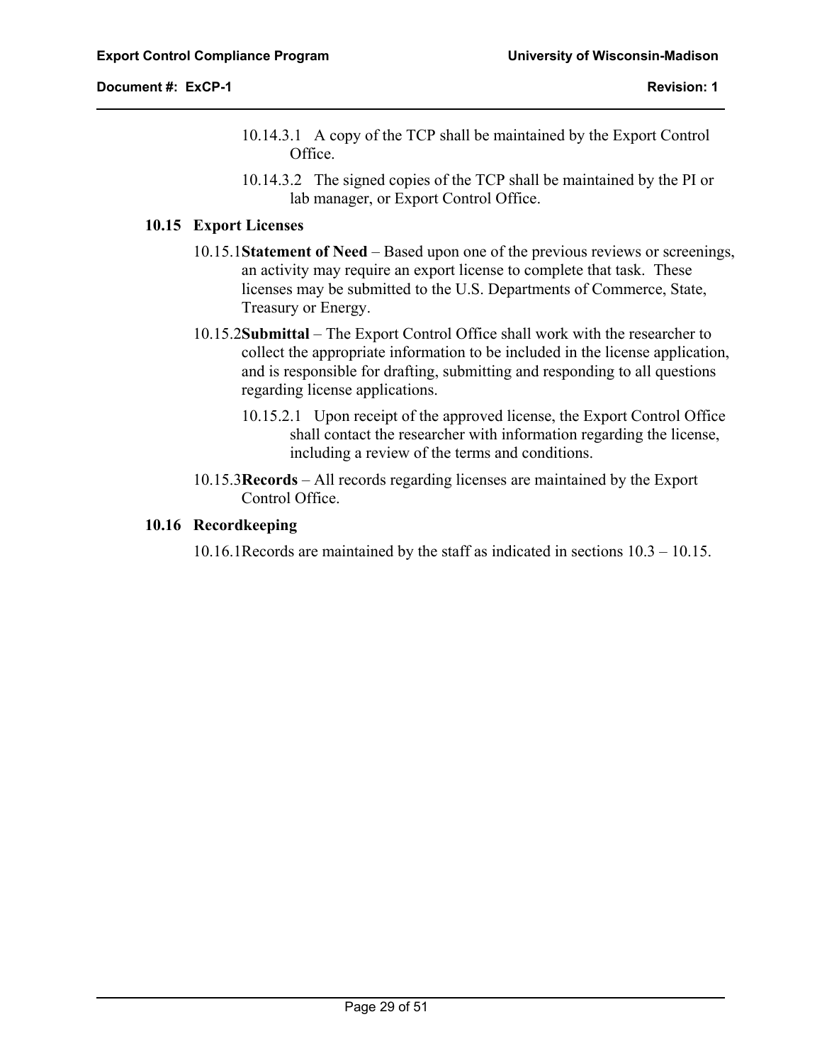10.14.3.1 A copy of the TCP shall be maintained by the Export Control Office.

10.14.3.2 The signed copies of the TCP shall be maintained by the PI or lab manager, or Export Control Office.

### 10.15 Export Licenses

10.15.1 **Statement of Need** – Based upon one of the previous reviews or screenings, an activity may require an export license to complete that task. These licenses may be submitted to the U.S. Departments of Commerce, State, Treasury or Energy.

10.15.2 **Submittal** – The Export Control Office shall work with the researcher to collect the appropriate information to be included in the license application, and is responsible for drafting, submitting and responding to all questions regarding license applications.

10.15.2.1 Upon receipt of the approved license, the Export Control Office shall contact the researcher with information regarding the license, including a review of the terms and conditions.

10.15.3 **Records** – All records regarding licenses are maintained by the Export Control Office.

### 10.16 Recordkeeping

10.16.1 Records are maintained by the staff as indicated in sections 10.3 – 10.15.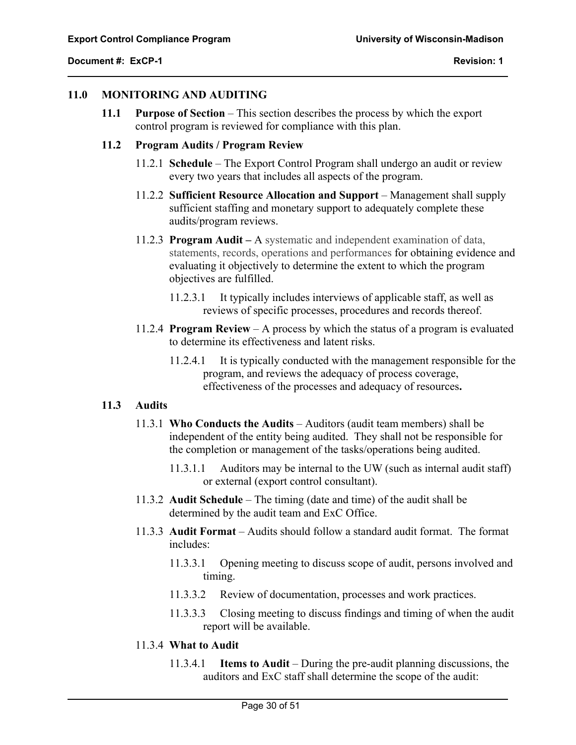## 11.0 MONITORING AND AUDITING

### 11.1 Purpose of Section

**11.1 Purpose of Section** – This section describes the process by which the export control program is reviewed for compliance with this plan.

### 11.2 Program Audits / Program Review

11.2.1 **Schedule** – The Export Control Program shall undergo an audit or review every two years that includes all aspects of the program.

11.2.2 **Sufficient Resource Allocation and Support** – Management shall supply sufficient staffing and monetary support to adequately complete these audits/program reviews.

11.2.3 **Program Audit –** A systematic and independent examination of data, statements, records, operations and performances for obtaining evidence and evaluating it objectively to determine the extent to which the program objectives are fulfilled.

11.2.3.1 It typically includes interviews of applicable staff, as well as reviews of specific processes, procedures and records thereof.

11.2.4 **Program Review** – A process by which the status of a program is evaluated to determine its effectiveness and latent risks.

11.2.4.1 It is typically conducted with the management responsible for the program, and reviews the adequacy of process coverage, effectiveness of the processes and adequacy of resources**.**

### 11.3 Audits

11.3.1 **Who Conducts the Audits** – Auditors (audit team members) shall be independent of the entity being audited. They shall not be responsible for the completion or management of the tasks/operations being audited.

11.3.1.1 Auditors may be internal to the UW (such as internal audit staff) or external (export control consultant).

11.3.2 **Audit Schedule** – The timing (date and time) of the audit shall be determined by the audit team and ExC Office.

11.3.3 **Audit Format** – Audits should follow a standard audit format. The format includes:

11.3.3.1 Opening meeting to discuss scope of audit, persons involved and timing.

11.3.3.2 Review of documentation, processes and work practices.

11.3.3.3 Closing meeting to discuss findings and timing of when the audit report will be available.

11.3.4 **What to Audit**

11.3.4.1 **Items to Audit** – During the pre-audit planning discussions, the auditors and ExC staff shall determine the scope of the audit: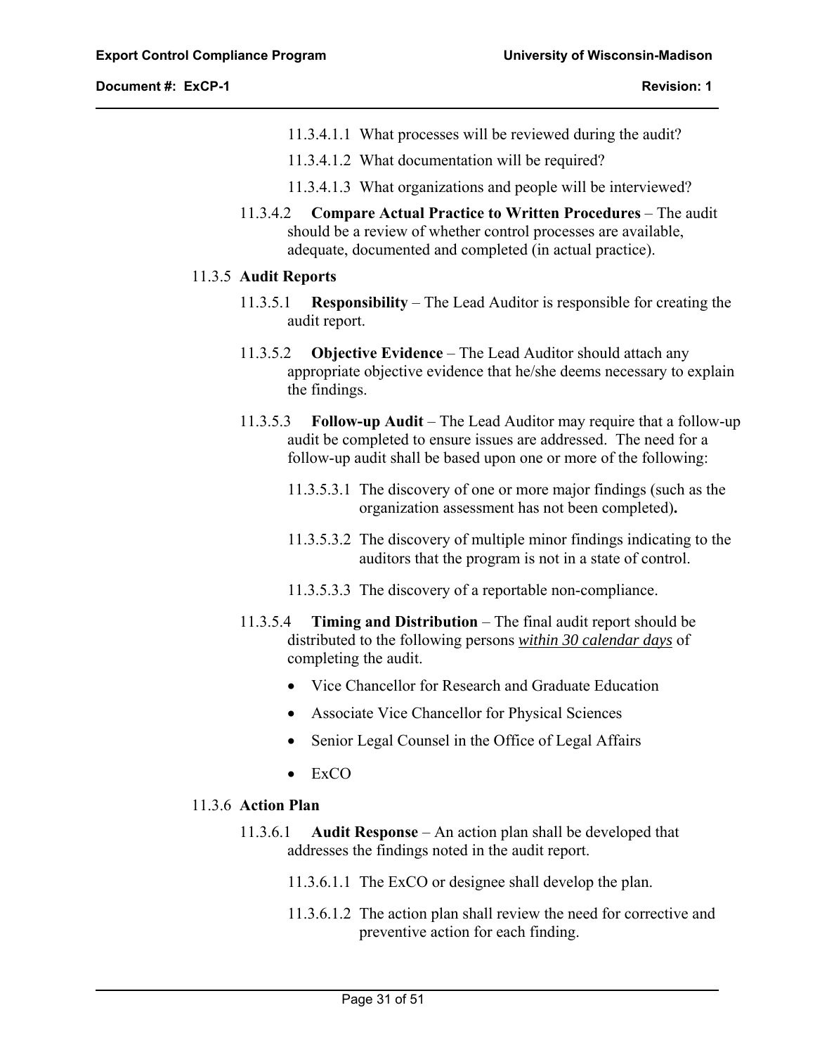11.3.4.1.1 What processes will be reviewed during the audit?

11.3.4.1.2 What documentation will be required?

11.3.4.1.3 What organizations and people will be interviewed?

11.3.4.2 **Compare Actual Practice to Written Procedures** – The audit should be a review of whether control processes are available, adequate, documented and completed (in actual practice).

11.3.5 **Audit Reports**

11.3.5.1 **Responsibility** – The Lead Auditor is responsible for creating the audit report.

11.3.5.2 **Objective Evidence** – The Lead Auditor should attach any appropriate objective evidence that he/she deems necessary to explain the findings.

11.3.5.3 **Follow-up Audit** – The Lead Auditor may require that a follow-up audit be completed to ensure issues are addressed. The need for a follow-up audit shall be based upon one or more of the following:

11.3.5.3.1 The discovery of one or more major findings (such as the organization assessment has not been completed)**.**

11.3.5.3.2 The discovery of multiple minor findings indicating to the auditors that the program is not in a state of control.

11.3.5.3.3 The discovery of a reportable non-compliance.

11.3.5.4 **Timing and Distribution** – The final audit report should be distributed to the following persons ***within 30 calendar days*** of completing the audit.

- Vice Chancellor for Research and Graduate Education
- Associate Vice Chancellor for Physical Sciences
- Senior Legal Counsel in the Office of Legal Affairs
- ExCO

11.3.6 **Action Plan**

11.3.6.1 **Audit Response** – An action plan shall be developed that addresses the findings noted in the audit report.

11.3.6.1.1 The ExCO or designee shall develop the plan.

11.3.6.1.2 The action plan shall review the need for corrective and preventive action for each finding.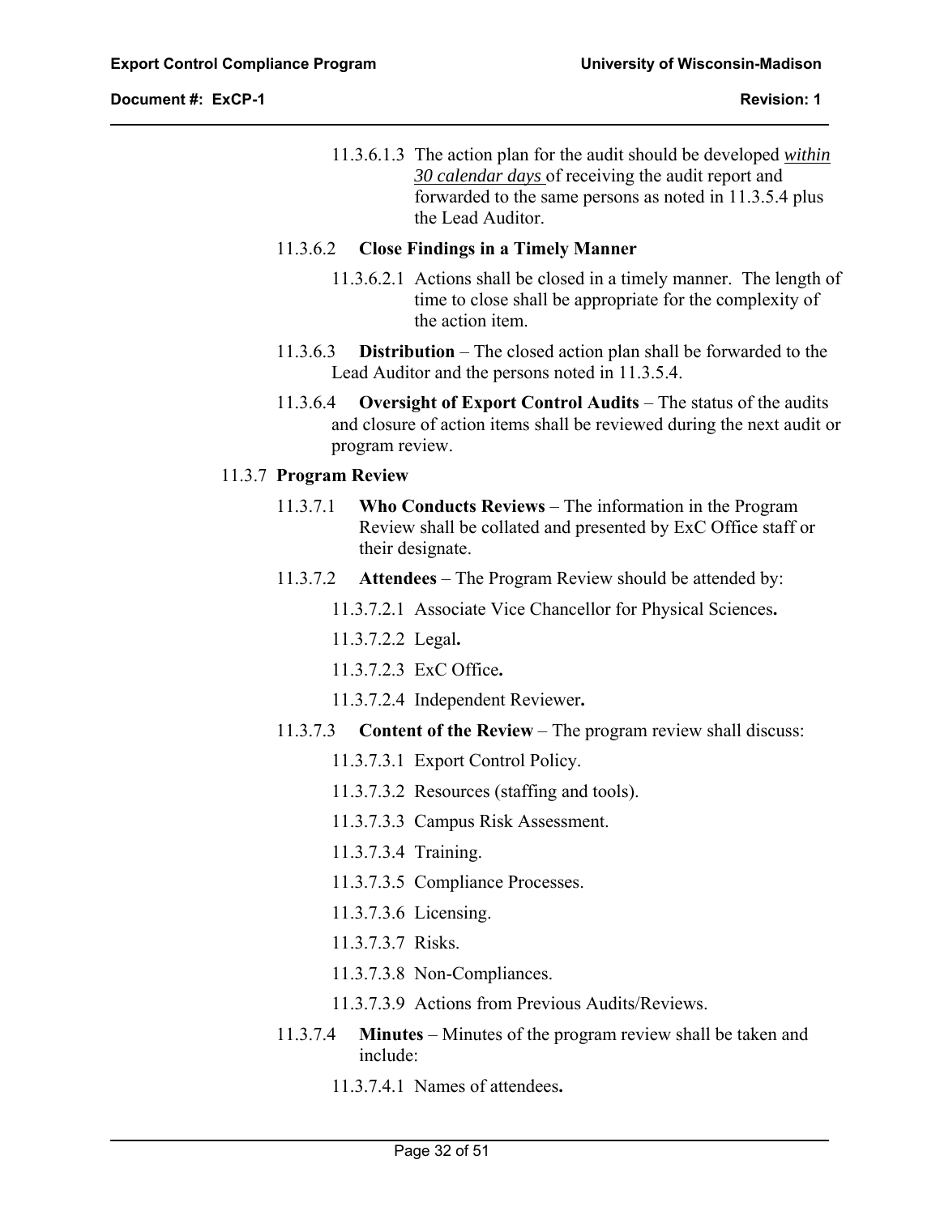11.3.6.1.3 The action plan for the audit should be developed ***within 30 calendar days*** of receiving the audit report and forwarded to the same persons as noted in 11.3.5.4 plus the Lead Auditor.

11.3.6.2 **Close Findings in a Timely Manner**

11.3.6.2.1 Actions shall be closed in a timely manner. The length of time to close shall be appropriate for the complexity of the action item.

11.3.6.3 **Distribution** – The closed action plan shall be forwarded to the Lead Auditor and the persons noted in 11.3.5.4.

11.3.6.4 **Oversight of Export Control Audits** – The status of the audits and closure of action items shall be reviewed during the next audit or program review.

11.3.7 **Program Review**

11.3.7.1 **Who Conducts Reviews** – The information in the Program Review shall be collated and presented by ExC Office staff or their designate.

11.3.7.2 **Attendees** – The Program Review should be attended by:

11.3.7.2.1 Associate Vice Chancellor for Physical Sciences**.**

11.3.7.2.2 Legal**.**

11.3.7.2.3 ExC Office**.**

11.3.7.2.4 Independent Reviewer**.**

11.3.7.3 **Content of the Review** – The program review shall discuss:

11.3.7.3.1 Export Control Policy.

11.3.7.3.2 Resources (staffing and tools).

11.3.7.3.3 Campus Risk Assessment.

11.3.7.3.4 Training.

11.3.7.3.5 Compliance Processes.

11.3.7.3.6 Licensing.

11.3.7.3.7 Risks.

11.3.7.3.8 Non-Compliances.

11.3.7.3.9 Actions from Previous Audits/Reviews.

11.3.7.4 **Minutes** – Minutes of the program review shall be taken and include:

11.3.7.4.1 Names of attendees**.**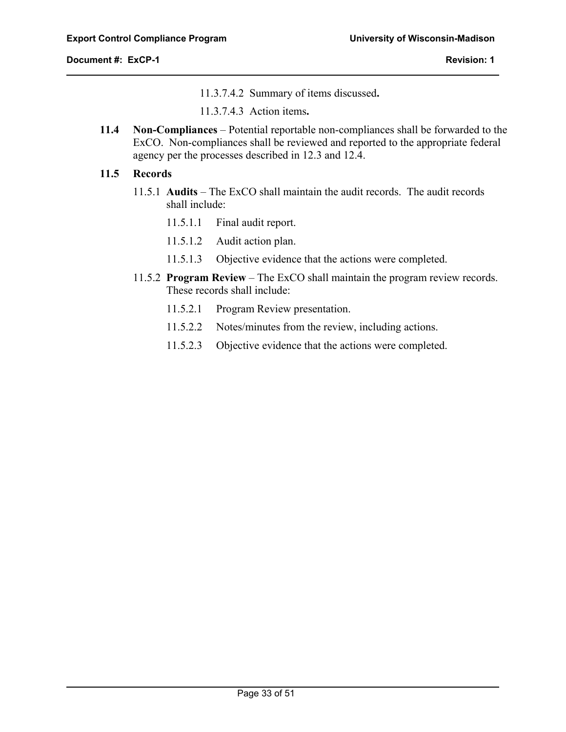11.3.7.4.2 Summary of items discussed**.**

11.3.7.4.3 Action items**.**

**11.4 Non-Compliances** – Potential reportable non-compliances shall be forwarded to the ExCO. Non-compliances shall be reviewed and reported to the appropriate federal agency per the processes described in 12.3 and 12.4.

**11.5 Records**

11.5.1 **Audits** – The ExCO shall maintain the audit records. The audit records shall include:

11.5.1.1 Final audit report.

11.5.1.2 Audit action plan.

11.5.1.3 Objective evidence that the actions were completed.

11.5.2 **Program Review** – The ExCO shall maintain the program review records. These records shall include:

11.5.2.1 Program Review presentation.

11.5.2.2 Notes/minutes from the review, including actions.

11.5.2.3 Objective evidence that the actions were completed.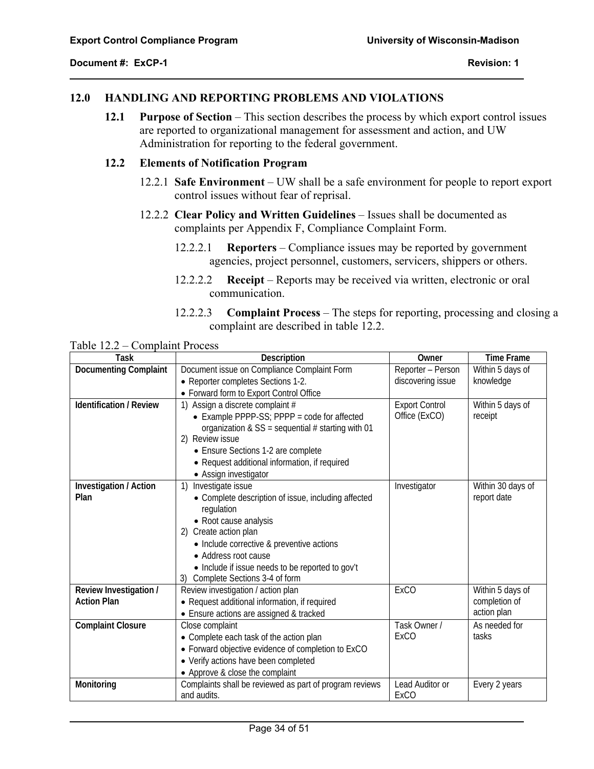## 12.0 HANDLING AND REPORTING PROBLEMS AND VIOLATIONS

**12.1 Purpose of Section** – This section describes the process by which export control issues are reported to organizational management for assessment and action, and UW Administration for reporting to the federal government.

**12.2 Elements of Notification Program**

12.2.1 **Safe Environment** – UW shall be a safe environment for people to report export control issues without fear of reprisal.

12.2.2 **Clear Policy and Written Guidelines** – Issues shall be documented as complaints per Appendix F, Compliance Complaint Form.

12.2.2.1 **Reporters** – Compliance issues may be reported by government agencies, project personnel, customers, servicers, shippers or others.

12.2.2.2 **Receipt** – Reports may be received via written, electronic or oral communication.

12.2.2.3 **Complaint Process** – The steps for reporting, processing and closing a complaint are described in table 12.2.

Table 12.2 – Complaint Process

| Task | Description | Owner | Time Frame |
|---|---|---|---|
| **Documenting Complaint** | Document issue on Compliance Complaint Form<br>• Reporter completes Sections 1-2.<br>• Forward form to Export Control Office | Reporter – Person discovering issue | Within 5 days of knowledge |
| **Identification / Review** | 1) Assign a discrete complaint #<br>• Example PPPP-SS; PPPP = code for affected organization & SS = sequential # starting with 01<br>2) Review issue<br>• Ensure Sections 1-2 are complete<br>• Request additional information, if required<br>• Assign investigator | Export Control Office (ExCO) | Within 5 days of receipt |
| **Investigation / Action Plan** | 1) Investigate issue<br>• Complete description of issue, including affected regulation<br>• Root cause analysis<br>2) Create action plan<br>• Include corrective & preventive actions<br>• Address root cause<br>• Include if issue needs to be reported to gov't<br>3) Complete Sections 3-4 of form | Investigator | Within 30 days of report date |
| **Review Investigation / Action Plan** | Review investigation / action plan<br>• Request additional information, if required<br>• Ensure actions are assigned & tracked | ExCO | Within 5 days of completion of action plan |
| **Complaint Closure** | Close complaint<br>• Complete each task of the action plan<br>• Forward objective evidence of completion to ExCO<br>• Verify actions have been completed<br>• Approve & close the complaint | Task Owner / ExCO | As needed for tasks |
| **Monitoring** | Complaints shall be reviewed as part of program reviews and audits. | Lead Auditor or ExCO | Every 2 years |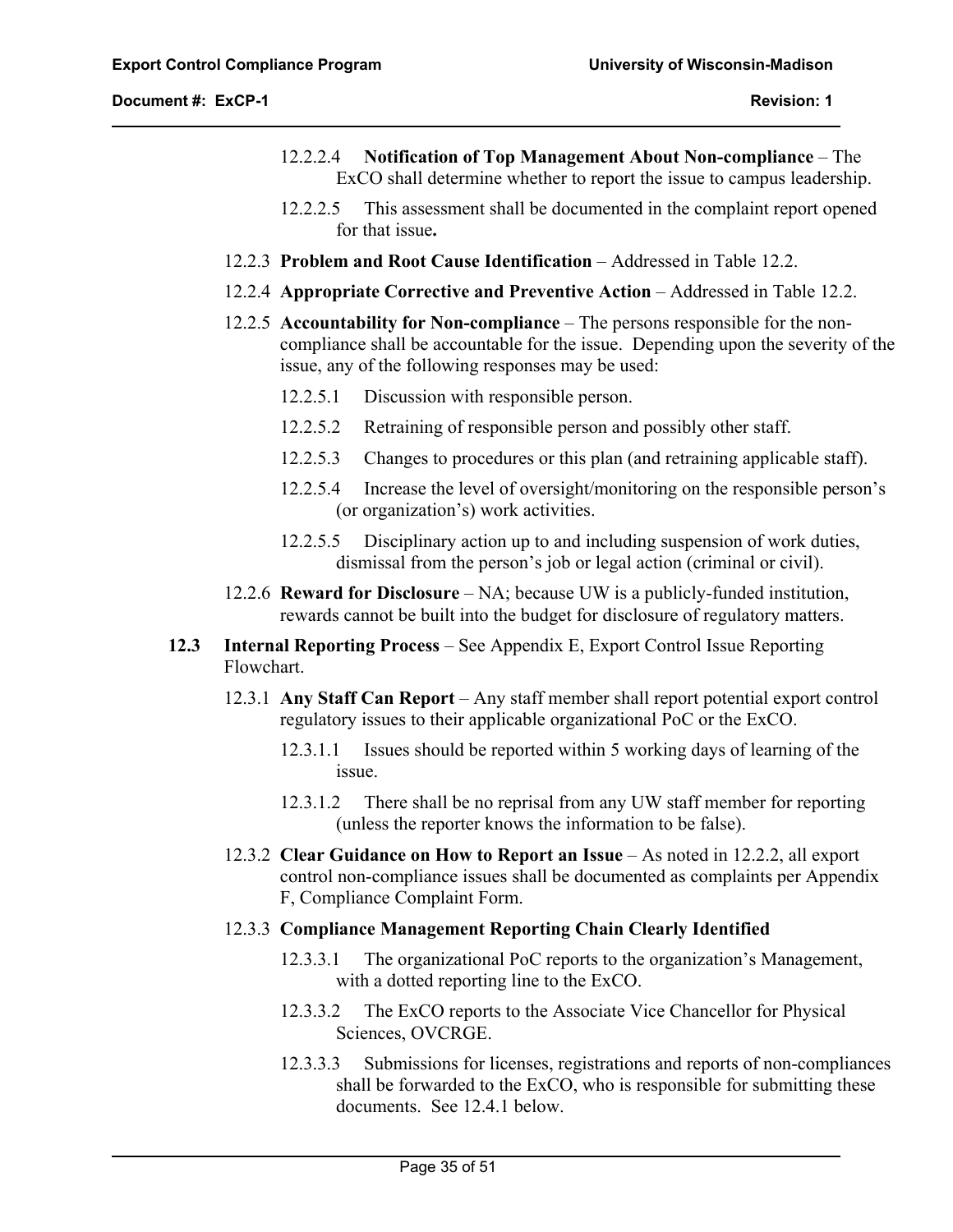12.2.2.4 **Notification of Top Management About Non-compliance** – The ExCO shall determine whether to report the issue to campus leadership.

12.2.2.5 This assessment shall be documented in the complaint report opened for that issue**.**

12.2.3 **Problem and Root Cause Identification** – Addressed in Table 12.2.

12.2.4 **Appropriate Corrective and Preventive Action** – Addressed in Table 12.2.

12.2.5 **Accountability for Non-compliance** – The persons responsible for the non-compliance shall be accountable for the issue. Depending upon the severity of the issue, any of the following responses may be used:

12.2.5.1 Discussion with responsible person.

12.2.5.2 Retraining of responsible person and possibly other staff.

12.2.5.3 Changes to procedures or this plan (and retraining applicable staff).

12.2.5.4 Increase the level of oversight/monitoring on the responsible person's (or organization's) work activities.

12.2.5.5 Disciplinary action up to and including suspension of work duties, dismissal from the person's job or legal action (criminal or civil).

12.2.6 **Reward for Disclosure** – NA; because UW is a publicly-funded institution, rewards cannot be built into the budget for disclosure of regulatory matters.

**12.3 Internal Reporting Process** – See Appendix E, Export Control Issue Reporting Flowchart.

12.3.1 **Any Staff Can Report** – Any staff member shall report potential export control regulatory issues to their applicable organizational PoC or the ExCO.

12.3.1.1 Issues should be reported within 5 working days of learning of the issue.

12.3.1.2 There shall be no reprisal from any UW staff member for reporting (unless the reporter knows the information to be false).

12.3.2 **Clear Guidance on How to Report an Issue** – As noted in 12.2.2, all export control non-compliance issues shall be documented as complaints per Appendix F, Compliance Complaint Form.

12.3.3 **Compliance Management Reporting Chain Clearly Identified**

12.3.3.1 The organizational PoC reports to the organization's Management, with a dotted reporting line to the ExCO.

12.3.3.2 The ExCO reports to the Associate Vice Chancellor for Physical Sciences, OVCRGE.

12.3.3.3 Submissions for licenses, registrations and reports of non-compliances shall be forwarded to the ExCO, who is responsible for submitting these documents. See 12.4.1 below.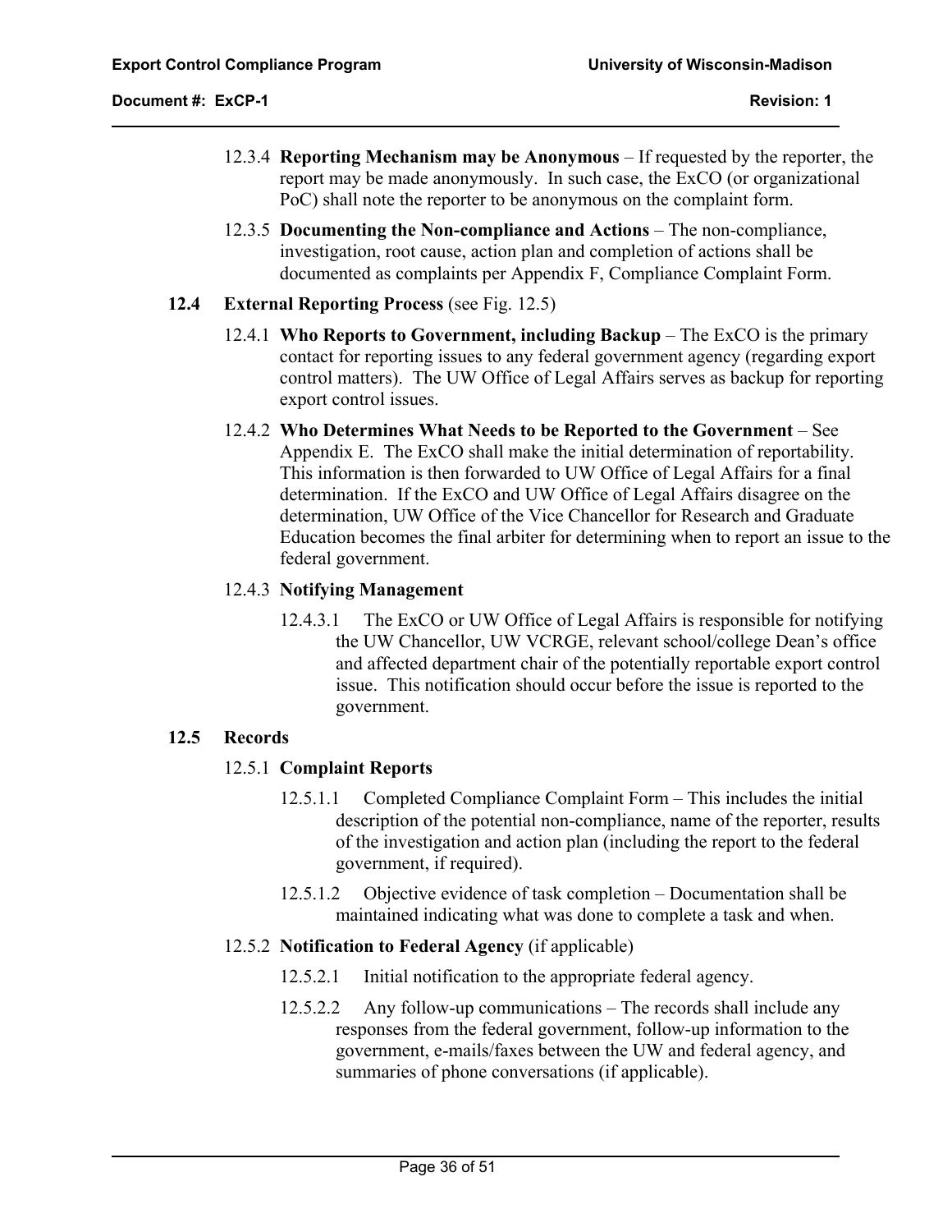12.3.4 **Reporting Mechanism may be Anonymous** – If requested by the reporter, the report may be made anonymously. In such case, the ExCO (or organizational PoC) shall note the reporter to be anonymous on the complaint form.

12.3.5 **Documenting the Non-compliance and Actions** – The non-compliance, investigation, root cause, action plan and completion of actions shall be documented as complaints per Appendix F, Compliance Complaint Form.

### 12.4 External Reporting Process (see Fig. 12.5)

12.4.1 **Who Reports to Government, including Backup** – The ExCO is the primary contact for reporting issues to any federal government agency (regarding export control matters). The UW Office of Legal Affairs serves as backup for reporting export control issues.

12.4.2 **Who Determines What Needs to be Reported to the Government** – See Appendix E. The ExCO shall make the initial determination of reportability. This information is then forwarded to UW Office of Legal Affairs for a final determination. If the ExCO and UW Office of Legal Affairs disagree on the determination, UW Office of the Vice Chancellor for Research and Graduate Education becomes the final arbiter for determining when to report an issue to the federal government.

12.4.3 **Notifying Management**

12.4.3.1 The ExCO or UW Office of Legal Affairs is responsible for notifying the UW Chancellor, UW VCRGE, relevant school/college Dean's office and affected department chair of the potentially reportable export control issue. This notification should occur before the issue is reported to the government.

### 12.5 Records

12.5.1 **Complaint Reports**

12.5.1.1 Completed Compliance Complaint Form – This includes the initial description of the potential non-compliance, name of the reporter, results of the investigation and action plan (including the report to the federal government, if required).

12.5.1.2 Objective evidence of task completion – Documentation shall be maintained indicating what was done to complete a task and when.

12.5.2 **Notification to Federal Agency** (if applicable)

12.5.2.1 Initial notification to the appropriate federal agency.

12.5.2.2 Any follow-up communications – The records shall include any responses from the federal government, follow-up information to the government, e-mails/faxes between the UW and federal agency, and summaries of phone conversations (if applicable).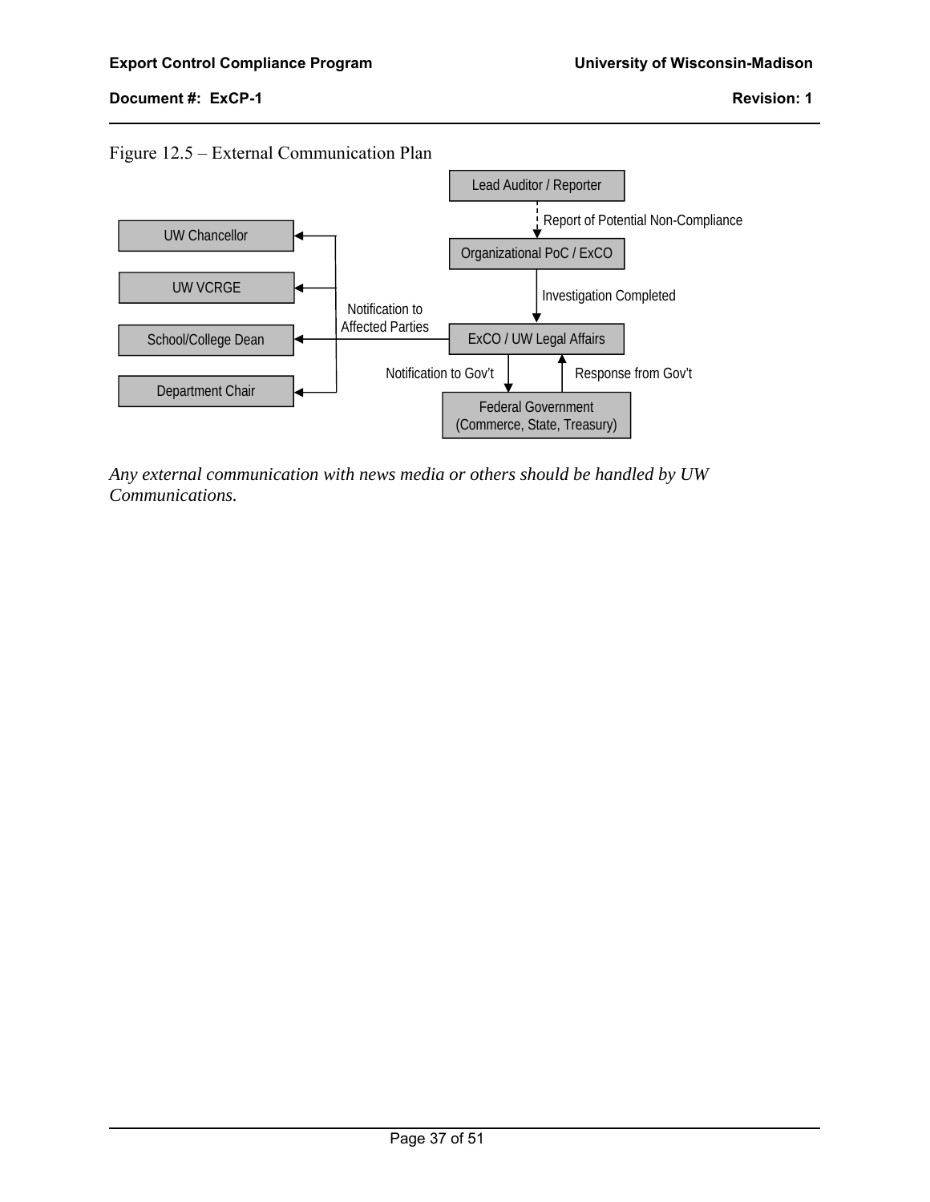Figure 12.5 – External Communication Plan

Lead Auditor / Reporter

Report of Potential Non-Compliance

Organizational PoC / ExCO

Investigation Completed

ExCO / UW Legal Affairs

Notification to Affected Parties

UW Chancellor

UW VCRGE

School/College Dean

Department Chair

Notification to Gov't

Response from Gov't

Federal Government (Commerce, State, Treasury)

*Any external communication with news media or others should be handled by UW Communications.*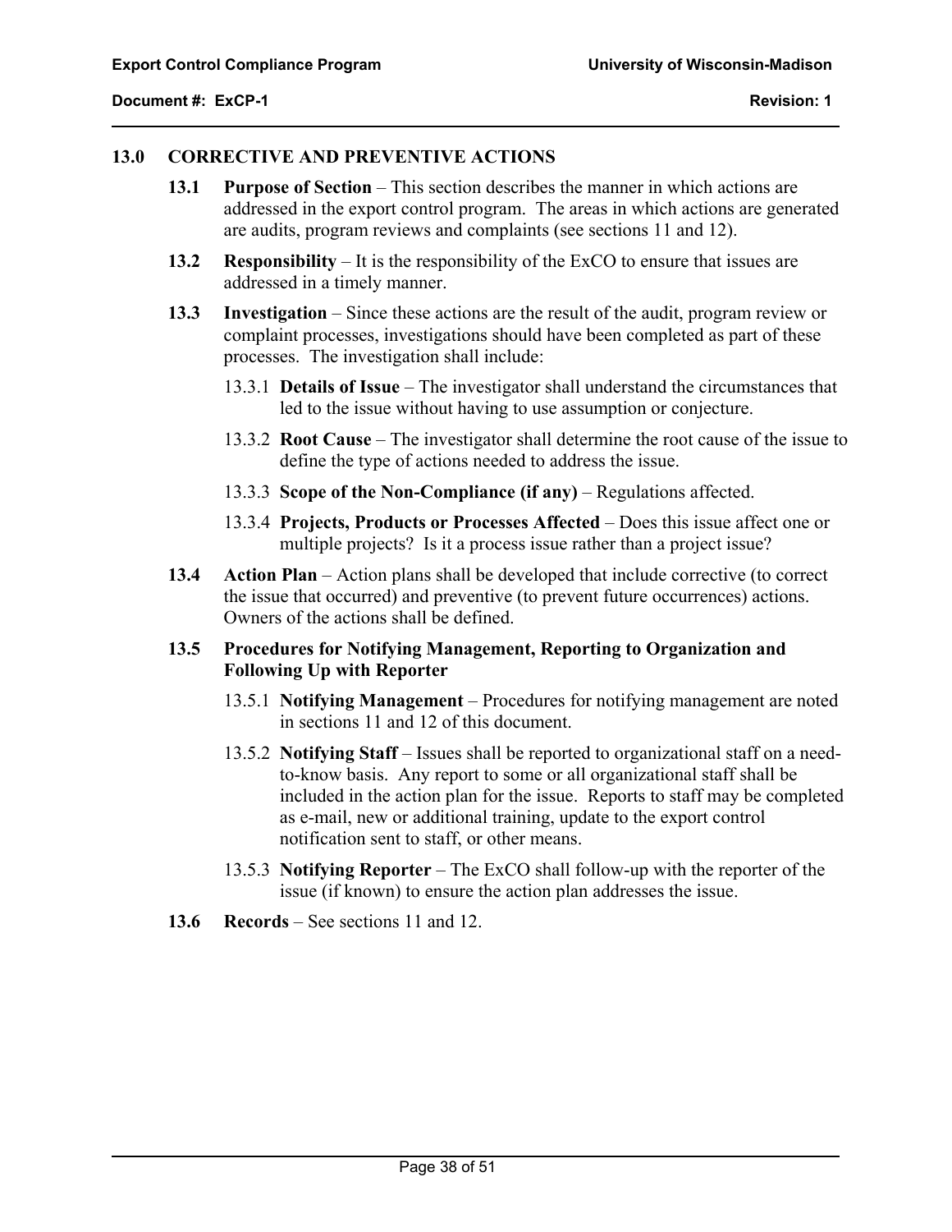## 13.0 CORRECTIVE AND PREVENTIVE ACTIONS

**13.1 Purpose of Section** – This section describes the manner in which actions are addressed in the export control program. The areas in which actions are generated are audits, program reviews and complaints (see sections 11 and 12).

**13.2 Responsibility** – It is the responsibility of the ExCO to ensure that issues are addressed in a timely manner.

**13.3 Investigation** – Since these actions are the result of the audit, program review or complaint processes, investigations should have been completed as part of these processes. The investigation shall include:

13.3.1 **Details of Issue** – The investigator shall understand the circumstances that led to the issue without having to use assumption or conjecture.

13.3.2 **Root Cause** – The investigator shall determine the root cause of the issue to define the type of actions needed to address the issue.

13.3.3 **Scope of the Non-Compliance (if any)** – Regulations affected.

13.3.4 **Projects, Products or Processes Affected** – Does this issue affect one or multiple projects? Is it a process issue rather than a project issue?

**13.4 Action Plan** – Action plans shall be developed that include corrective (to correct the issue that occurred) and preventive (to prevent future occurrences) actions. Owners of the actions shall be defined.

**13.5 Procedures for Notifying Management, Reporting to Organization and Following Up with Reporter**

13.5.1 **Notifying Management** – Procedures for notifying management are noted in sections 11 and 12 of this document.

13.5.2 **Notifying Staff** – Issues shall be reported to organizational staff on a need-to-know basis. Any report to some or all organizational staff shall be included in the action plan for the issue. Reports to staff may be completed as e-mail, new or additional training, update to the export control notification sent to staff, or other means.

13.5.3 **Notifying Reporter** – The ExCO shall follow-up with the reporter of the issue (if known) to ensure the action plan addresses the issue.

**13.6 Records** – See sections 11 and 12.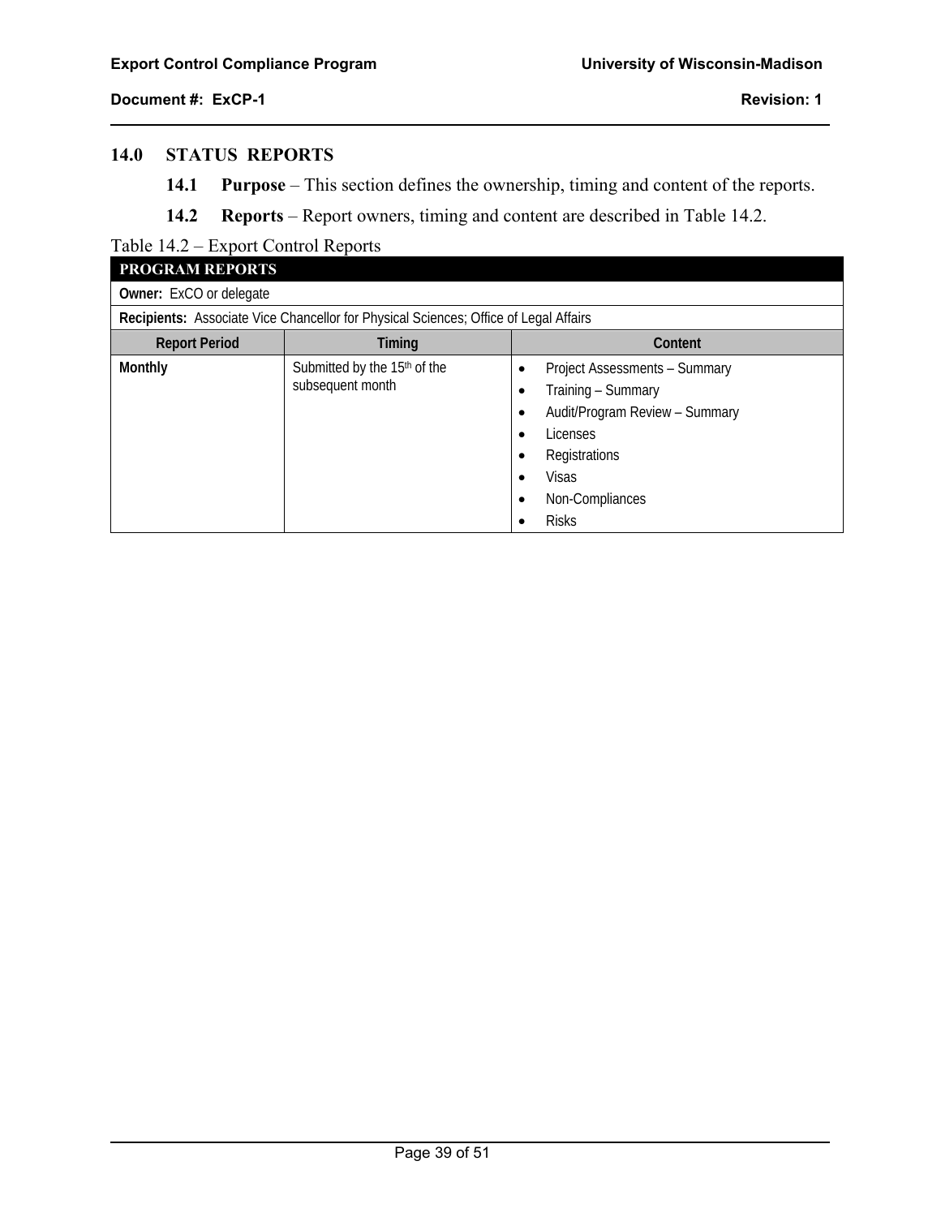## 14.0 STATUS REPORTS

**14.1 Purpose** – This section defines the ownership, timing and content of the reports.

**14.2 Reports** – Report owners, timing and content are described in Table 14.2.

Table 14.2 – Export Control Reports

| **PROGRAM REPORTS** | | |
|---|---|---|
| **Owner:** ExCO or delegate | | |
| **Recipients:** Associate Vice Chancellor for Physical Sciences; Office of Legal Affairs | | |
| **Report Period** | **Timing** | **Content** |
| **Monthly** | Submitted by the 15th of the subsequent month | • Project Assessments – Summary<br>• Training – Summary<br>• Audit/Program Review – Summary<br>• Licenses<br>• Registrations<br>• Visas<br>• Non-Compliances<br>• Risks |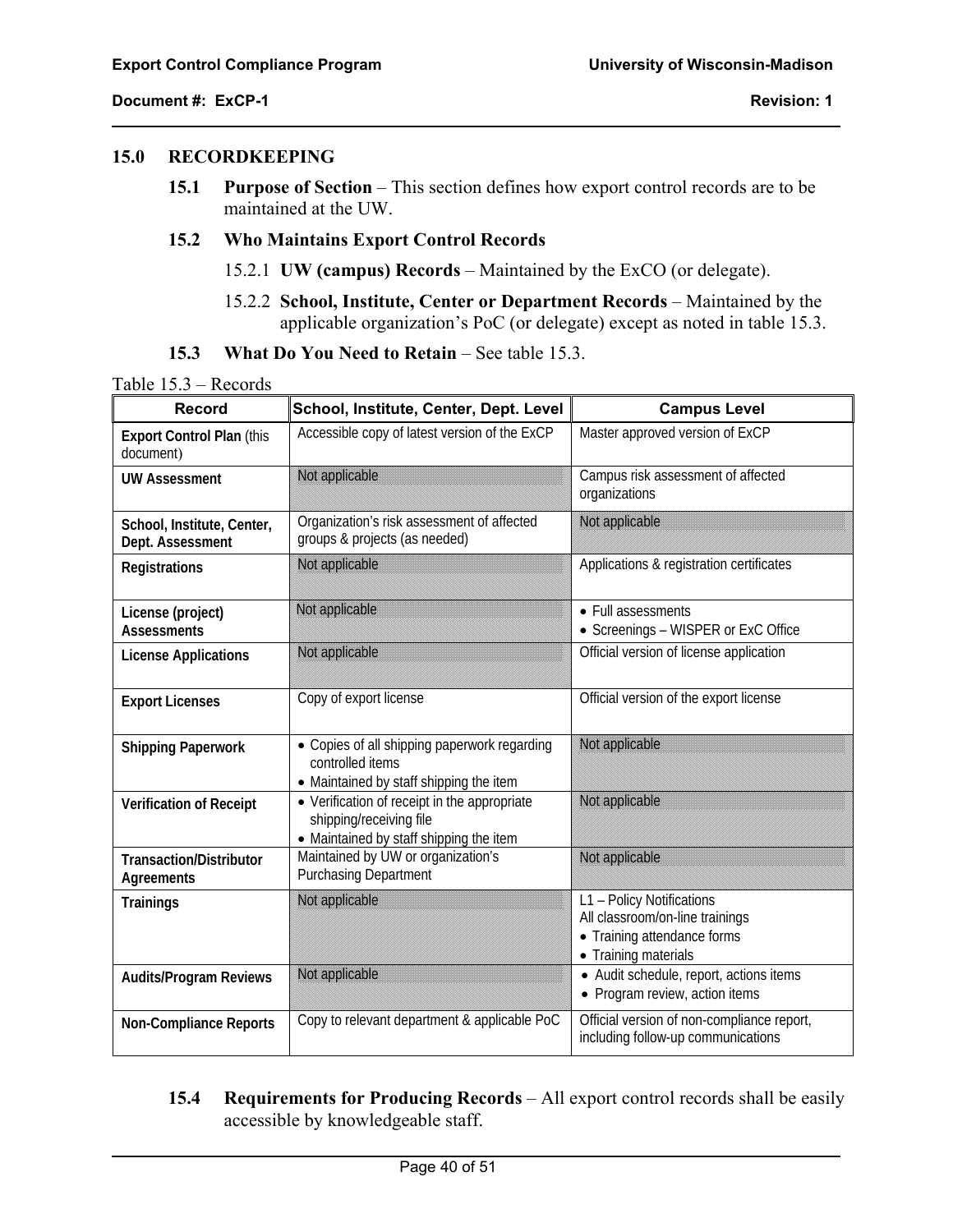## 15.0 RECORDKEEPING

**15.1 Purpose of Section** – This section defines how export control records are to be maintained at the UW.

**15.2 Who Maintains Export Control Records**

15.2.1 **UW (campus) Records** – Maintained by the ExCO (or delegate).

15.2.2 **School, Institute, Center or Department Records** – Maintained by the applicable organization's PoC (or delegate) except as noted in table 15.3.

**15.3 What Do You Need to Retain** – See table 15.3.

Table 15.3 – Records

| Record | School, Institute, Center, Dept. Level | Campus Level |
|---|---|---|
| **Export Control Plan** (this document) | Accessible copy of latest version of the ExCP | Master approved version of ExCP |
| **UW Assessment** | Not applicable | Campus risk assessment of affected organizations |
| **School, Institute, Center, Dept. Assessment** | Organization's risk assessment of affected groups & projects (as needed) | Not applicable |
| **Registrations** | Not applicable | Applications & registration certificates |
| **License (project) Assessments** | Not applicable | • Full assessments<br>• Screenings – WISPER or ExC Office |
| **License Applications** | Not applicable | Official version of license application |
| **Export Licenses** | Copy of export license | Official version of the export license |
| **Shipping Paperwork** | • Copies of all shipping paperwork regarding controlled items<br>• Maintained by staff shipping the item | Not applicable |
| **Verification of Receipt** | • Verification of receipt in the appropriate shipping/receiving file<br>• Maintained by staff shipping the item | Not applicable |
| **Transaction/Distributor Agreements** | Maintained by UW or organization's Purchasing Department | Not applicable |
| **Trainings** | Not applicable | L1 – Policy Notifications<br>All classroom/on-line trainings<br>• Training attendance forms<br>• Training materials |
| **Audits/Program Reviews** | Not applicable | • Audit schedule, report, actions items<br>• Program review, action items |
| **Non-Compliance Reports** | Copy to relevant department & applicable PoC | Official version of non-compliance report, including follow-up communications |

**15.4 Requirements for Producing Records** – All export control records shall be easily accessible by knowledgeable staff.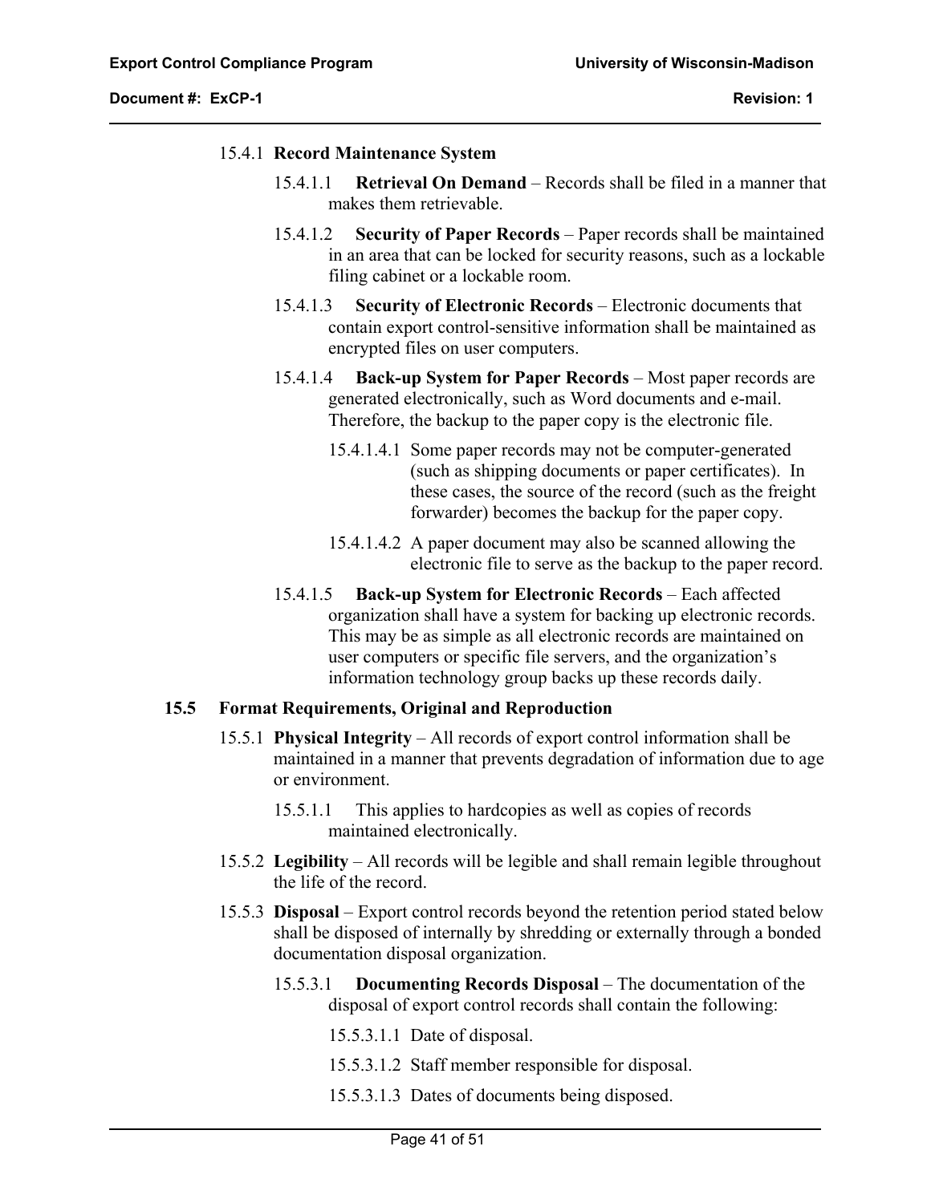15.4.1 **Record Maintenance System**

15.4.1.1 **Retrieval On Demand** – Records shall be filed in a manner that makes them retrievable.

15.4.1.2 **Security of Paper Records** – Paper records shall be maintained in an area that can be locked for security reasons, such as a lockable filing cabinet or a lockable room.

15.4.1.3 **Security of Electronic Records** – Electronic documents that contain export control-sensitive information shall be maintained as encrypted files on user computers.

15.4.1.4 **Back-up System for Paper Records** – Most paper records are generated electronically, such as Word documents and e-mail. Therefore, the backup to the paper copy is the electronic file.

15.4.1.4.1 Some paper records may not be computer-generated (such as shipping documents or paper certificates). In these cases, the source of the record (such as the freight forwarder) becomes the backup for the paper copy.

15.4.1.4.2 A paper document may also be scanned allowing the electronic file to serve as the backup to the paper record.

15.4.1.5 **Back-up System for Electronic Records** – Each affected organization shall have a system for backing up electronic records. This may be as simple as all electronic records are maintained on user computers or specific file servers, and the organization's information technology group backs up these records daily.

## 15.5 Format Requirements, Original and Reproduction

15.5.1 **Physical Integrity** – All records of export control information shall be maintained in a manner that prevents degradation of information due to age or environment.

15.5.1.1 This applies to hardcopies as well as copies of records maintained electronically.

15.5.2 **Legibility** – All records will be legible and shall remain legible throughout the life of the record.

15.5.3 **Disposal** – Export control records beyond the retention period stated below shall be disposed of internally by shredding or externally through a bonded documentation disposal organization.

15.5.3.1 **Documenting Records Disposal** – The documentation of the disposal of export control records shall contain the following:

15.5.3.1.1 Date of disposal.

15.5.3.1.2 Staff member responsible for disposal.

15.5.3.1.3 Dates of documents being disposed.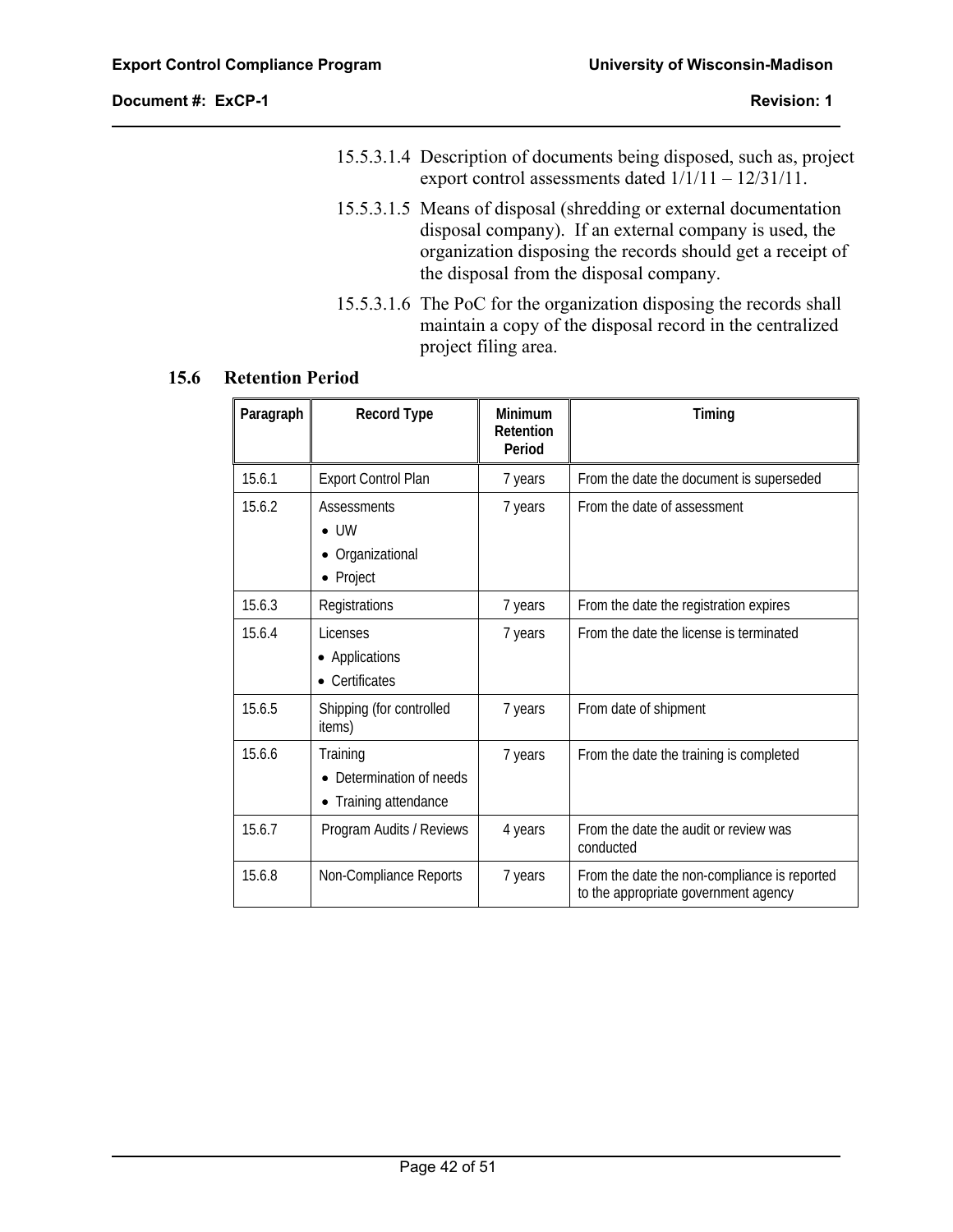15.5.3.1.4 Description of documents being disposed, such as, project export control assessments dated 1/1/11 – 12/31/11.

15.5.3.1.5 Means of disposal (shredding or external documentation disposal company). If an external company is used, the organization disposing the records should get a receipt of the disposal from the disposal company.

15.5.3.1.6 The PoC for the organization disposing the records shall maintain a copy of the disposal record in the centralized project filing area.

## 15.6 Retention Period

| Paragraph | Record Type | Minimum Retention Period | Timing |
|---|---|---|---|
| 15.6.1 | Export Control Plan | 7 years | From the date the document is superseded |
| 15.6.2 | Assessments<br>• UW<br>• Organizational<br>• Project | 7 years | From the date of assessment |
| 15.6.3 | Registrations | 7 years | From the date the registration expires |
| 15.6.4 | Licenses<br>• Applications<br>• Certificates | 7 years | From the date the license is terminated |
| 15.6.5 | Shipping (for controlled items) | 7 years | From date of shipment |
| 15.6.6 | Training<br>• Determination of needs<br>• Training attendance | 7 years | From the date the training is completed |
| 15.6.7 | Program Audits / Reviews | 4 years | From the date the audit or review was conducted |
| 15.6.8 | Non-Compliance Reports | 7 years | From the date the non-compliance is reported to the appropriate government agency |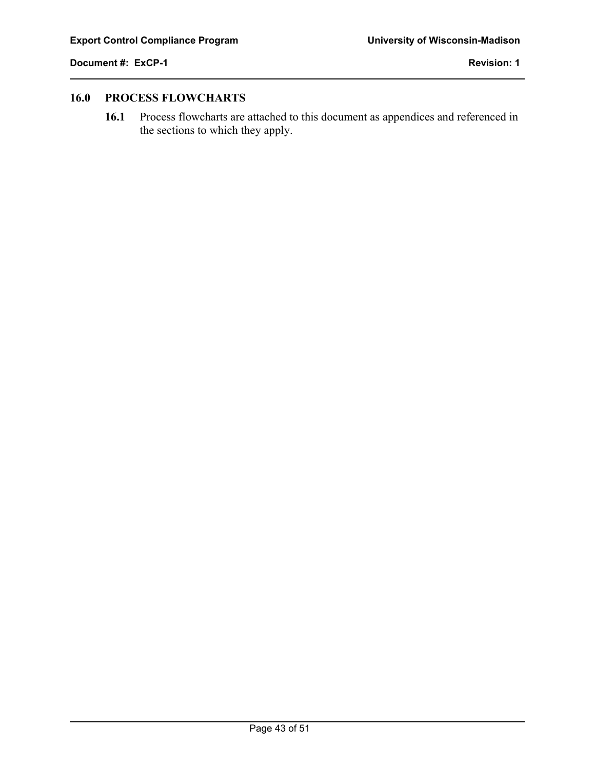## 16.0 PROCESS FLOWCHARTS

**16.1** Process flowcharts are attached to this document as appendices and referenced in the sections to which they apply.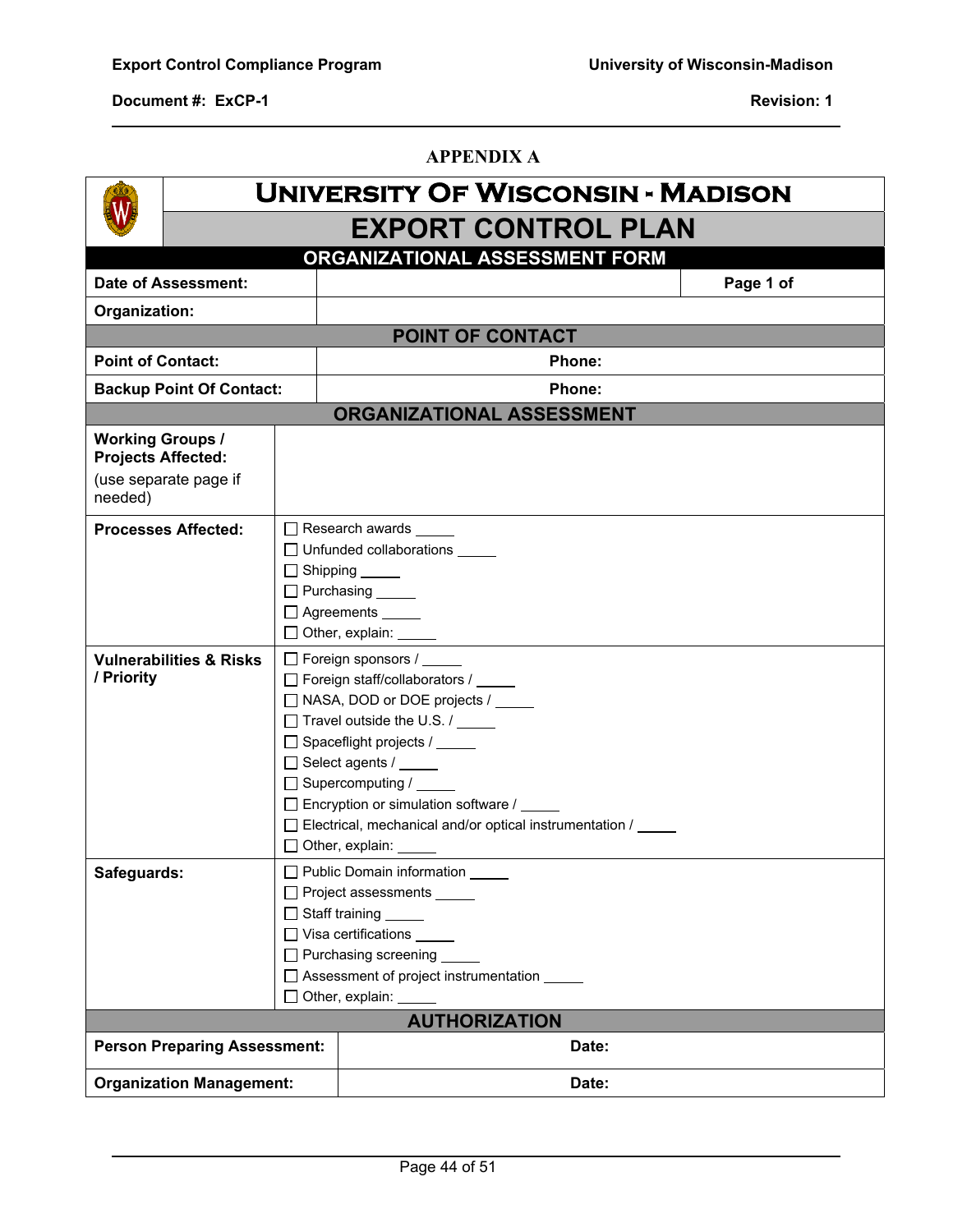## APPENDIX A

# University Of Wisconsin - Madison

## EXPORT CONTROL PLAN

### ORGANIZATIONAL ASSESSMENT FORM

| | | |
|---|---|---|
| **Date of Assessment:** | | **Page 1 of** |
| **Organization:** | | |

### POINT OF CONTACT

| | |
|---|---|
| **Point of Contact:** | **Phone:** |
| **Backup Point Of Contact:** | **Phone:** |

### ORGANIZATIONAL ASSESSMENT

| | |
|---|---|
| **Working Groups / Projects Affected:** (use separate page if needed) | |
| **Processes Affected:** | ☐ Research awards _____<br>☐ Unfunded collaborations _____<br>☐ Shipping _____<br>☐ Purchasing _____<br>☐ Agreements _____<br>☐ Other, explain: _____ |
| **Vulnerabilities & Risks / Priority** | ☐ Foreign sponsors / _____<br>☐ Foreign staff/collaborators / _____<br>☐ NASA, DOD or DOE projects / _____<br>☐ Travel outside the U.S. / _____<br>☐ Spaceflight projects / _____<br>☐ Select agents / _____<br>☐ Supercomputing / _____<br>☐ Encryption or simulation software / _____<br>☐ Electrical, mechanical and/or optical instrumentation / _____<br>☐ Other, explain: _____ |
| **Safeguards:** | ☐ Public Domain information _____<br>☐ Project assessments _____<br>☐ Staff training _____<br>☐ Visa certifications _____<br>☐ Purchasing screening _____<br>☐ Assessment of project instrumentation _____<br>☐ Other, explain: _____ |

### AUTHORIZATION

| | |
|---|---|
| **Person Preparing Assessment:** | **Date:** |
| **Organization Management:** | **Date:** |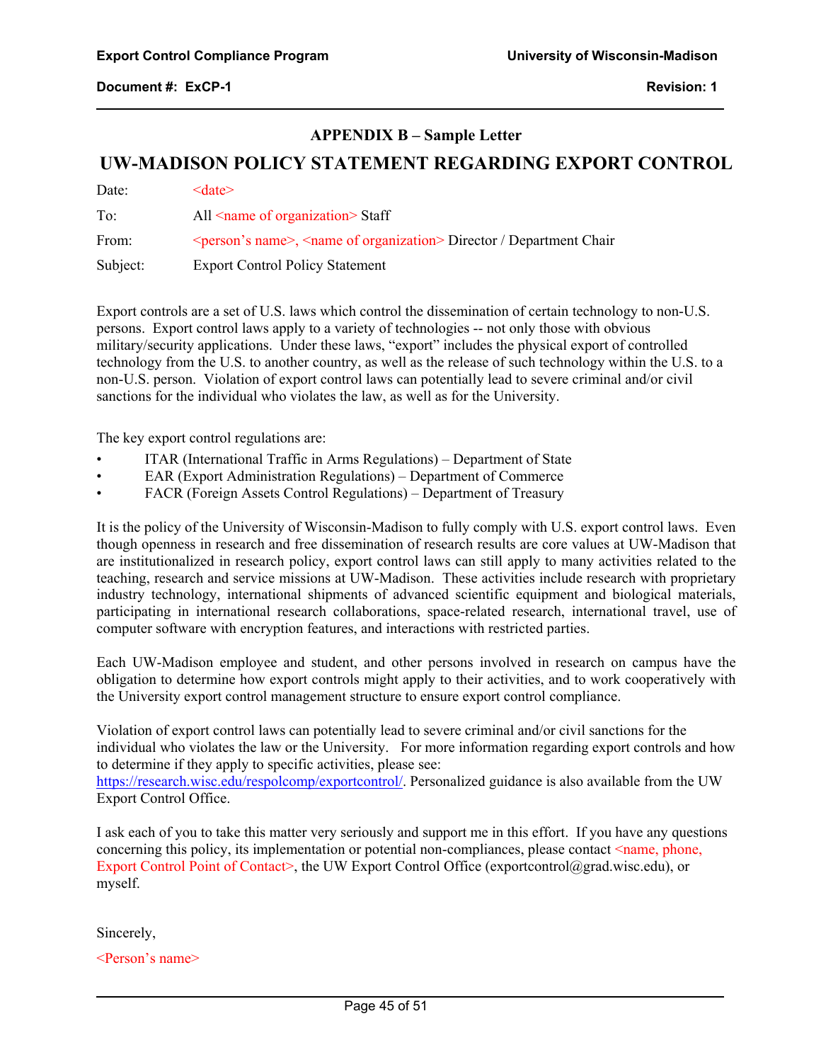## APPENDIX B – Sample Letter

# UW-MADISON POLICY STATEMENT REGARDING EXPORT CONTROL

| | |
|---|---|
| Date: | <date> |
| To: | All <name of organization> Staff |
| From: | <person's name>, <name of organization> Director / Department Chair |
| Subject: | Export Control Policy Statement |

Export controls are a set of U.S. laws which control the dissemination of certain technology to non-U.S. persons. Export control laws apply to a variety of technologies -- not only those with obvious military/security applications. Under these laws, "export" includes the physical export of controlled technology from the U.S. to another country, as well as the release of such technology within the U.S. to a non-U.S. person. Violation of export control laws can potentially lead to severe criminal and/or civil sanctions for the individual who violates the law, as well as for the University.

The key export control regulations are:

- ITAR (International Traffic in Arms Regulations) – Department of State
- EAR (Export Administration Regulations) – Department of Commerce
- FACR (Foreign Assets Control Regulations) – Department of Treasury

It is the policy of the University of Wisconsin-Madison to fully comply with U.S. export control laws. Even though openness in research and free dissemination of research results are core values at UW-Madison that are institutionalized in research policy, export control laws can still apply to many activities related to the teaching, research and service missions at UW-Madison. These activities include research with proprietary industry technology, international shipments of advanced scientific equipment and biological materials, participating in international research collaborations, space-related research, international travel, use of computer software with encryption features, and interactions with restricted parties.

Each UW-Madison employee and student, and other persons involved in research on campus have the obligation to determine how export controls might apply to their activities, and to work cooperatively with the University export control management structure to ensure export control compliance.

Violation of export control laws can potentially lead to severe criminal and/or civil sanctions for the individual who violates the law or the University. For more information regarding export controls and how to determine if they apply to specific activities, please see: https://research.wisc.edu/respolcomp/exportcontrol/. Personalized guidance is also available from the UW Export Control Office.

I ask each of you to take this matter very seriously and support me in this effort. If you have any questions concerning this policy, its implementation or potential non-compliances, please contact <name, phone, Export Control Point of Contact>, the UW Export Control Office (exportcontrol@grad.wisc.edu), or myself.

Sincerely,

<Person's name>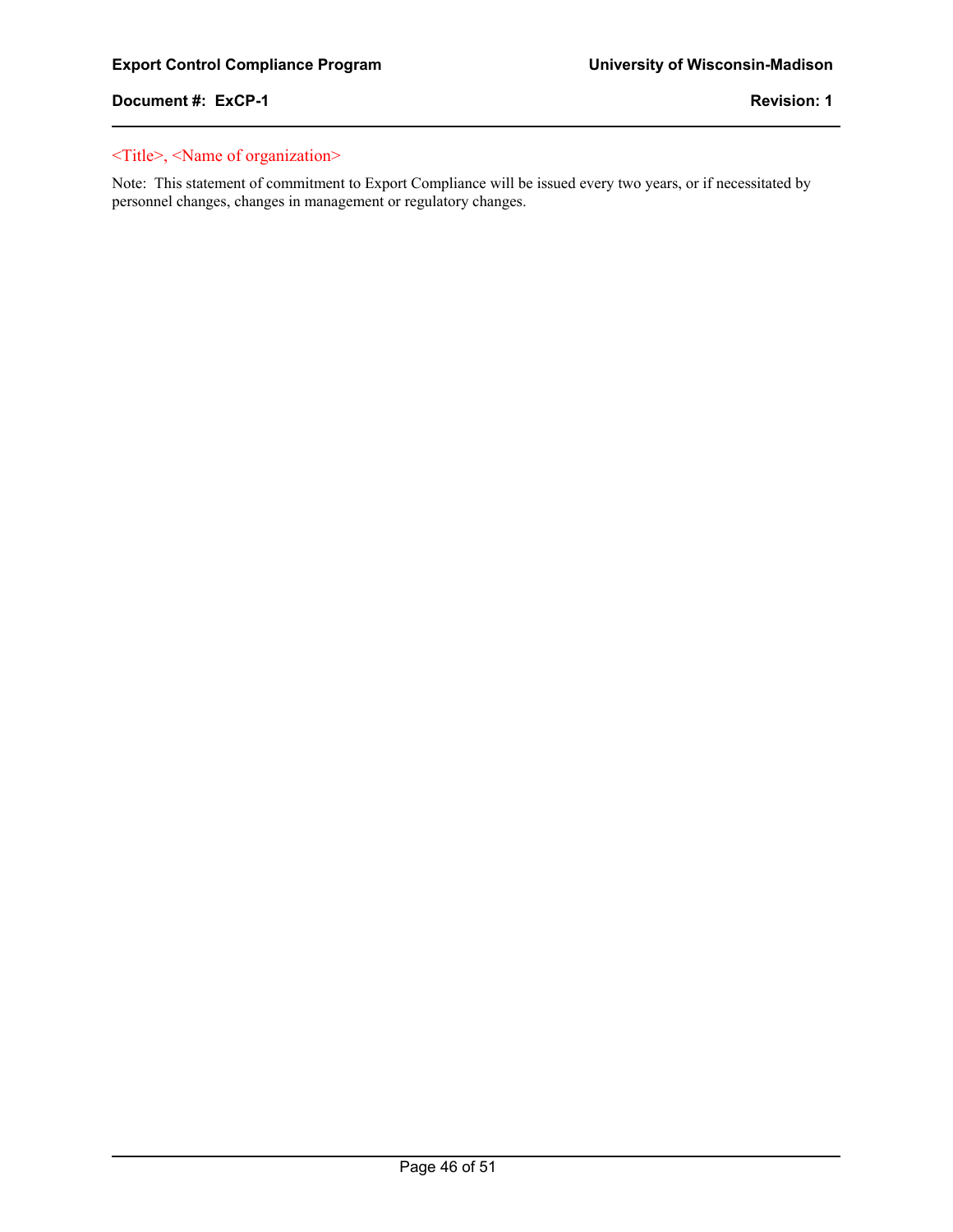<Title>, <Name of organization>

Note: This statement of commitment to Export Compliance will be issued every two years, or if necessitated by personnel changes, changes in management or regulatory changes.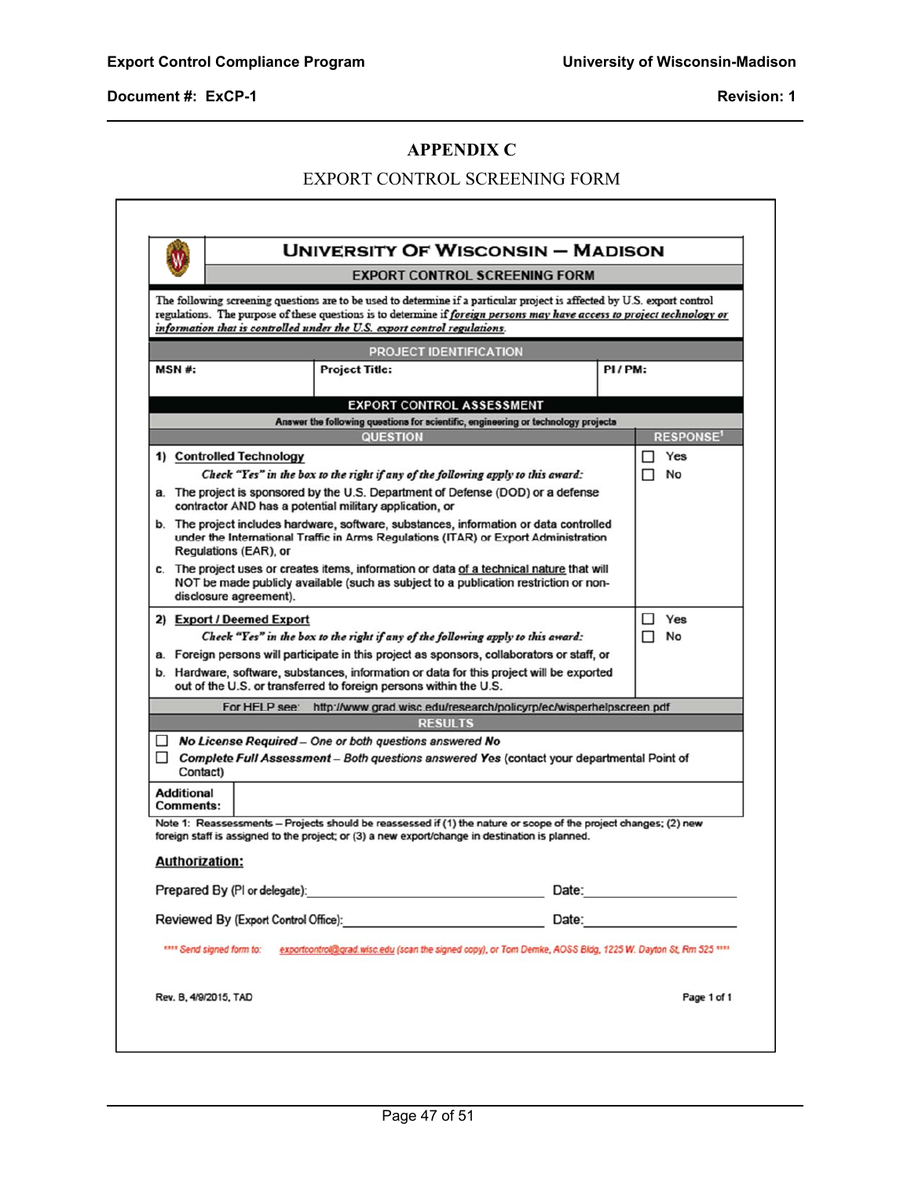## APPENDIX C

EXPORT CONTROL SCREENING FORM

### UNIVERSITY OF WISCONSIN – MADISON

**EXPORT CONTROL SCREENING FORM**

The following screening questions are to be used to determine if a particular project is affected by U.S. export control regulations. The purpose of these questions is to determine if *foreign persons may have access to project technology or information that is controlled under the U.S. export control regulations.*

**PROJECT IDENTIFICATION**

| MSN #: | Project Title: | PI / PM: |
|---|---|---|
| | | |

**EXPORT CONTROL ASSESSMENT**

Answer the following questions for scientific, engineering or technology projects

| QUESTION | RESPONSE[1] |
|---|---|
| **1) Controlled Technology**<br>*Check "Yes" in the box to the right if any of the following apply to this award:*<br>a. The project is sponsored by the U.S. Department of Defense (DOD) or a defense contractor AND has a potential military application, or<br>b. The project includes hardware, software, substances, information or data controlled under the International Traffic in Arms Regulations (ITAR) or Export Administration Regulations (EAR), or<br>c. The project uses or creates items, information or data of a technical nature that will NOT be made publicly available (such as subject to a publication restriction or non-disclosure agreement). | ☐ Yes<br>☐ No |
| **2) Export / Deemed Export**<br>*Check "Yes" in the box to the right if any of the following apply to this award:*<br>a. Foreign persons will participate in this project as sponsors, collaborators or staff, or<br>b. Hardware, software, substances, information or data for this project will be exported out of the U.S. or transferred to foreign persons within the U.S. | ☐ Yes<br>☐ No |

For HELP see: http://www.grad.wisc.edu/research/policyrp/ec/wisperhelpscreen.pdf

**RESULTS**

☐ ***No License Required** – One or both questions answered **No***

☐ ***Complete Full Assessment** – Both questions answered **Yes*** (contact your departmental Point of Contact)

| Additional Comments: | |
|---|---|

Note 1: Reassessments – Projects should be reassessed if (1) the nature or scope of the project changes; (2) new foreign staff is assigned to the project; or (3) a new export/change in destination is planned.

**Authorization:**

Prepared By (PI or delegate):______________________________ Date:____________________

Reviewed By (Export Control Office):______________________________ Date:____________________

**** Send signed form to: exportcontrol@grad.wisc.edu (scan the signed copy), or Tom Demke, AOSS Bldg, 1225 W. Dayton St, Rm 525 ****

Rev. B, 4/9/2015, TAD

Page 1 of 1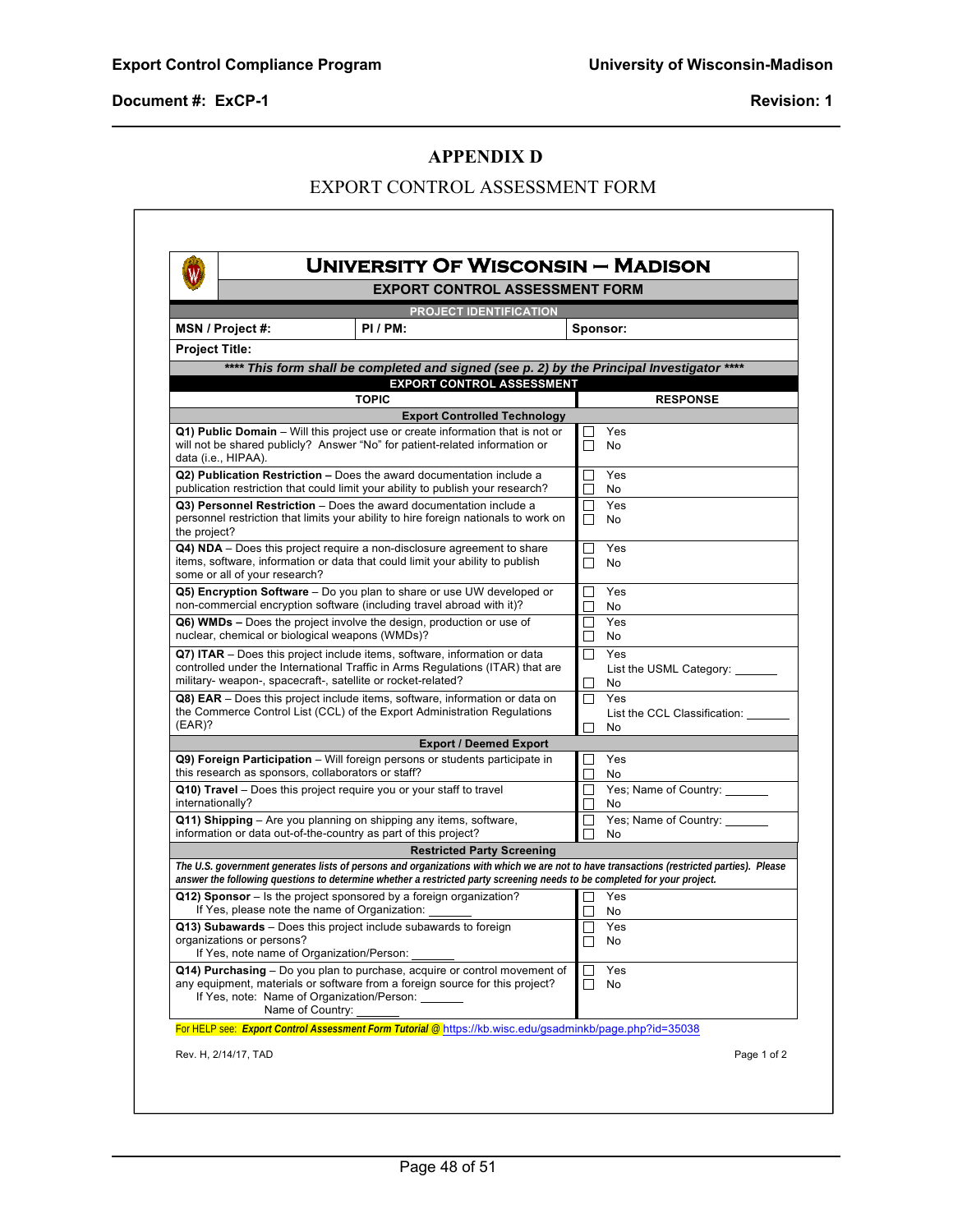# APPENDIX D

## EXPORT CONTROL ASSESSMENT FORM

### UNIVERSITY OF WISCONSIN – MADISON

**EXPORT CONTROL ASSESSMENT FORM**

**PROJECT IDENTIFICATION**

| **MSN / Project #:** | **PI / PM:** | **Sponsor:** |
|---|---|---|
| **Project Title:** | | |

***\*\*\*\* This form shall be completed and signed (see p. 2) by the Principal Investigator \*\*\*\****

**EXPORT CONTROL ASSESSMENT**

| TOPIC | RESPONSE |
|---|---|
| **Export Controlled Technology** | |
| **Q1) Public Domain** – Will this project use or create information that is not or will not be shared publicly? Answer "No" for patient-related information or data (i.e., HIPAA). | ☐ Yes<br>☐ No |
| **Q2) Publication Restriction –** Does the award documentation include a publication restriction that could limit your ability to publish your research? | ☐ Yes<br>☐ No |
| **Q3) Personnel Restriction** – Does the award documentation include a personnel restriction that limits your ability to hire foreign nationals to work on the project? | ☐ Yes<br>☐ No |
| **Q4) NDA** – Does this project require a non-disclosure agreement to share items, software, information or data that could limit your ability to publish some or all of your research? | ☐ Yes<br>☐ No |
| **Q5) Encryption Software** – Do you plan to share or use UW developed or non-commercial encryption software (including travel abroad with it)? | ☐ Yes<br>☐ No |
| **Q6) WMDs –** Does the project involve the design, production or use of nuclear, chemical or biological weapons (WMDs)? | ☐ Yes<br>☐ No |
| **Q7) ITAR** – Does this project include items, software, information or data controlled under the International Traffic in Arms Regulations (ITAR) that are military- weapon-, spacecraft-, satellite or rocket-related? | ☐ Yes<br>List the USML Category: ______<br>☐ No |
| **Q8) EAR** – Does this project include items, software, information or data on the Commerce Control List (CCL) of the Export Administration Regulations (EAR)? | ☐ Yes<br>List the CCL Classification: ______<br>☐ No |
| **Export / Deemed Export** | |
| **Q9) Foreign Participation** – Will foreign persons or students participate in this research as sponsors, collaborators or staff? | ☐ Yes<br>☐ No |
| **Q10) Travel** – Does this project require you or your staff to travel internationally? | ☐ Yes; Name of Country: ______<br>☐ No |
| **Q11) Shipping** – Are you planning on shipping any items, software, information or data out-of-the-country as part of this project? | ☐ Yes; Name of Country: ______<br>☐ No |
| **Restricted Party Screening** | |
| ***The U.S. government generates lists of persons and organizations with which we are not to have transactions (restricted parties). Please answer the following questions to determine whether a restricted party screening needs to be completed for your project.*** | |
| **Q12) Sponsor** – Is the project sponsored by a foreign organization?<br>If Yes, please note the name of Organization: ______ | ☐ Yes<br>☐ No |
| **Q13) Subawards** – Does this project include subawards to foreign organizations or persons?<br>If Yes, note name of Organization/Person: ______ | ☐ Yes<br>☐ No |
| **Q14) Purchasing** – Do you plan to purchase, acquire or control movement of any equipment, materials or software from a foreign source for this project?<br>If Yes, note: Name of Organization/Person: ______<br>Name of Country: ______ | ☐ Yes<br>☐ No |

For HELP see: ***Export Control Assessment Form Tutorial*** @ https://kb.wisc.edu/gsadminkb/page.php?id=35038

Rev. H, 2/14/17, TAD

Page 1 of 2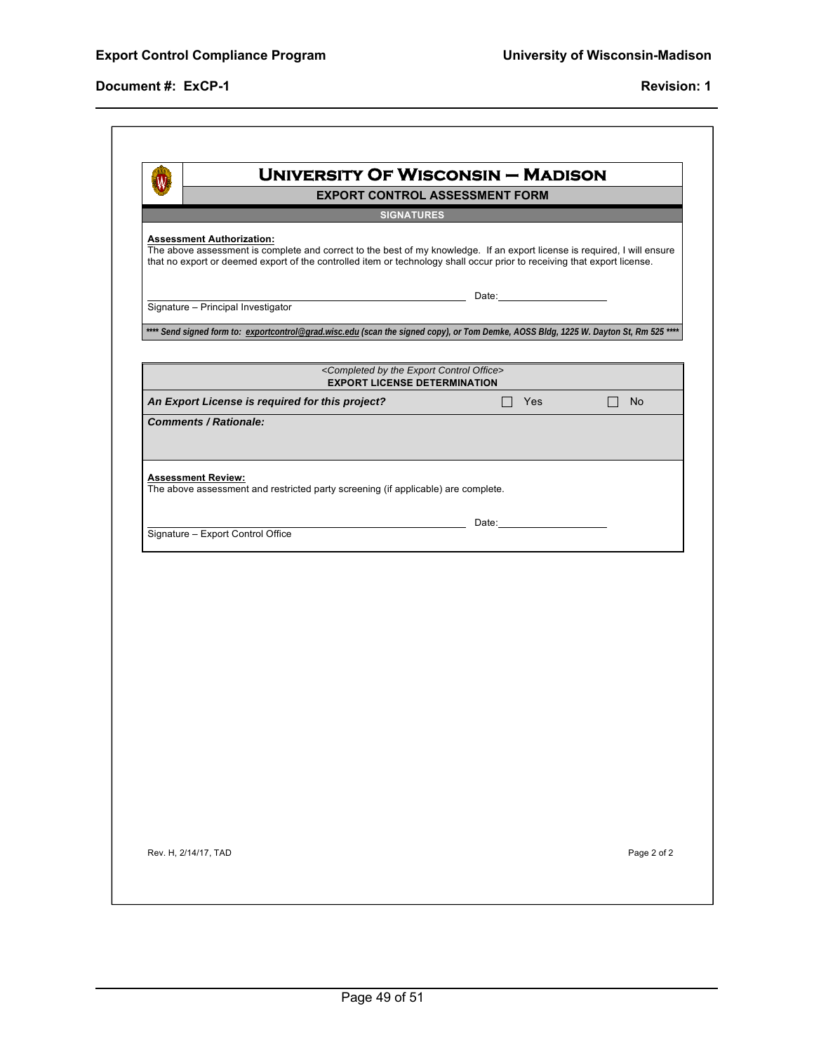# UNIVERSITY OF WISCONSIN – MADISON

## EXPORT CONTROL ASSESSMENT FORM

### SIGNATURES

**Assessment Authorization:**
The above assessment is complete and correct to the best of my knowledge. If an export license is required, I will ensure that no export or deemed export of the controlled item or technology shall occur prior to receiving that export license.

______________________________________________ Date: ____________________

Signature – Principal Investigator

***\*\*\*\* Send signed form to: exportcontrol@grad.wisc.edu (scan the signed copy), or Tom Demke, AOSS Bldg, 1225 W. Dayton St, Rm 525 \*\*\*\****

*<Completed by the Export Control Office>*

**EXPORT LICENSE DETERMINATION**

| ***An Export License is required for this project?*** | ☐ Yes | ☐ No |
|---|---|---|
| ***Comments / Rationale:*** | | |

**Assessment Review:**
The above assessment and restricted party screening (if applicable) are complete.

______________________________________________ Date: ____________________

Signature – Export Control Office

Rev. H, 2/14/17, TAD

Page 2 of 2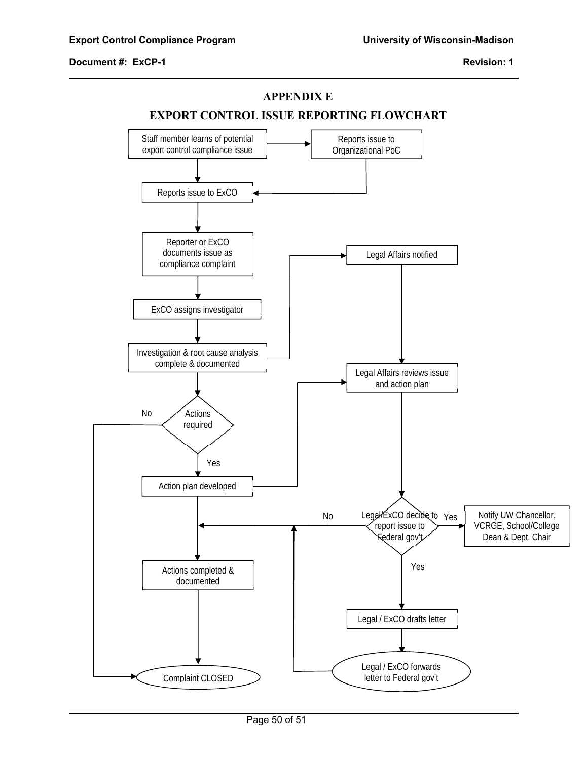# APPENDIX E

## EXPORT CONTROL ISSUE REPORTING FLOWCHART

Staff member learns of potential export control compliance issue

Reports issue to Organizational PoC

Reports issue to ExCO

Reporter or ExCO documents issue as compliance complaint

Legal Affairs notified

ExCO assigns investigator

Investigation & root cause analysis complete & documented

Legal Affairs reviews issue and action plan

No

Actions required

Yes

Action plan developed

No

Legal/ExCO decide to report issue to Federal gov't

Yes

Notify UW Chancellor, VCRGE, School/College Dean & Dept. Chair

Yes

Actions completed & documented

Legal / ExCO drafts letter

Legal / ExCO forwards letter to Federal gov't

Complaint CLOSED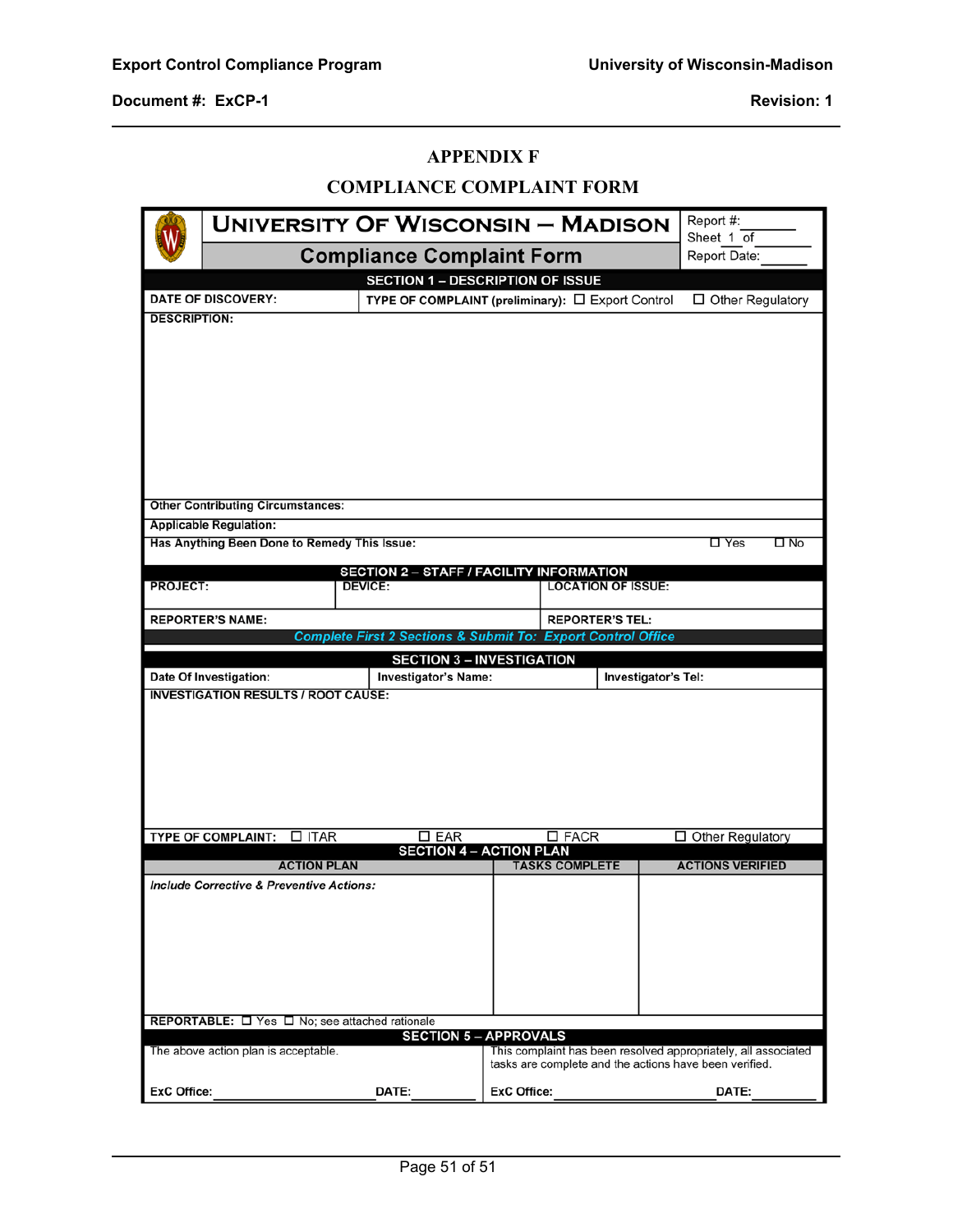# APPENDIX F

# COMPLIANCE COMPLAINT FORM

**UNIVERSITY OF WISCONSIN – MADISON**

**Compliance Complaint Form**

Report #:\_\_\_\_\_\_\_
Sheet 1 of \_\_\_\_\_\_\_
Report Date:\_\_\_\_\_\_

**SECTION 1 – DESCRIPTION OF ISSUE**

| | |
|---|---|
| **DATE OF DISCOVERY:** | **TYPE OF COMPLAINT (preliminary):** ☐ Export Control ☐ Other Regulatory |
| **DESCRIPTION:** | |
| **Other Contributing Circumstances:** | |
| **Applicable Regulation:** | |
| **Has Anything Been Done to Remedy This Issue:** | ☐ Yes ☐ No |

**SECTION 2 – STAFF / FACILITY INFORMATION**

| | | |
|---|---|---|
| **PROJECT:** | **DEVICE:** | **LOCATION OF ISSUE:** |
| **REPORTER'S NAME:** | | **REPORTER'S TEL:** |

***Complete First 2 Sections & Submit To: Export Control Office***

**SECTION 3 – INVESTIGATION**

| | | |
|---|---|---|
| Date Of Investigation: | Investigator's Name: | Investigator's Tel: |
| **INVESTIGATION RESULTS / ROOT CAUSE:** | | |

**TYPE OF COMPLAINT:** ☐ ITAR ☐ EAR ☐ FACR ☐ Other Regulatory

**SECTION 4 – ACTION PLAN**

| ACTION PLAN | TASKS COMPLETE | ACTIONS VERIFIED |
|---|---|---|
| *Include Corrective & Preventive Actions:* | | |

**REPORTABLE:** ☐ Yes ☐ No; see attached rationale

**SECTION 5 – APPROVALS**

| | |
|---|---|
| The above action plan is acceptable. | This complaint has been resolved appropriately, all associated tasks are complete and the actions have been verified. |
| **ExC Office:**\_\_\_\_\_\_\_\_\_\_\_\_\_\_\_\_\_\_\_\_ **DATE:**\_\_\_\_\_\_\_\_\_ | **ExC Office:**\_\_\_\_\_\_\_\_\_\_\_\_\_\_\_\_\_\_\_\_ **DATE:**\_\_\_\_\_\_\_\_\_ |